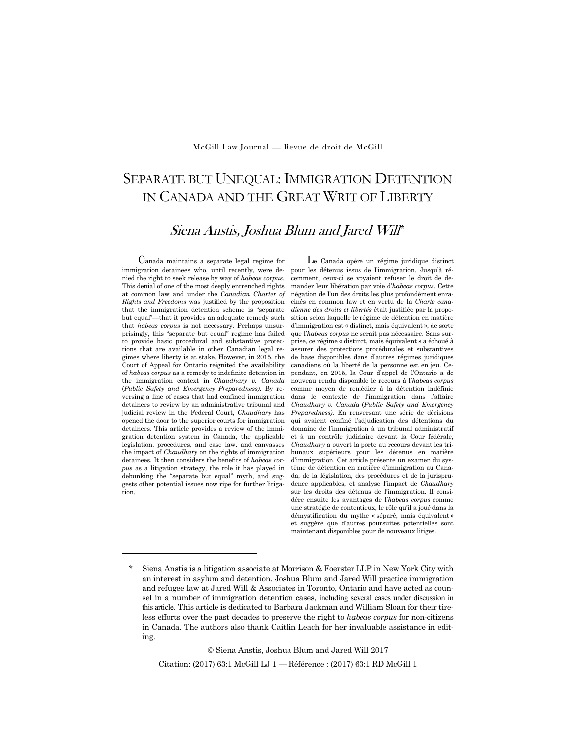McGill Law Journal — Revue de droit de McGill

# SEPARATE BUT UNEQUAL: IMMIGRATION DETENTION IN CANADA AND THE GREAT WRIT OF LIBERTY

## *Siena Anstis, Joshua Blum and Jared Will*\*

Canada maintains a separate legal regime for immigration detainees who, until recently, were denied the right to seek release by way of *habeas corpus*. This denial of one of the most deeply entrenched rights at common law and under the *Canadian Charter of Rights and Freedoms* was justified by the proposition that the immigration detention scheme is "separate but equal"—that it provides an adequate remedy such that *habeas corpus* is not necessary. Perhaps unsurprisingly, this "separate but equal" regime has failed to provide basic procedural and substantive protections that are available in other Canadian legal regimes where liberty is at stake. However, in 2015, the Court of Appeal for Ontario reignited the availability of *habeas corpus* as a remedy to indefinite detention in the immigration context in *Chaudhary v. Canada (Public Safety and Emergency Preparedness)*. By reversing a line of cases that had confined immigration detainees to review by an administrative tribunal and judicial review in the Federal Court, *Chaudhary* has opened the door to the superior courts for immigration detainees. This article provides a review of the immigration detention system in Canada, the applicable legislation, procedures, and case law, and canvasses the impact of *Chaudhary* on the rights of immigration detainees. It then considers the benefits of *habeas corpus* as a litigation strategy, the role it has played in debunking the "separate but equal" myth, and suggests other potential issues now ripe for further litigation.

Le Canada opère un régime juridique distinct pour les détenus issus de l'immigration. Jusqu'à récemment, ceux-ci se voyaient refuser le droit de demander leur libération par voie d'*habeas corpus*. Cette négation de l'un des droits les plus profondément enracinés en common law et en vertu de la *Charte canadienne des droits et libertés* était justifiée par la proposition selon laquelle le régime de détention en matière d'immigration est « distinct, mais équivalent », de sorte que l'*habeas corpus* ne serait pas nécessaire. Sans surprise, ce régime « distinct, mais équivalent » a échoué à assurer des protections procédurales et substantives de base disponibles dans d'autres régimes juridiques canadiens où la liberté de la personne est en jeu. Cependant, en 2015, la Cour d'appel de l'Ontario a de nouveau rendu disponible le recours à l'*habeas corpus* comme moyen de remédier à la détention indéfinie dans le contexte de l'immigration dans l'affaire *Chaudhary v. Canada (Public Safety and Emergency Preparedness)*. En renversant une série de décisions qui avaient confiné l'adjudication des détentions du domaine de l'immigration à un tribunal administratif et à un contrôle judiciaire devant la Cour fédérale, *Chaudhary* a ouvert la porte au recours devant les tribunaux supérieurs pour les détenus en matière d'immigration. Cet article présente un examen du système de détention en matière d'immigration au Canada, de la législation, des procédures et de la jurisprudence applicables, et analyse l'impact de *Chaudhary* sur les droits des détenus de l'immigration. Il considère ensuite les avantages de l'*habeas corpus* comme une stratégie de contentieux, le rôle qu'il a joué dans la démystification du mythe « séparé, mais équivalent » et suggère que d'autres poursuites potentielles sont maintenant disponibles pour de nouveaux litiges.

---

\* Siena Anstis is a litigation associate at Morrison & Foerster LLP in New York City with an interest in asylum and detention. Joshua Blum and Jared Will practice immigration and refugee law at Jared Will & Associates in Toronto, Ontario and have acted as counsel in a number of immigration detention cases, including several cases under discussion in this article. This article is dedicated to Barbara Jackman and William Sloan for their tireless efforts over the past decades to preserve the right to *habeas corpus* for non-citizens in Canada. The authors also thank Caitlin Leach for her invaluable assistance in editing.

© Siena Anstis, Joshua Blum and Jared Will 2017

Citation: (2017) 63:1 McGill LJ 1 — Référence : (2017) 63:1 RD McGill 1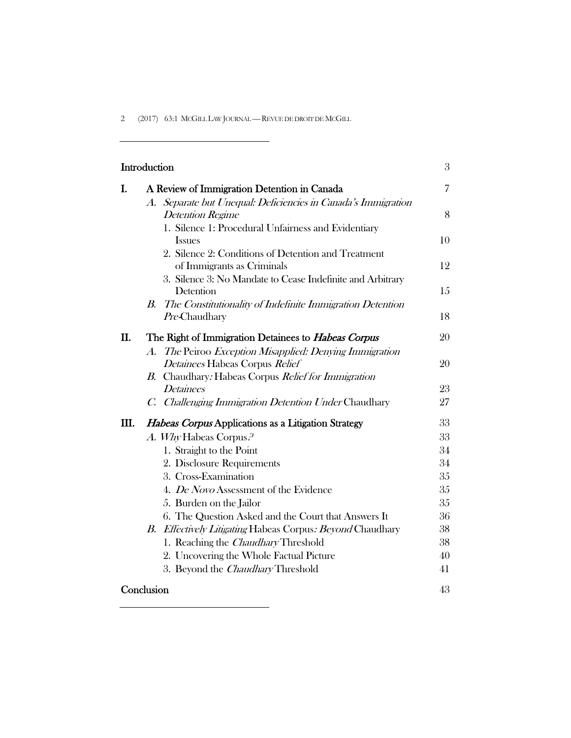| | | |
|---|---|---|
| **Introduction** | | 3 |
| **I.** | **A Review of Immigration Detention in Canada** | 7 |
| | *A. Separate but Unequal: Deficiencies in Canada's Immigration Detention Regime* | 8 |
| | 1. Silence 1: Procedural Unfairness and Evidentiary Issues | 10 |
| | 2. Silence 2: Conditions of Detention and Treatment of Immigrants as Criminals | 12 |
| | 3. Silence 3: No Mandate to Cease Indefinite and Arbitrary Detention | 15 |
| | *B. The Constitutionality of Indefinite Immigration Detention Pre-*Chaudhary | 18 |
| **II.** | **The Right of Immigration Detainees to *Habeas Corpus*** | 20 |
| | *A. The* Peiroo *Exception Misapplied: Denying Immigration Detainees* Habeas Corpus *Relief* | 20 |
| | *B.* Chaudhary*: Habeas Corpus Relief for Immigration Detainees* | 23 |
| | *C. Challenging Immigration Detention Under* Chaudhary | 27 |
| **III.** | ***Habeas Corpus* Applications as a Litigation Strategy** | 33 |
| | *A. Why* Habeas Corpus*?* | 33 |
| | 1. Straight to the Point | 34 |
| | 2. Disclosure Requirements | 34 |
| | 3. Cross-Examination | 35 |
| | 4. *De Novo* Assessment of the Evidence | 35 |
| | 5. Burden on the Jailor | 35 |
| | 6. The Question Asked and the Court that Answers It | 36 |
| | *B. Effectively Litigating* Habeas Corpus*: Beyond* Chaudhary | 38 |
| | 1. Reaching the *Chaudhary* Threshold | 38 |
| | 2. Uncovering the Whole Factual Picture | 40 |
| | 3. Beyond the *Chaudhary* Threshold | 41 |
| **Conclusion** | | 43 |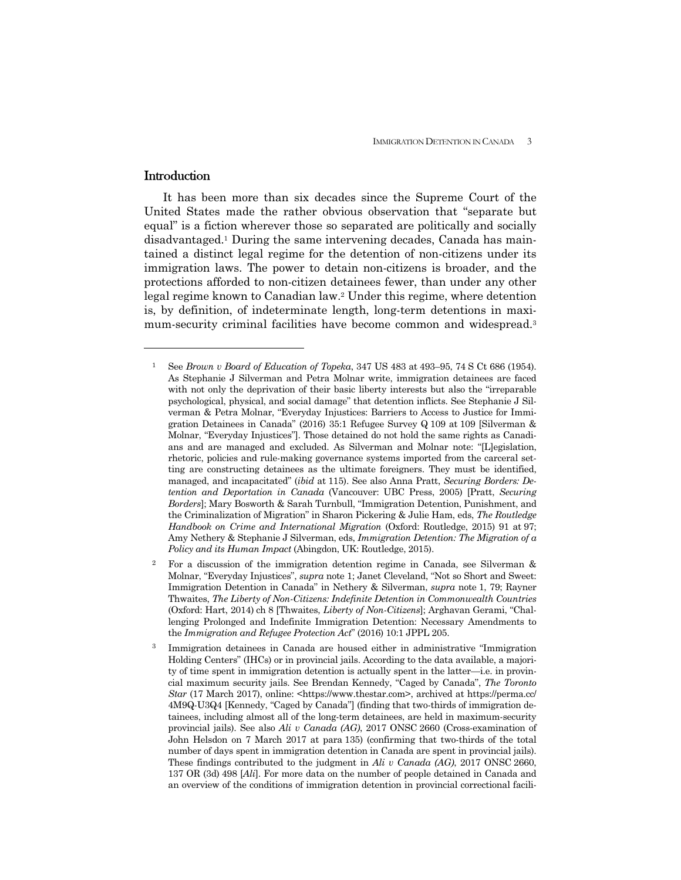## Introduction

It has been more than six decades since the Supreme Court of the United States made the rather obvious observation that "separate but equal" is a fiction wherever those so separated are politically and socially disadvantaged.[1] During the same intervening decades, Canada has maintained a distinct legal regime for the detention of non-citizens under its immigration laws. The power to detain non-citizens is broader, and the protections afforded to non-citizen detainees fewer, than under any other legal regime known to Canadian law.[2] Under this regime, where detention is, by definition, of indeterminate length, long-term detentions in maximum-security criminal facilities have become common and widespread.[3]

---

[1] See *Brown v Board of Education of Topeka*, 347 US 483 at 493–95, 74 S Ct 686 (1954). As Stephanie J Silverman and Petra Molnar write, immigration detainees are faced with not only the deprivation of their basic liberty interests but also the "irreparable psychological, physical, and social damage" that detention inflicts. See Stephanie J Silverman & Petra Molnar, "Everyday Injustices: Barriers to Access to Justice for Immigration Detainees in Canada" (2016) 35:1 Refugee Survey Q 109 at 109 [Silverman & Molnar, "Everyday Injustices"]. Those detained do not hold the same rights as Canadians and are managed and excluded. As Silverman and Molnar note: "[L]egislation, rhetoric, policies and rule-making governance systems imported from the carceral setting are constructing detainees as the ultimate foreigners. They must be identified, managed, and incapacitated" (*ibid* at 115). See also Anna Pratt, *Securing Borders: Detention and Deportation in Canada* (Vancouver: UBC Press, 2005) [Pratt, *Securing Borders*]; Mary Bosworth & Sarah Turnbull, "Immigration Detention, Punishment, and the Criminalization of Migration" in Sharon Pickering & Julie Ham, eds, *The Routledge Handbook on Crime and International Migration* (Oxford: Routledge, 2015) 91 at 97; Amy Nethery & Stephanie J Silverman, eds, *Immigration Detention: The Migration of a Policy and its Human Impact* (Abingdon, UK: Routledge, 2015).

[2] For a discussion of the immigration detention regime in Canada, see Silverman & Molnar, "Everyday Injustices", *supra* note 1; Janet Cleveland, "Not so Short and Sweet: Immigration Detention in Canada" in Nethery & Silverman, *supra* note 1, 79; Rayner Thwaites, *The Liberty of Non-Citizens: Indefinite Detention in Commonwealth Countries* (Oxford: Hart, 2014) ch 8 [Thwaites, *Liberty of Non-Citizens*]; Arghavan Gerami, "Challenging Prolonged and Indefinite Immigration Detention: Necessary Amendments to the *Immigration and Refugee Protection Act*" (2016) 10:1 JPPL 205.

[3] Immigration detainees in Canada are housed either in administrative "Immigration Holding Centers" (IHCs) or in provincial jails. According to the data available, a majority of time spent in immigration detention is actually spent in the latter—i.e. in provincial maximum security jails. See Brendan Kennedy, "Caged by Canada", *The Toronto Star* (17 March 2017), online: <https://www.thestar.com>, archived at https://perma.cc/4M9Q-U3Q4 [Kennedy, "Caged by Canada"] (finding that two-thirds of immigration detainees, including almost all of the long-term detainees, are held in maximum-security provincial jails). See also *Ali v Canada (AG)*, 2017 ONSC 2660 (Cross-examination of John Helsdon on 7 March 2017 at para 135) (confirming that two-thirds of the total number of days spent in immigration detention in Canada are spent in provincial jails). These findings contributed to the judgment in *Ali v Canada (AG)*, 2017 ONSC 2660, 137 OR (3d) 498 [*Ali*]. For more data on the number of people detained in Canada and an overview of the conditions of immigration detention in provincial correctional facili-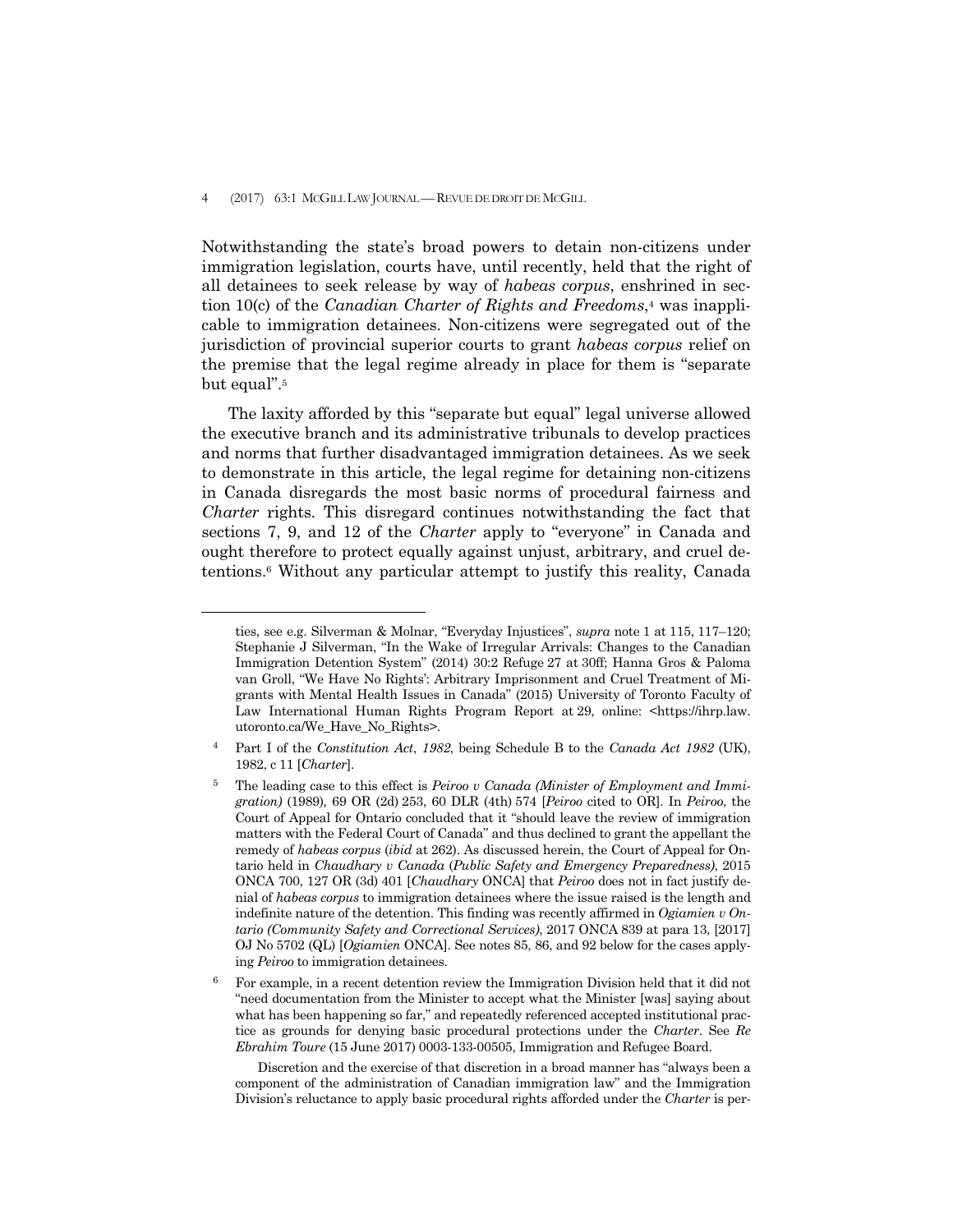Notwithstanding the state's broad powers to detain non-citizens under immigration legislation, courts have, until recently, held that the right of all detainees to seek release by way of *habeas corpus*, enshrined in section 10(c) of the *Canadian Charter of Rights and Freedoms*,[4] was inapplicable to immigration detainees. Non-citizens were segregated out of the jurisdiction of provincial superior courts to grant *habeas corpus* relief on the premise that the legal regime already in place for them is "separate but equal".[5]

The laxity afforded by this "separate but equal" legal universe allowed the executive branch and its administrative tribunals to develop practices and norms that further disadvantaged immigration detainees. As we seek to demonstrate in this article, the legal regime for detaining non-citizens in Canada disregards the most basic norms of procedural fairness and *Charter* rights. This disregard continues notwithstanding the fact that sections 7, 9, and 12 of the *Charter* apply to "everyone" in Canada and ought therefore to protect equally against unjust, arbitrary, and cruel detentions.[6] Without any particular attempt to justify this reality, Canada

---

ties, see e.g. Silverman & Molnar, "Everyday Injustices", *supra* note 1 at 115, 117–120; Stephanie J Silverman, "In the Wake of Irregular Arrivals: Changes to the Canadian Immigration Detention System" (2014) 30:2 Refuge 27 at 30ff; Hanna Gros & Paloma van Groll, "'We Have No Rights': Arbitrary Imprisonment and Cruel Treatment of Migrants with Mental Health Issues in Canada" (2015) University of Toronto Faculty of Law International Human Rights Program Report at 29, online: <https://ihrp.law.utoronto.ca/We_Have_No_Rights>.

[4] Part I of the *Constitution Act, 1982*, being Schedule B to the *Canada Act 1982* (UK), 1982, c 11 [*Charter*].

[5] The leading case to this effect is *Peiroo v Canada (Minister of Employment and Immigration)* (1989), 69 OR (2d) 253, 60 DLR (4th) 574 [*Peiroo* cited to OR]. In *Peiroo*, the Court of Appeal for Ontario concluded that it "should leave the review of immigration matters with the Federal Court of Canada" and thus declined to grant the appellant the remedy of *habeas corpus* (*ibid* at 262). As discussed herein, the Court of Appeal for Ontario held in *Chaudhary v Canada (Public Safety and Emergency Preparedness)*, 2015 ONCA 700, 127 OR (3d) 401 [*Chaudhary* ONCA] that *Peiroo* does not in fact justify denial of *habeas corpus* to immigration detainees where the issue raised is the length and indefinite nature of the detention. This finding was recently affirmed in *Ogiamien v Ontario (Community Safety and Correctional Services)*, 2017 ONCA 839 at para 13, [2017] OJ No 5702 (QL) [*Ogiamien* ONCA]. See notes 85, 86, and 92 below for the cases applying *Peiroo* to immigration detainees.

[6] For example, in a recent detention review the Immigration Division held that it did not "need documentation from the Minister to accept what the Minister [was] saying about what has been happening so far," and repeatedly referenced accepted institutional practice as grounds for denying basic procedural protections under the *Charter*. See *Re Ebrahim Toure* (15 June 2017) 0003-133-00505, Immigration and Refugee Board.

Discretion and the exercise of that discretion in a broad manner has "always been a component of the administration of Canadian immigration law" and the Immigration Division's reluctance to apply basic procedural rights afforded under the *Charter* is per-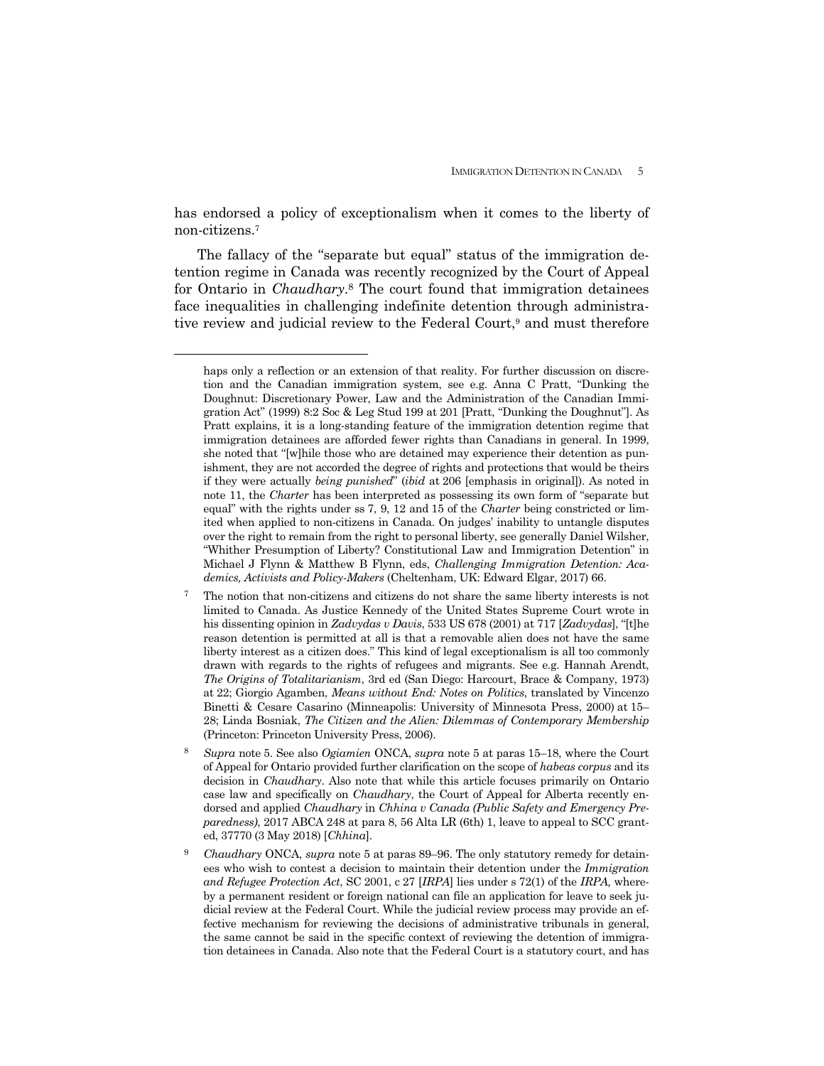has endorsed a policy of exceptionalism when it comes to the liberty of non-citizens.[7]

The fallacy of the "separate but equal" status of the immigration detention regime in Canada was recently recognized by the Court of Appeal for Ontario in *Chaudhary*.[8] The court found that immigration detainees face inequalities in challenging indefinite detention through administrative review and judicial review to the Federal Court,[9] and must therefore

---

haps only a reflection or an extension of that reality. For further discussion on discretion and the Canadian immigration system, see e.g. Anna C Pratt, "Dunking the Doughnut: Discretionary Power, Law and the Administration of the Canadian Immigration Act" (1999) 8:2 Soc & Leg Stud 199 at 201 [Pratt, "Dunking the Doughnut"]. As Pratt explains, it is a long-standing feature of the immigration detention regime that immigration detainees are afforded fewer rights than Canadians in general. In 1999, she noted that "[w]hile those who are detained may experience their detention as punishment, they are not accorded the degree of rights and protections that would be theirs if they were actually *being punished*" (*ibid* at 206 [emphasis in original]). As noted in note 11, the *Charter* has been interpreted as possessing its own form of "separate but equal" with the rights under ss 7, 9, 12 and 15 of the *Charter* being constricted or limited when applied to non-citizens in Canada. On judges' inability to untangle disputes over the right to remain from the right to personal liberty, see generally Daniel Wilsher, "Whither Presumption of Liberty? Constitutional Law and Immigration Detention" in Michael J Flynn & Matthew B Flynn, eds, *Challenging Immigration Detention: Academics, Activists and Policy-Makers* (Cheltenham, UK: Edward Elgar, 2017) 66.

[7] The notion that non-citizens and citizens do not share the same liberty interests is not limited to Canada. As Justice Kennedy of the United States Supreme Court wrote in his dissenting opinion in *Zadvydas v Davis*, 533 US 678 (2001) at 717 [*Zadvydas*], "[t]he reason detention is permitted at all is that a removable alien does not have the same liberty interest as a citizen does." This kind of legal exceptionalism is all too commonly drawn with regards to the rights of refugees and migrants. See e.g. Hannah Arendt, *The Origins of Totalitarianism*, 3rd ed (San Diego: Harcourt, Brace & Company, 1973) at 22; Giorgio Agamben, *Means without End: Notes on Politics*, translated by Vincenzo Binetti & Cesare Casarino (Minneapolis: University of Minnesota Press, 2000) at 15–28; Linda Bosniak, *The Citizen and the Alien: Dilemmas of Contemporary Membership* (Princeton: Princeton University Press, 2006).

[8] *Supra* note 5. See also *Ogiamien* ONCA, *supra* note 5 at paras 15–18, where the Court of Appeal for Ontario provided further clarification on the scope of *habeas corpus* and its decision in *Chaudhary*. Also note that while this article focuses primarily on Ontario case law and specifically on *Chaudhary*, the Court of Appeal for Alberta recently endorsed and applied *Chaudhary* in *Chhina v Canada (Public Safety and Emergency Preparedness)*, 2017 ABCA 248 at para 8, 56 Alta LR (6th) 1, leave to appeal to SCC granted, 37770 (3 May 2018) [*Chhina*].

[9] *Chaudhary* ONCA, *supra* note 5 at paras 89–96. The only statutory remedy for detainees who wish to contest a decision to maintain their detention under the *Immigration and Refugee Protection Act*, SC 2001, c 27 [*IRPA*] lies under s 72(1) of the *IRPA,* whereby a permanent resident or foreign national can file an application for leave to seek judicial review at the Federal Court. While the judicial review process may provide an effective mechanism for reviewing the decisions of administrative tribunals in general, the same cannot be said in the specific context of reviewing the detention of immigration detainees in Canada. Also note that the Federal Court is a statutory court, and has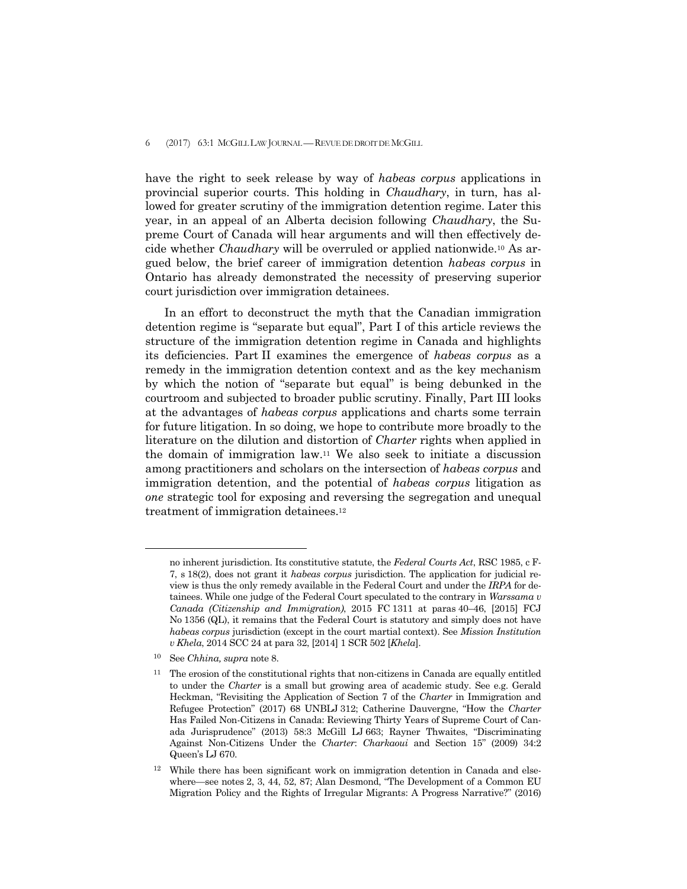have the right to seek release by way of *habeas corpus* applications in provincial superior courts. This holding in *Chaudhary*, in turn, has allowed for greater scrutiny of the immigration detention regime. Later this year, in an appeal of an Alberta decision following *Chaudhary*, the Supreme Court of Canada will hear arguments and will then effectively decide whether *Chaudhary* will be overruled or applied nationwide.[10] As argued below, the brief career of immigration detention *habeas corpus* in Ontario has already demonstrated the necessity of preserving superior court jurisdiction over immigration detainees.

In an effort to deconstruct the myth that the Canadian immigration detention regime is "separate but equal", Part I of this article reviews the structure of the immigration detention regime in Canada and highlights its deficiencies. Part II examines the emergence of *habeas corpus* as a remedy in the immigration detention context and as the key mechanism by which the notion of "separate but equal" is being debunked in the courtroom and subjected to broader public scrutiny. Finally, Part III looks at the advantages of *habeas corpus* applications and charts some terrain for future litigation. In so doing, we hope to contribute more broadly to the literature on the dilution and distortion of *Charter* rights when applied in the domain of immigration law.[11] We also seek to initiate a discussion among practitioners and scholars on the intersection of *habeas corpus* and immigration detention, and the potential of *habeas corpus* litigation as *one* strategic tool for exposing and reversing the segregation and unequal treatment of immigration detainees.[12]

---

no inherent jurisdiction. Its constitutive statute, the *Federal Courts Act*, RSC 1985, c F-7, s 18(2), does not grant it *habeas corpus* jurisdiction. The application for judicial review is thus the only remedy available in the Federal Court and under the *IRPA* for detainees. While one judge of the Federal Court speculated to the contrary in *Warssama v Canada (Citizenship and Immigration)*, 2015 FC 1311 at paras 40–46, [2015] FCJ No 1356 (QL), it remains that the Federal Court is statutory and simply does not have *habeas corpus* jurisdiction (except in the court martial context). See *Mission Institution v Khela*, 2014 SCC 24 at para 32, [2014] 1 SCR 502 [*Khela*].

[10] See *Chhina, supra* note 8.

[11] The erosion of the constitutional rights that non-citizens in Canada are equally entitled to under the *Charter* is a small but growing area of academic study. See e.g. Gerald Heckman, "Revisiting the Application of Section 7 of the *Charter* in Immigration and Refugee Protection" (2017) 68 UNBLJ 312; Catherine Dauvergne, "How the *Charter* Has Failed Non-Citizens in Canada: Reviewing Thirty Years of Supreme Court of Canada Jurisprudence" (2013) 58:3 McGill LJ 663; Rayner Thwaites, "Discriminating Against Non-Citizens Under the *Charter*: *Charkaoui* and Section 15" (2009) 34:2 Queen's LJ 670.

[12] While there has been significant work on immigration detention in Canada and elsewhere—see notes 2, 3, 44, 52, 87; Alan Desmond, "The Development of a Common EU Migration Policy and the Rights of Irregular Migrants: A Progress Narrative?" (2016)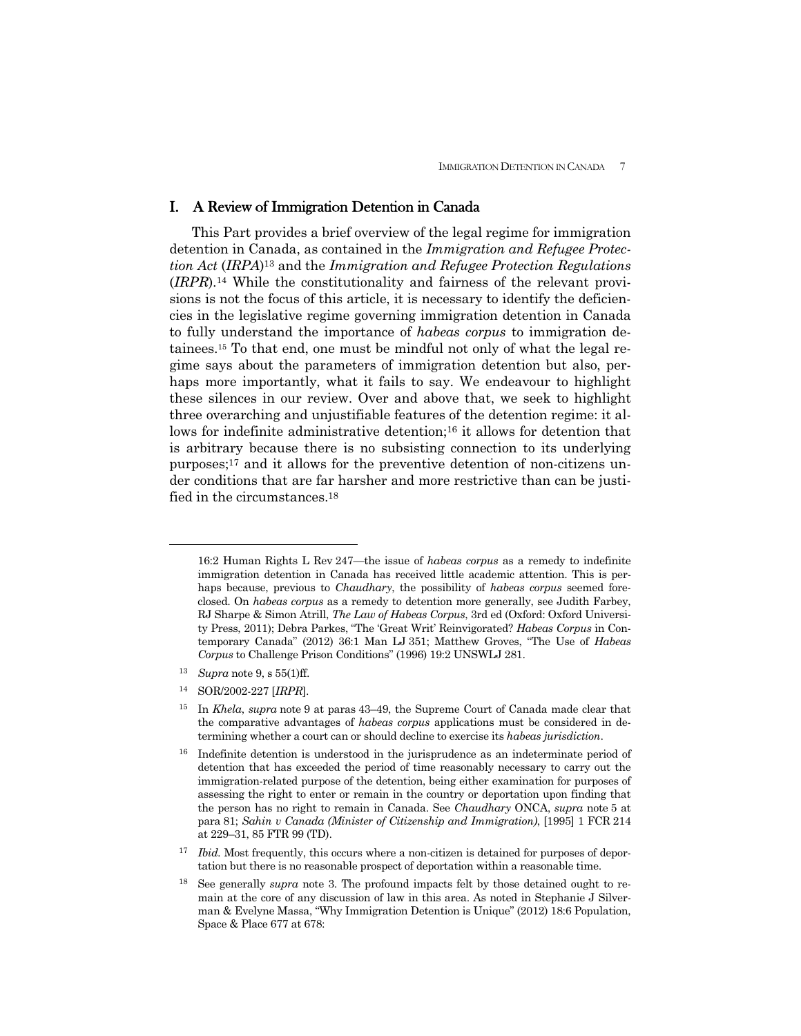## I. A Review of Immigration Detention in Canada

This Part provides a brief overview of the legal regime for immigration detention in Canada, as contained in the *Immigration and Refugee Protection Act* (*IRPA*)[13] and the *Immigration and Refugee Protection Regulations* (*IRPR*).[14] While the constitutionality and fairness of the relevant provisions is not the focus of this article, it is necessary to identify the deficiencies in the legislative regime governing immigration detention in Canada to fully understand the importance of *habeas corpus* to immigration detainees.[15] To that end, one must be mindful not only of what the legal regime says about the parameters of immigration detention but also, perhaps more importantly, what it fails to say. We endeavour to highlight these silences in our review. Over and above that, we seek to highlight three overarching and unjustifiable features of the detention regime: it allows for indefinite administrative detention;[16] it allows for detention that is arbitrary because there is no subsisting connection to its underlying purposes;[17] and it allows for the preventive detention of non-citizens under conditions that are far harsher and more restrictive than can be justified in the circumstances.[18]

---

16:2 Human Rights L Rev 247—the issue of *habeas corpus* as a remedy to indefinite immigration detention in Canada has received little academic attention. This is perhaps because, previous to *Chaudhary*, the possibility of *habeas corpus* seemed foreclosed. On *habeas corpus* as a remedy to detention more generally, see Judith Farbey, RJ Sharpe & Simon Atrill, *The Law of Habeas Corpus*, 3rd ed (Oxford: Oxford University Press, 2011); Debra Parkes, "The 'Great Writ' Reinvigorated? *Habeas Corpus* in Contemporary Canada" (2012) 36:1 Man LJ 351; Matthew Groves, "The Use of *Habeas Corpus* to Challenge Prison Conditions" (1996) 19:2 UNSWLJ 281.

[13] *Supra* note 9, s 55(1)ff.

[14] SOR/2002-227 [*IRPR*].

[15] In *Khela*, *supra* note 9 at paras 43–49, the Supreme Court of Canada made clear that the comparative advantages of *habeas corpus* applications must be considered in determining whether a court can or should decline to exercise its *habeas jurisdiction*.

[16] Indefinite detention is understood in the jurisprudence as an indeterminate period of detention that has exceeded the period of time reasonably necessary to carry out the immigration-related purpose of the detention, being either examination for purposes of assessing the right to enter or remain in the country or deportation upon finding that the person has no right to remain in Canada. See *Chaudhary* ONCA, *supra* note 5 at para 81; *Sahin v Canada (Minister of Citizenship and Immigration)*, [1995] 1 FCR 214 at 229–31, 85 FTR 99 (TD).

[17] *Ibid*. Most frequently, this occurs where a non-citizen is detained for purposes of deportation but there is no reasonable prospect of deportation within a reasonable time.

[18] See generally *supra* note 3. The profound impacts felt by those detained ought to remain at the core of any discussion of law in this area. As noted in Stephanie J Silverman & Evelyne Massa, "Why Immigration Detention is Unique" (2012) 18:6 Population, Space & Place 677 at 678: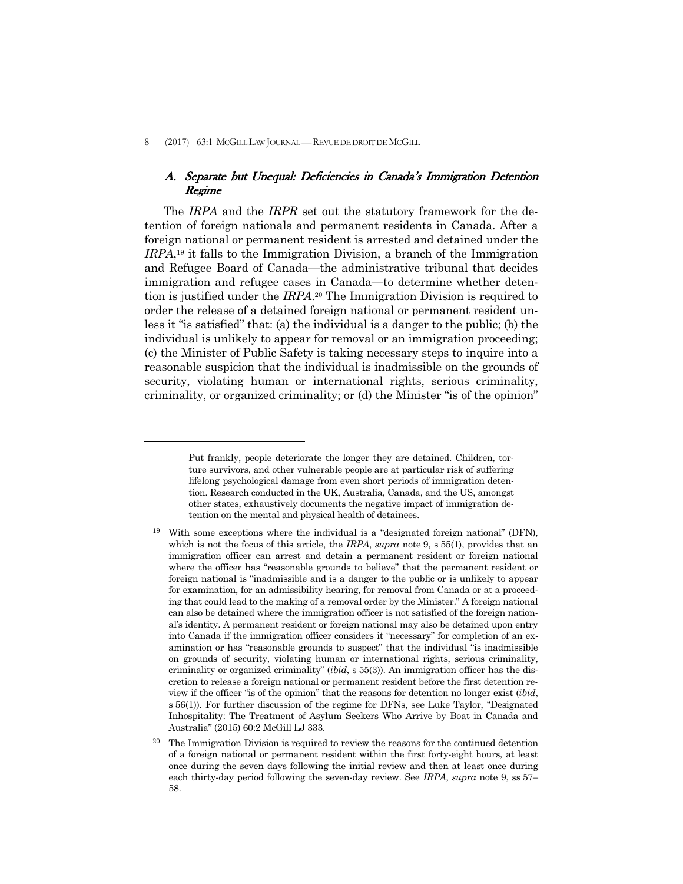### A. *Separate but Unequal: Deficiencies in Canada's Immigration Detention Regime*

The *IRPA* and the *IRPR* set out the statutory framework for the detention of foreign nationals and permanent residents in Canada. After a foreign national or permanent resident is arrested and detained under the *IRPA*,[19] it falls to the Immigration Division, a branch of the Immigration and Refugee Board of Canada—the administrative tribunal that decides immigration and refugee cases in Canada—to determine whether detention is justified under the *IRPA*.[20] The Immigration Division is required to order the release of a detained foreign national or permanent resident unless it "is satisfied" that: (a) the individual is a danger to the public; (b) the individual is unlikely to appear for removal or an immigration proceeding; (c) the Minister of Public Safety is taking necessary steps to inquire into a reasonable suspicion that the individual is inadmissible on the grounds of security, violating human or international rights, serious criminality, criminality, or organized criminality; or (d) the Minister "is of the opinion"

---

> Put frankly, people deteriorate the longer they are detained. Children, torture survivors, and other vulnerable people are at particular risk of suffering lifelong psychological damage from even short periods of immigration detention. Research conducted in the UK, Australia, Canada, and the US, amongst other states, exhaustively documents the negative impact of immigration detention on the mental and physical health of detainees.

[19] With some exceptions where the individual is a "designated foreign national" (DFN), which is not the focus of this article, the *IRPA*, *supra* note 9, s 55(1), provides that an immigration officer can arrest and detain a permanent resident or foreign national where the officer has "reasonable grounds to believe" that the permanent resident or foreign national is "inadmissible and is a danger to the public or is unlikely to appear for examination, for an admissibility hearing, for removal from Canada or at a proceeding that could lead to the making of a removal order by the Minister." A foreign national can also be detained where the immigration officer is not satisfied of the foreign national's identity. A permanent resident or foreign national may also be detained upon entry into Canada if the immigration officer considers it "necessary" for completion of an examination or has "reasonable grounds to suspect" that the individual "is inadmissible on grounds of security, violating human or international rights, serious criminality, criminality or organized criminality" (*ibid*, s 55(3)). An immigration officer has the discretion to release a foreign national or permanent resident before the first detention review if the officer "is of the opinion" that the reasons for detention no longer exist (*ibid*, s 56(1)). For further discussion of the regime for DFNs, see Luke Taylor, "Designated Inhospitality: The Treatment of Asylum Seekers Who Arrive by Boat in Canada and Australia" (2015) 60:2 McGill LJ 333.

[20] The Immigration Division is required to review the reasons for the continued detention of a foreign national or permanent resident within the first forty-eight hours, at least once during the seven days following the initial review and then at least once during each thirty-day period following the seven-day review. See *IRPA*, *supra* note 9, ss 57–58.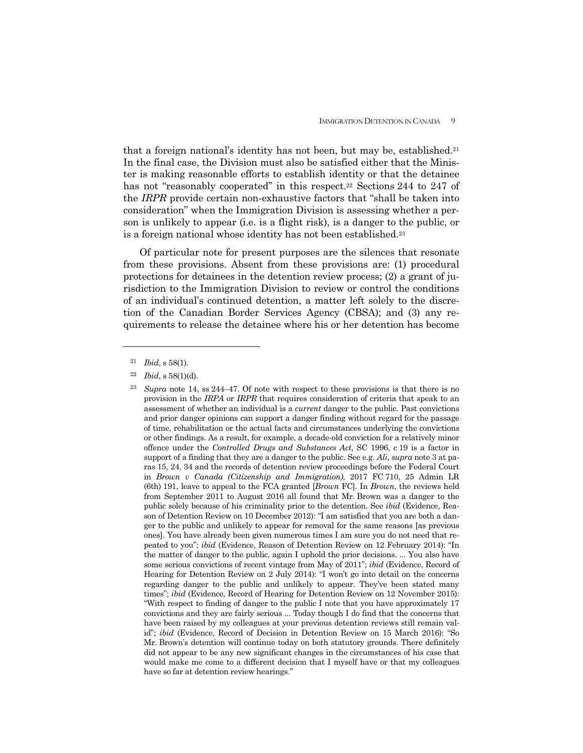that a foreign national's identity has not been, but may be, established.[21] In the final case, the Division must also be satisfied either that the Minister is making reasonable efforts to establish identity or that the detainee has not "reasonably cooperated" in this respect.[22] Sections 244 to 247 of the *IRPR* provide certain non-exhaustive factors that "shall be taken into consideration" when the Immigration Division is assessing whether a person is unlikely to appear (i.e. is a flight risk), is a danger to the public, or is a foreign national whose identity has not been established.[23]

Of particular note for present purposes are the silences that resonate from these provisions. Absent from these provisions are: (1) procedural protections for detainees in the detention review process; (2) a grant of jurisdiction to the Immigration Division to review or control the conditions of an individual's continued detention, a matter left solely to the discretion of the Canadian Border Services Agency (CBSA); and (3) any requirements to release the detainee where his or her detention has become

---

[21] *Ibid*, s 58(1).

[22] *Ibid*, s 58(1)(d).

[23] *Supra* note 14, ss 244–47. Of note with respect to these provisions is that there is no provision in the *IRPA* or *IRPR* that requires consideration of criteria that speak to an assessment of whether an individual is a *current* danger to the public. Past convictions and prior danger opinions can support a danger finding without regard for the passage of time, rehabilitation or the actual facts and circumstances underlying the convictions or other findings. As a result, for example, a decade-old conviction for a relatively minor offence under the *Controlled Drugs and Substances Act*, SC 1996, c 19 is a factor in support of a finding that they are a danger to the public. See e.g. *Ali*, *supra* note 3 at paras 15, 24, 34 and the records of detention review proceedings before the Federal Court in *Brown v Canada (Citizenship and Immigration)*, 2017 FC 710, 25 Admin LR (6th) 191, leave to appeal to the FCA granted [*Brown* FC]. In *Brown*, the reviews held from September 2011 to August 2016 all found that Mr. Brown was a danger to the public solely because of his criminality prior to the detention. See *ibid* (Evidence, Reason of Detention Review on 10 December 2012): "I am satisfied that you are both a danger to the public and unlikely to appear for removal for the same reasons [as previous ones]. You have already been given numerous times I am sure you do not need that repeated to you"; *ibid* (Evidence, Reason of Detention Review on 12 February 2014): "In the matter of danger to the public, again I uphold the prior decisions. ... You also have some serious convictions of recent vintage from May of 2011"; *ibid* (Evidence, Record of Hearing for Detention Review on 2 July 2014): "I won't go into detail on the concerns regarding danger to the public and unlikely to appear. They've been stated many times"; *ibid* (Evidence, Record of Hearing for Detention Review on 12 November 2015): "With respect to finding of danger to the public I note that you have approximately 17 convictions and they are fairly serious ... Today though I do find that the concerns that have been raised by my colleagues at your previous detention reviews still remain valid"; *ibid* (Evidence, Record of Decision in Detention Review on 15 March 2016): "So Mr. Brown's detention will continue today on both statutory grounds. There definitely did not appear to be any new significant changes in the circumstances of his case that would make me come to a different decision that I myself have or that my colleagues have so far at detention review hearings."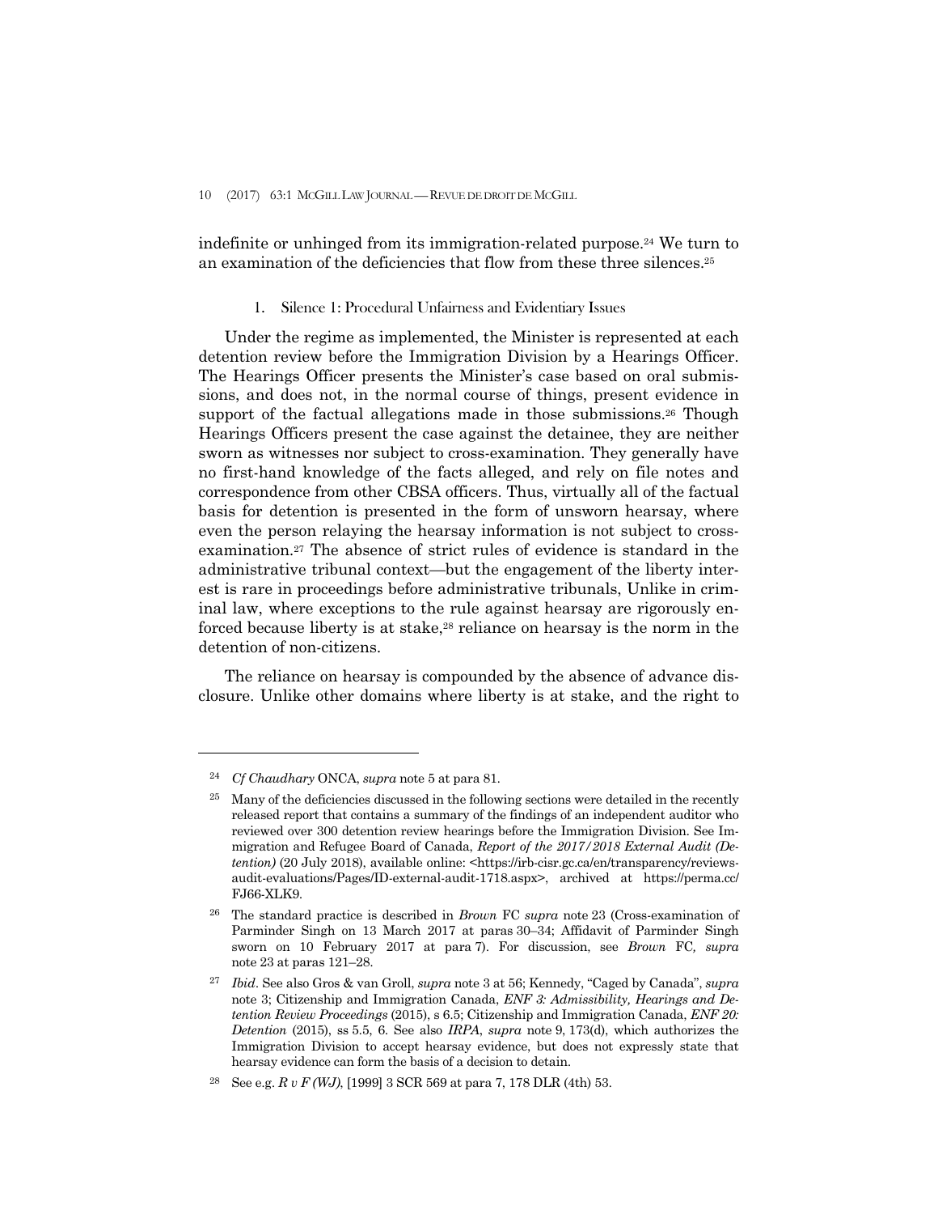indefinite or unhinged from its immigration-related purpose.[24] We turn to an examination of the deficiencies that flow from these three silences.[25]

### 1. Silence 1: Procedural Unfairness and Evidentiary Issues

Under the regime as implemented, the Minister is represented at each detention review before the Immigration Division by a Hearings Officer. The Hearings Officer presents the Minister's case based on oral submissions, and does not, in the normal course of things, present evidence in support of the factual allegations made in those submissions.[26] Though Hearings Officers present the case against the detainee, they are neither sworn as witnesses nor subject to cross-examination. They generally have no first-hand knowledge of the facts alleged, and rely on file notes and correspondence from other CBSA officers. Thus, virtually all of the factual basis for detention is presented in the form of unsworn hearsay, where even the person relaying the hearsay information is not subject to cross-examination.[27] The absence of strict rules of evidence is standard in the administrative tribunal context—but the engagement of the liberty interest is rare in proceedings before administrative tribunals, Unlike in criminal law, where exceptions to the rule against hearsay are rigorously enforced because liberty is at stake,[28] reliance on hearsay is the norm in the detention of non-citizens.

The reliance on hearsay is compounded by the absence of advance disclosure. Unlike other domains where liberty is at stake, and the right to

---

[24] *Cf Chaudhary* ONCA, *supra* note 5 at para 81.

[25] Many of the deficiencies discussed in the following sections were detailed in the recently released report that contains a summary of the findings of an independent auditor who reviewed over 300 detention review hearings before the Immigration Division. See Immigration and Refugee Board of Canada, *Report of the 2017/2018 External Audit (Detention)* (20 July 2018), available online: <https://irb-cisr.gc.ca/en/transparency/reviews-audit-evaluations/Pages/ID-external-audit-1718.aspx>, archived at https://perma.cc/FJ66-XLK9.

[26] The standard practice is described in *Brown* FC *supra* note 23 (Cross-examination of Parminder Singh on 13 March 2017 at paras 30–34; Affidavit of Parminder Singh sworn on 10 February 2017 at para 7). For discussion, see *Brown* FC*, supra* note 23 at paras 121–28.

[27] *Ibid*. See also Gros & van Groll, *supra* note 3 at 56; Kennedy, "Caged by Canada", *supra* note 3; Citizenship and Immigration Canada, *ENF 3: Admissibility, Hearings and Detention Review Proceedings* (2015), s 6.5; Citizenship and Immigration Canada, *ENF 20: Detention* (2015), ss 5.5, 6. See also *IRPA*, *supra* note 9, 173(d), which authorizes the Immigration Division to accept hearsay evidence, but does not expressly state that hearsay evidence can form the basis of a decision to detain.

[28] See e.g. *R v F (WJ)*, [1999] 3 SCR 569 at para 7, 178 DLR (4th) 53.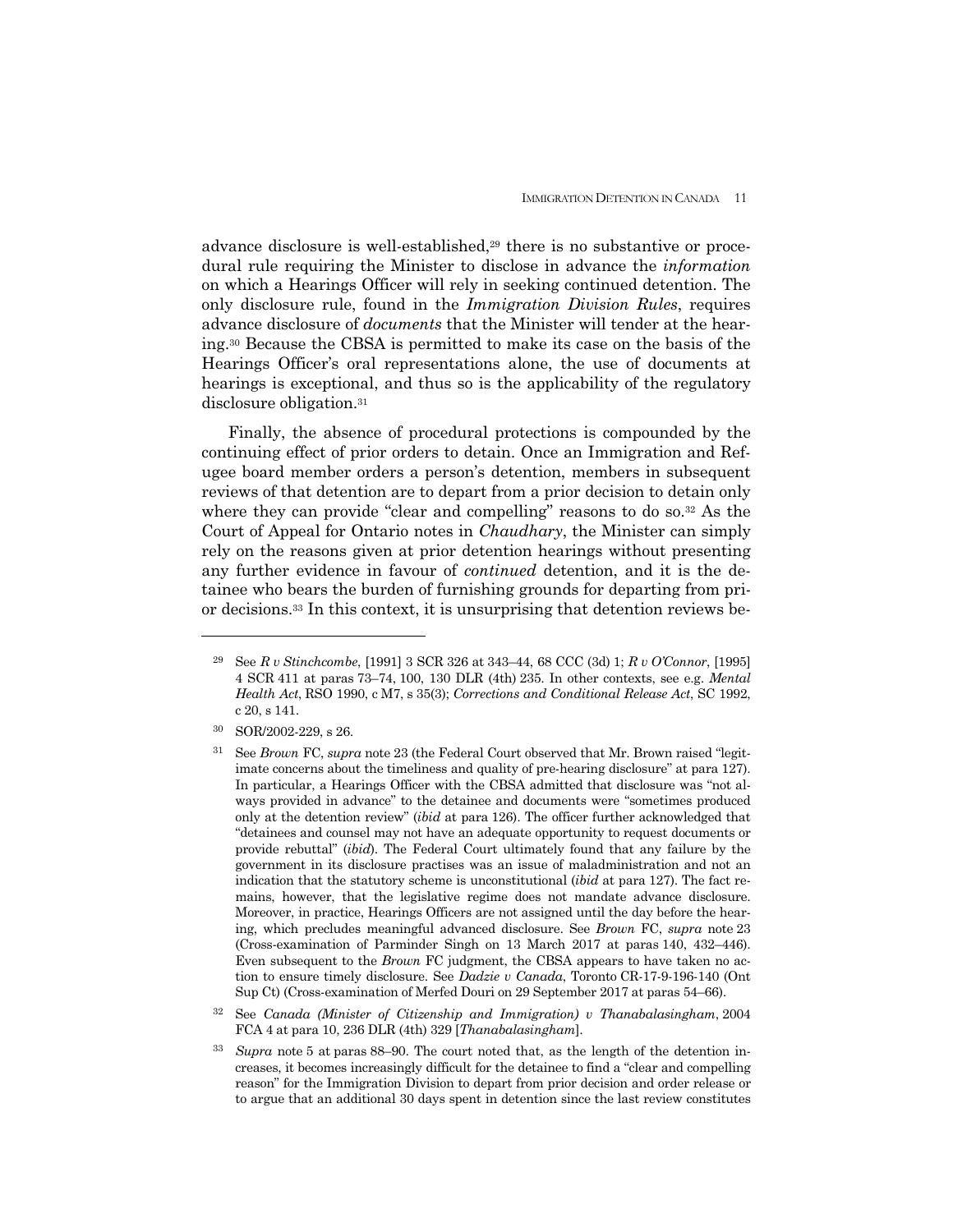advance disclosure is well-established,[29] there is no substantive or procedural rule requiring the Minister to disclose in advance the *information* on which a Hearings Officer will rely in seeking continued detention. The only disclosure rule, found in the *Immigration Division Rules*, requires advance disclosure of *documents* that the Minister will tender at the hearing.[30] Because the CBSA is permitted to make its case on the basis of the Hearings Officer's oral representations alone, the use of documents at hearings is exceptional, and thus so is the applicability of the regulatory disclosure obligation.[31]

Finally, the absence of procedural protections is compounded by the continuing effect of prior orders to detain. Once an Immigration and Refugee board member orders a person's detention, members in subsequent reviews of that detention are to depart from a prior decision to detain only where they can provide "clear and compelling" reasons to do so.[32] As the Court of Appeal for Ontario notes in *Chaudhary*, the Minister can simply rely on the reasons given at prior detention hearings without presenting any further evidence in favour of *continued* detention, and it is the detainee who bears the burden of furnishing grounds for departing from prior decisions.[33] In this context, it is unsurprising that detention reviews be-

---

[29] See *R v Stinchcombe*, [1991] 3 SCR 326 at 343–44, 68 CCC (3d) 1; *R v O'Connor*, [1995] 4 SCR 411 at paras 73–74, 100, 130 DLR (4th) 235. In other contexts, see e.g. *Mental Health Act*, RSO 1990, c M7, s 35(3); *Corrections and Conditional Release Act*, SC 1992, c 20, s 141.

[30] SOR/2002-229, s 26.

[31] See *Brown* FC, *supra* note 23 (the Federal Court observed that Mr. Brown raised "legitimate concerns about the timeliness and quality of pre-hearing disclosure" at para 127). In particular, a Hearings Officer with the CBSA admitted that disclosure was "not always provided in advance" to the detainee and documents were "sometimes produced only at the detention review" (*ibid* at para 126). The officer further acknowledged that "detainees and counsel may not have an adequate opportunity to request documents or provide rebuttal" (*ibid*). The Federal Court ultimately found that any failure by the government in its disclosure practises was an issue of maladministration and not an indication that the statutory scheme is unconstitutional (*ibid* at para 127). The fact remains, however, that the legislative regime does not mandate advance disclosure. Moreover, in practice, Hearings Officers are not assigned until the day before the hearing, which precludes meaningful advanced disclosure. See *Brown* FC, *supra* note 23 (Cross-examination of Parminder Singh on 13 March 2017 at paras 140, 432–446). Even subsequent to the *Brown* FC judgment, the CBSA appears to have taken no action to ensure timely disclosure. See *Dadzie v Canada*, Toronto CR-17-9-196-140 (Ont Sup Ct) (Cross-examination of Merfed Douri on 29 September 2017 at paras 54–66).

[32] See *Canada (Minister of Citizenship and Immigration) v Thanabalasingham*, 2004 FCA 4 at para 10, 236 DLR (4th) 329 [*Thanabalasingham*].

[33] *Supra* note 5 at paras 88–90. The court noted that, as the length of the detention increases, it becomes increasingly difficult for the detainee to find a "clear and compelling reason" for the Immigration Division to depart from prior decision and order release or to argue that an additional 30 days spent in detention since the last review constitutes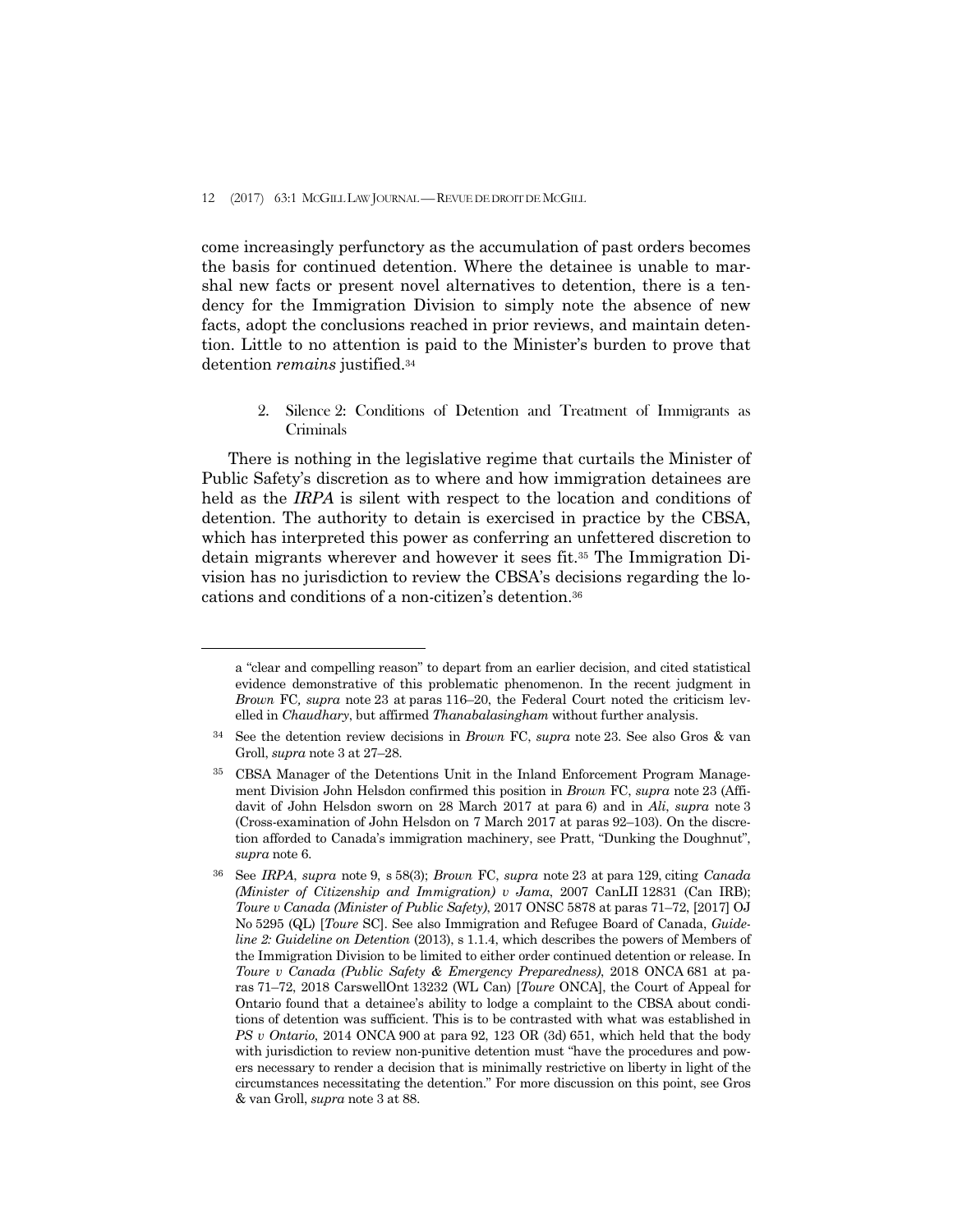come increasingly perfunctory as the accumulation of past orders becomes the basis for continued detention. Where the detainee is unable to marshal new facts or present novel alternatives to detention, there is a tendency for the Immigration Division to simply note the absence of new facts, adopt the conclusions reached in prior reviews, and maintain detention. Little to no attention is paid to the Minister's burden to prove that detention *remains* justified.[34]

### 2. Silence 2: Conditions of Detention and Treatment of Immigrants as Criminals

There is nothing in the legislative regime that curtails the Minister of Public Safety's discretion as to where and how immigration detainees are held as the *IRPA* is silent with respect to the location and conditions of detention. The authority to detain is exercised in practice by the CBSA, which has interpreted this power as conferring an unfettered discretion to detain migrants wherever and however it sees fit.[35] The Immigration Division has no jurisdiction to review the CBSA's decisions regarding the locations and conditions of a non-citizen's detention.[36]

---

a "clear and compelling reason" to depart from an earlier decision, and cited statistical evidence demonstrative of this problematic phenomenon. In the recent judgment in *Brown* FC*, supra* note 23 at paras 116–20, the Federal Court noted the criticism levelled in *Chaudhary*, but affirmed *Thanabalasingham* without further analysis.

[34] See the detention review decisions in *Brown* FC, *supra* note 23. See also Gros & van Groll, *supra* note 3 at 27–28.

[35] CBSA Manager of the Detentions Unit in the Inland Enforcement Program Management Division John Helsdon confirmed this position in *Brown* FC, *supra* note 23 (Affidavit of John Helsdon sworn on 28 March 2017 at para 6) and in *Ali*, *supra* note 3 (Cross-examination of John Helsdon on 7 March 2017 at paras 92–103). On the discretion afforded to Canada's immigration machinery, see Pratt, "Dunking the Doughnut", *supra* note 6.

[36] See *IRPA*, *supra* note 9, s 58(3); *Brown* FC, *supra* note 23 at para 129, citing *Canada (Minister of Citizenship and Immigration) v Jama*, 2007 CanLII 12831 (Can IRB); *Toure v Canada (Minister of Public Safety)*, 2017 ONSC 5878 at paras 71–72, [2017] OJ No 5295 (QL) [*Toure* SC]. See also Immigration and Refugee Board of Canada, *Guideline 2: Guideline on Detention* (2013), s 1.1.4, which describes the powers of Members of the Immigration Division to be limited to either order continued detention or release. In *Toure v Canada (Public Safety & Emergency Preparedness)*, 2018 ONCA 681 at paras 71–72, 2018 CarswellOnt 13232 (WL Can) [*Toure* ONCA], the Court of Appeal for Ontario found that a detainee's ability to lodge a complaint to the CBSA about conditions of detention was sufficient. This is to be contrasted with what was established in *PS v Ontario*, 2014 ONCA 900 at para 92, 123 OR (3d) 651, which held that the body with jurisdiction to review non-punitive detention must "have the procedures and powers necessary to render a decision that is minimally restrictive on liberty in light of the circumstances necessitating the detention." For more discussion on this point, see Gros & van Groll, *supra* note 3 at 88.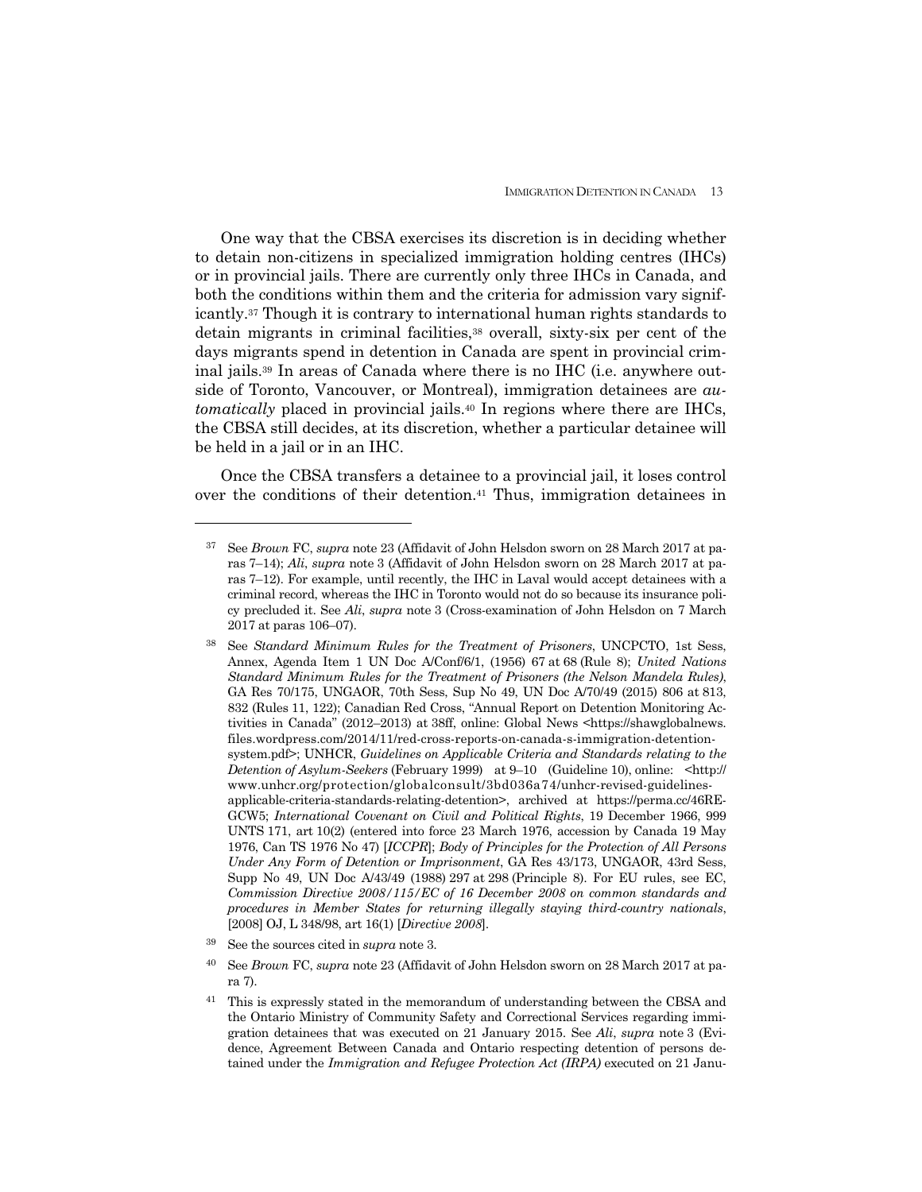One way that the CBSA exercises its discretion is in deciding whether to detain non-citizens in specialized immigration holding centres (IHCs) or in provincial jails. There are currently only three IHCs in Canada, and both the conditions within them and the criteria for admission vary significantly.[37] Though it is contrary to international human rights standards to detain migrants in criminal facilities,[38] overall, sixty-six per cent of the days migrants spend in detention in Canada are spent in provincial criminal jails.[39] In areas of Canada where there is no IHC (i.e. anywhere outside of Toronto, Vancouver, or Montreal), immigration detainees are *automatically* placed in provincial jails.[40] In regions where there are IHCs, the CBSA still decides, at its discretion, whether a particular detainee will be held in a jail or in an IHC.

Once the CBSA transfers a detainee to a provincial jail, it loses control over the conditions of their detention.[41] Thus, immigration detainees in

---

[37] See *Brown* FC, *supra* note 23 (Affidavit of John Helsdon sworn on 28 March 2017 at paras 7–14); *Ali*, *supra* note 3 (Affidavit of John Helsdon sworn on 28 March 2017 at paras 7–12). For example, until recently, the IHC in Laval would accept detainees with a criminal record, whereas the IHC in Toronto would not do so because its insurance policy precluded it. See *Ali*, *supra* note 3 (Cross-examination of John Helsdon on 7 March 2017 at paras 106–07).

[38] See *Standard Minimum Rules for the Treatment of Prisoners*, UNCPCTO, 1st Sess, Annex, Agenda Item 1 UN Doc A/Conf/6/1, (1956) 67 at 68 (Rule 8); *United Nations Standard Minimum Rules for the Treatment of Prisoners (the Nelson Mandela Rules)*, GA Res 70/175, UNGAOR, 70th Sess, Sup No 49, UN Doc A/70/49 (2015) 806 at 813, 832 (Rules 11, 122); Canadian Red Cross, "Annual Report on Detention Monitoring Activities in Canada" (2012–2013) at 38ff, online: Global News <https://shawglobalnews.files.wordpress.com/2014/11/red-cross-reports-on-canada-s-immigration-detention-system.pdf>; UNHCR, *Guidelines on Applicable Criteria and Standards relating to the Detention of Asylum-Seekers* (February 1999) at 9–10 (Guideline 10), online: <http://www.unhcr.org/protection/globalconsult/3bd036a74/unhcr-revised-guidelines-applicable-criteria-standards-relating-detention>, archived at https://perma.cc/46RE-GCW5; *International Covenant on Civil and Political Rights*, 19 December 1966, 999 UNTS 171, art 10(2) (entered into force 23 March 1976, accession by Canada 19 May 1976, Can TS 1976 No 47) [*ICCPR*]; *Body of Principles for the Protection of All Persons Under Any Form of Detention or Imprisonment*, GA Res 43/173, UNGAOR, 43rd Sess, Supp No 49, UN Doc A/43/49 (1988) 297 at 298 (Principle 8). For EU rules, see EC, *Commission Directive 2008/115/EC of 16 December 2008 on common standards and procedures in Member States for returning illegally staying third-country nationals*, [2008] OJ, L 348/98, art 16(1) [*Directive 2008*].

[39] See the sources cited in *supra* note 3.

[40] See *Brown* FC, *supra* note 23 (Affidavit of John Helsdon sworn on 28 March 2017 at para 7).

[41] This is expressly stated in the memorandum of understanding between the CBSA and the Ontario Ministry of Community Safety and Correctional Services regarding immigration detainees that was executed on 21 January 2015. See *Ali*, *supra* note 3 (Evidence, Agreement Between Canada and Ontario respecting detention of persons detained under the *Immigration and Refugee Protection Act (IRPA)* executed on 21 Janu-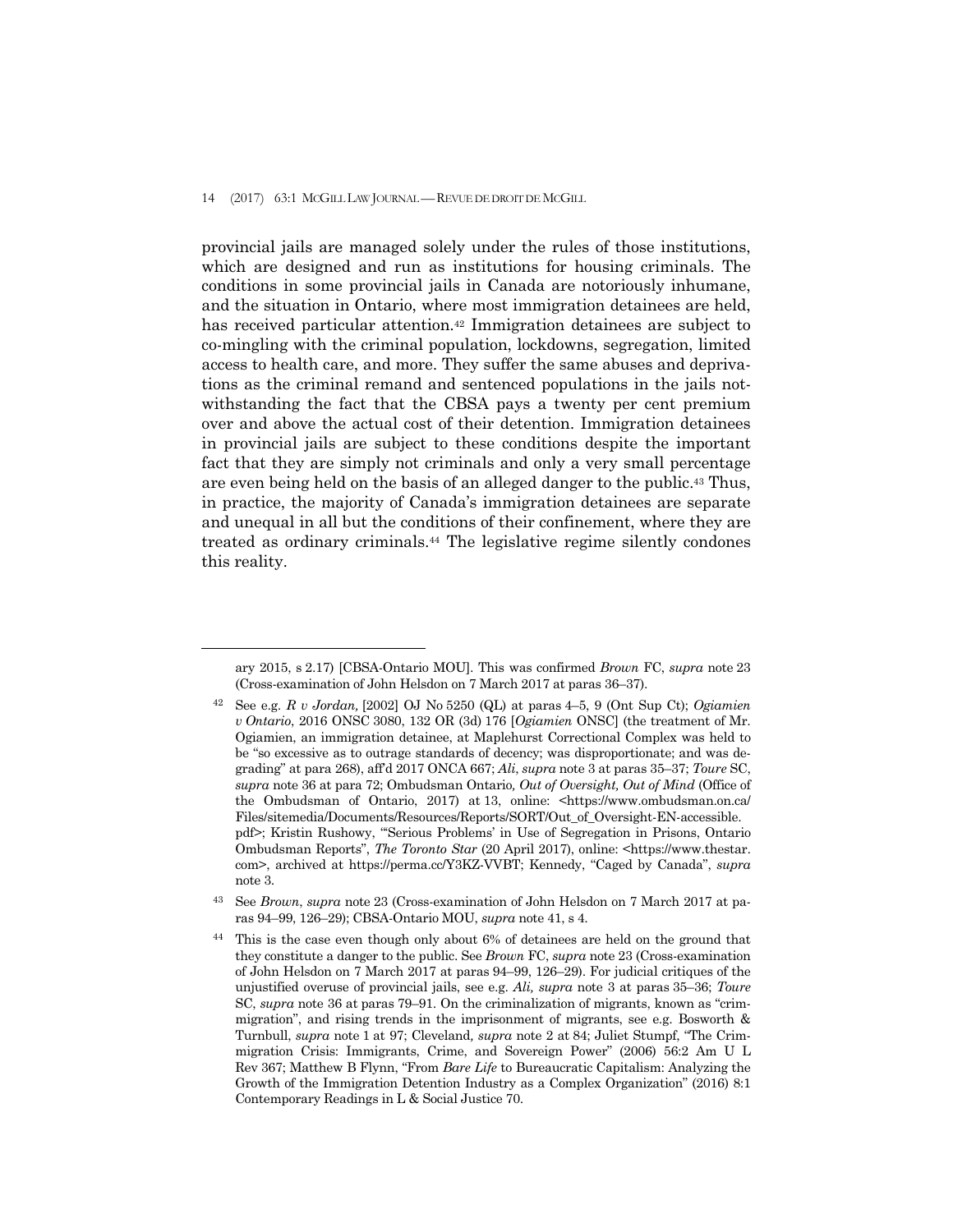provincial jails are managed solely under the rules of those institutions, which are designed and run as institutions for housing criminals. The conditions in some provincial jails in Canada are notoriously inhumane, and the situation in Ontario, where most immigration detainees are held, has received particular attention.[42] Immigration detainees are subject to co-mingling with the criminal population, lockdowns, segregation, limited access to health care, and more. They suffer the same abuses and deprivations as the criminal remand and sentenced populations in the jails notwithstanding the fact that the CBSA pays a twenty per cent premium over and above the actual cost of their detention. Immigration detainees in provincial jails are subject to these conditions despite the important fact that they are simply not criminals and only a very small percentage are even being held on the basis of an alleged danger to the public.[43] Thus, in practice, the majority of Canada's immigration detainees are separate and unequal in all but the conditions of their confinement, where they are treated as ordinary criminals.[44] The legislative regime silently condones this reality.

---

ary 2015, s 2.17) [CBSA-Ontario MOU]. This was confirmed *Brown* FC, *supra* note 23 (Cross-examination of John Helsdon on 7 March 2017 at paras 36–37).

[42] See e.g. *R v Jordan,* [2002] OJ No 5250 (QL) at paras 4–5, 9 (Ont Sup Ct); *Ogiamien v Ontario*, 2016 ONSC 3080, 132 OR (3d) 176 [*Ogiamien* ONSC] (the treatment of Mr. Ogiamien, an immigration detainee, at Maplehurst Correctional Complex was held to be "so excessive as to outrage standards of decency; was disproportionate; and was degrading" at para 268), aff'd 2017 ONCA 667; *Ali*, *supra* note 3 at paras 35–37; *Toure* SC, *supra* note 36 at para 72; Ombudsman Ontario*, Out of Oversight, Out of Mind* (Office of the Ombudsman of Ontario, 2017) at 13, online: <https://www.ombudsman.on.ca/Files/sitemedia/Documents/Resources/Reports/SORT/Out_of_Oversight-EN-accessible.pdf>; Kristin Rushowy, "'Serious Problems' in Use of Segregation in Prisons, Ontario Ombudsman Reports", *The Toronto Star* (20 April 2017), online: <https://www.thestar.com>, archived at https://perma.cc/Y3KZ-VVBT; Kennedy, "Caged by Canada", *supra* note 3.

[43] See *Brown*, *supra* note 23 (Cross-examination of John Helsdon on 7 March 2017 at paras 94–99, 126–29); CBSA-Ontario MOU, *supra* note 41, s 4.

[44] This is the case even though only about 6% of detainees are held on the ground that they constitute a danger to the public. See *Brown* FC, *supra* note 23 (Cross-examination of John Helsdon on 7 March 2017 at paras 94–99, 126–29). For judicial critiques of the unjustified overuse of provincial jails, see e.g. *Ali, supra* note 3 at paras 35–36; *Toure* SC, *supra* note 36 at paras 79–91. On the criminalization of migrants, known as "crimmigration", and rising trends in the imprisonment of migrants, see e.g. Bosworth & Turnbull, *supra* note 1 at 97; Cleveland*, supra* note 2 at 84; Juliet Stumpf, "The Crimmigration Crisis: Immigrants, Crime, and Sovereign Power" (2006) 56:2 Am U L Rev 367; Matthew B Flynn, "From *Bare Life* to Bureaucratic Capitalism: Analyzing the Growth of the Immigration Detention Industry as a Complex Organization" (2016) 8:1 Contemporary Readings in L & Social Justice 70.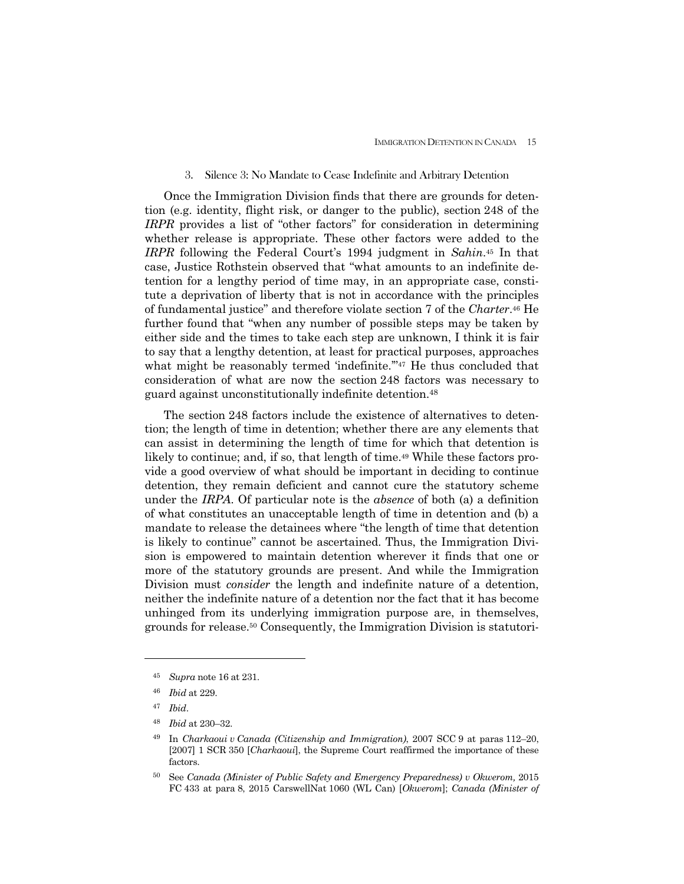### 3. Silence 3: No Mandate to Cease Indefinite and Arbitrary Detention

Once the Immigration Division finds that there are grounds for detention (e.g. identity, flight risk, or danger to the public), section 248 of the *IRPR* provides a list of "other factors" for consideration in determining whether release is appropriate. These other factors were added to the *IRPR* following the Federal Court's 1994 judgment in *Sahin*.[45] In that case, Justice Rothstein observed that "what amounts to an indefinite detention for a lengthy period of time may, in an appropriate case, constitute a deprivation of liberty that is not in accordance with the principles of fundamental justice" and therefore violate section 7 of the *Charter*.[46] He further found that "when any number of possible steps may be taken by either side and the times to take each step are unknown, I think it is fair to say that a lengthy detention, at least for practical purposes, approaches what might be reasonably termed 'indefinite.'"[47] He thus concluded that consideration of what are now the section 248 factors was necessary to guard against unconstitutionally indefinite detention.[48]

The section 248 factors include the existence of alternatives to detention; the length of time in detention; whether there are any elements that can assist in determining the length of time for which that detention is likely to continue; and, if so, that length of time.[49] While these factors provide a good overview of what should be important in deciding to continue detention, they remain deficient and cannot cure the statutory scheme under the *IRPA*. Of particular note is the *absence* of both (a) a definition of what constitutes an unacceptable length of time in detention and (b) a mandate to release the detainees where "the length of time that detention is likely to continue" cannot be ascertained. Thus, the Immigration Division is empowered to maintain detention wherever it finds that one or more of the statutory grounds are present. And while the Immigration Division must *consider* the length and indefinite nature of a detention, neither the indefinite nature of a detention nor the fact that it has become unhinged from its underlying immigration purpose are, in themselves, grounds for release.[50] Consequently, the Immigration Division is statutori-

---

[45] *Supra* note 16 at 231.

[46] *Ibid* at 229.

[47] *Ibid*.

[48] *Ibid* at 230–32.

[49] In *Charkaoui v Canada (Citizenship and Immigration)*, 2007 SCC 9 at paras 112–20, [2007] 1 SCR 350 [*Charkaoui*], the Supreme Court reaffirmed the importance of these factors.

[50] See *Canada (Minister of Public Safety and Emergency Preparedness) v Okwerom,* 2015 FC 433 at para 8, 2015 CarswellNat 1060 (WL Can) [*Okwerom*]; *Canada (Minister of*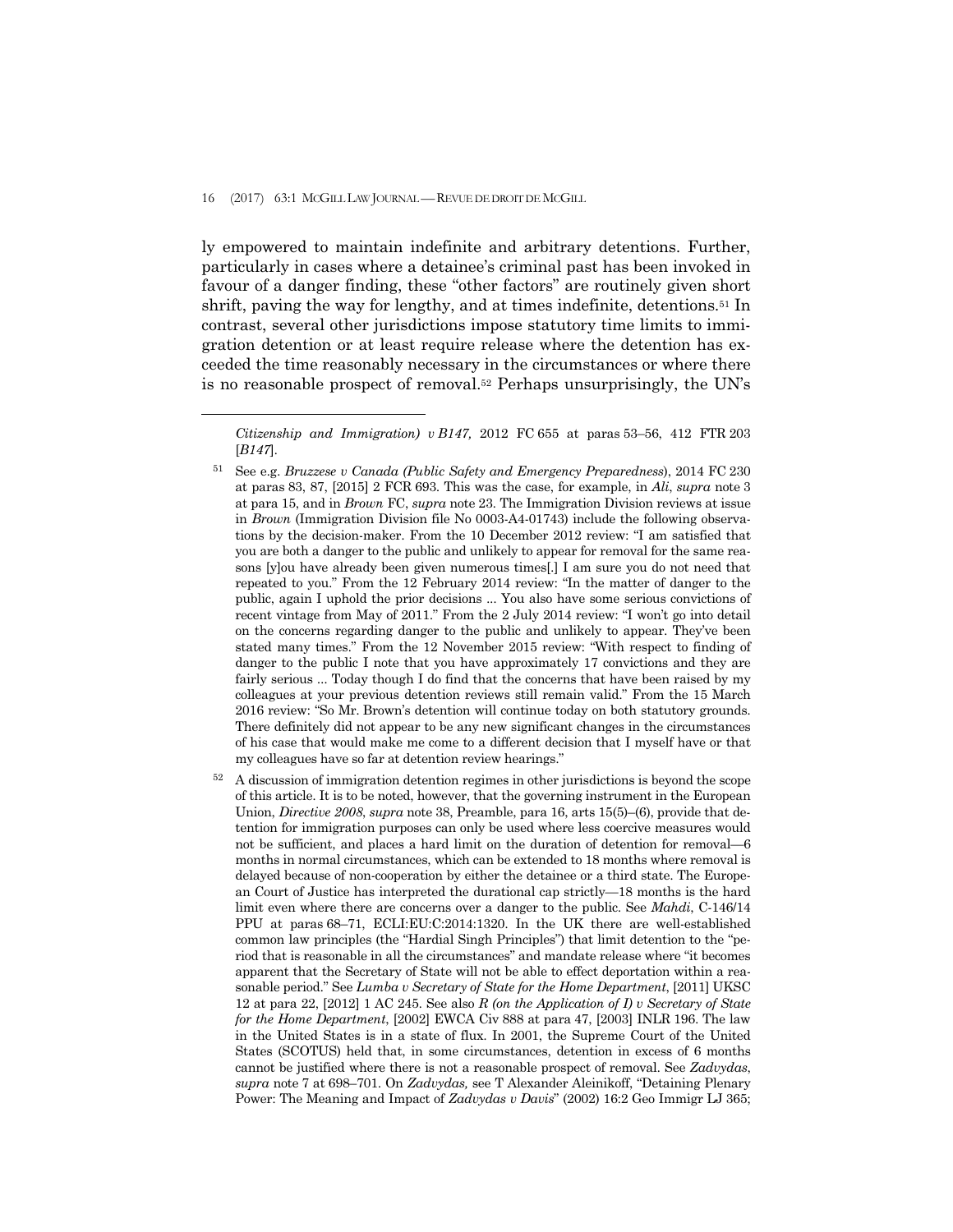ly empowered to maintain indefinite and arbitrary detentions. Further, particularly in cases where a detainee's criminal past has been invoked in favour of a danger finding, these "other factors" are routinely given short shrift, paving the way for lengthy, and at times indefinite, detentions.[51] In contrast, several other jurisdictions impose statutory time limits to immigration detention or at least require release where the detention has exceeded the time reasonably necessary in the circumstances or where there is no reasonable prospect of removal.[52] Perhaps unsurprisingly, the UN's

---

*Citizenship and Immigration) v B147,* 2012 FC 655 at paras 53–56, 412 FTR 203 [*B147*].

[51] See e.g. *Bruzzese v Canada (Public Safety and Emergency Preparedness)*, 2014 FC 230 at paras 83, 87, [2015] 2 FCR 693. This was the case, for example, in *Ali*, *supra* note 3 at para 15, and in *Brown* FC, *supra* note 23. The Immigration Division reviews at issue in *Brown* (Immigration Division file No 0003-A4-01743) include the following observations by the decision-maker. From the 10 December 2012 review: "I am satisfied that you are both a danger to the public and unlikely to appear for removal for the same reasons [y]ou have already been given numerous times[.] I am sure you do not need that repeated to you." From the 12 February 2014 review: "In the matter of danger to the public, again I uphold the prior decisions ... You also have some serious convictions of recent vintage from May of 2011." From the 2 July 2014 review: "I won't go into detail on the concerns regarding danger to the public and unlikely to appear. They've been stated many times." From the 12 November 2015 review: "With respect to finding of danger to the public I note that you have approximately 17 convictions and they are fairly serious ... Today though I do find that the concerns that have been raised by my colleagues at your previous detention reviews still remain valid." From the 15 March 2016 review: "So Mr. Brown's detention will continue today on both statutory grounds. There definitely did not appear to be any new significant changes in the circumstances of his case that would make me come to a different decision that I myself have or that my colleagues have so far at detention review hearings."

[52] A discussion of immigration detention regimes in other jurisdictions is beyond the scope of this article. It is to be noted, however, that the governing instrument in the European Union, *Directive 2008*, *supra* note 38, Preamble, para 16, arts 15(5)–(6), provide that detention for immigration purposes can only be used where less coercive measures would not be sufficient, and places a hard limit on the duration of detention for removal—6 months in normal circumstances, which can be extended to 18 months where removal is delayed because of non-cooperation by either the detainee or a third state. The European Court of Justice has interpreted the durational cap strictly—18 months is the hard limit even where there are concerns over a danger to the public. See *Mahdi*, C-146/14 PPU at paras 68–71, ECLI:EU:C:2014:1320. In the UK there are well-established common law principles (the "Hardial Singh Principles") that limit detention to the "period that is reasonable in all the circumstances" and mandate release where "it becomes apparent that the Secretary of State will not be able to effect deportation within a reasonable period." See *Lumba v Secretary of State for the Home Department*, [2011] UKSC 12 at para 22, [2012] 1 AC 245. See also *R (on the Application of I) v Secretary of State for the Home Department*, [2002] EWCA Civ 888 at para 47, [2003] INLR 196. The law in the United States is in a state of flux. In 2001, the Supreme Court of the United States (SCOTUS) held that, in some circumstances, detention in excess of 6 months cannot be justified where there is not a reasonable prospect of removal. See *Zadvydas*, *supra* note 7 at 698–701. On *Zadvydas,* see T Alexander Aleinikoff, "Detaining Plenary Power: The Meaning and Impact of *Zadvydas v Davis*" (2002) 16:2 Geo Immigr LJ 365;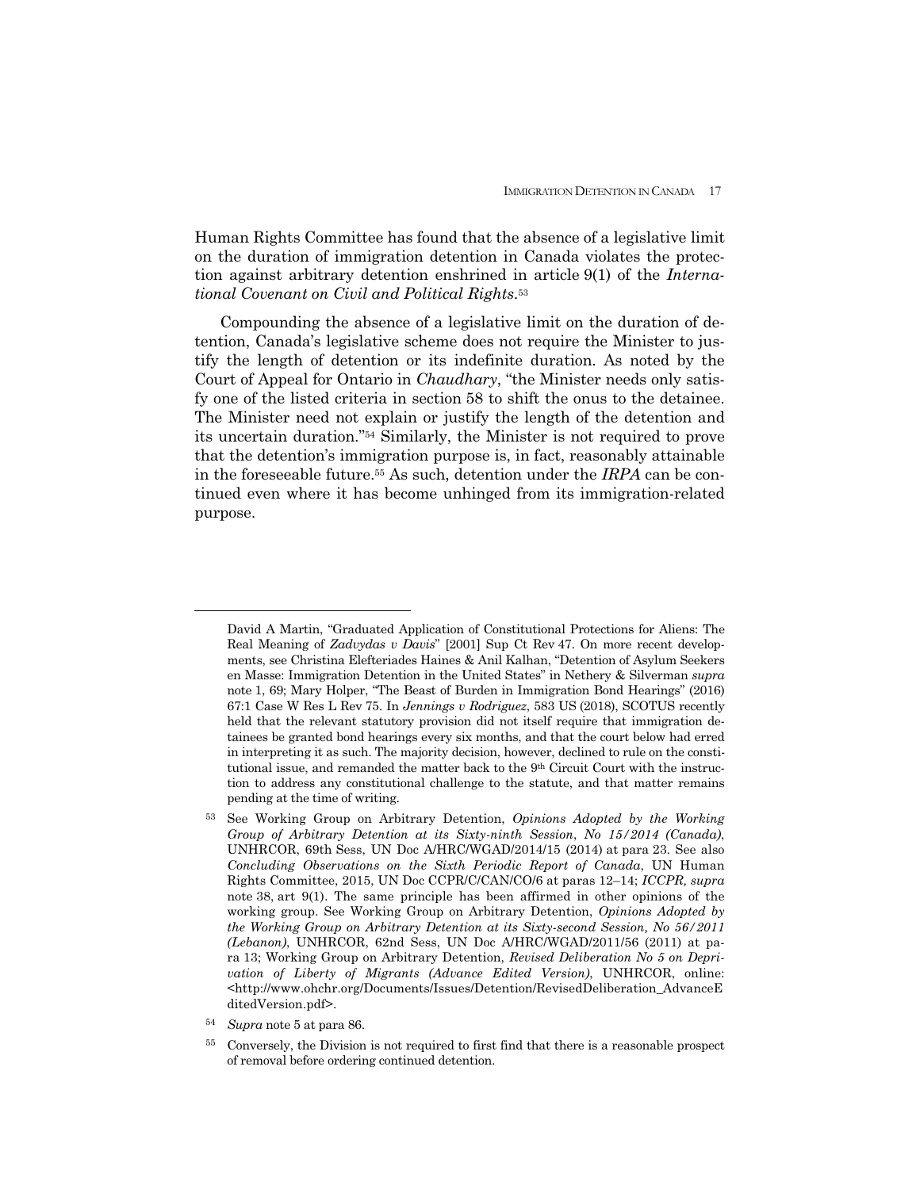Human Rights Committee has found that the absence of a legislative limit on the duration of immigration detention in Canada violates the protection against arbitrary detention enshrined in article 9(1) of the *International Covenant on Civil and Political Rights*.[53]

Compounding the absence of a legislative limit on the duration of detention, Canada's legislative scheme does not require the Minister to justify the length of detention or its indefinite duration. As noted by the Court of Appeal for Ontario in *Chaudhary*, "the Minister needs only satisfy one of the listed criteria in section 58 to shift the onus to the detainee. The Minister need not explain or justify the length of the detention and its uncertain duration."[54] Similarly, the Minister is not required to prove that the detention's immigration purpose is, in fact, reasonably attainable in the foreseeable future.[55] As such, detention under the *IRPA* can be continued even where it has become unhinged from its immigration-related purpose.

---

David A Martin, "Graduated Application of Constitutional Protections for Aliens: The Real Meaning of *Zadvydas v Davis*" [2001] Sup Ct Rev 47. On more recent developments, see Christina Elefteriades Haines & Anil Kalhan, "Detention of Asylum Seekers en Masse: Immigration Detention in the United States" in Nethery & Silverman *supra* note 1, 69; Mary Holper, "The Beast of Burden in Immigration Bond Hearings" (2016) 67:1 Case W Res L Rev 75. In *Jennings v Rodriguez*, 583 US (2018), SCOTUS recently held that the relevant statutory provision did not itself require that immigration detainees be granted bond hearings every six months, and that the court below had erred in interpreting it as such. The majority decision, however, declined to rule on the constitutional issue, and remanded the matter back to the 9th Circuit Court with the instruction to address any constitutional challenge to the statute, and that matter remains pending at the time of writing.

[53] See Working Group on Arbitrary Detention, *Opinions Adopted by the Working Group of Arbitrary Detention at its Sixty-ninth Session*, *No 15/2014 (Canada)*, UNHRCOR, 69th Sess, UN Doc A/HRC/WGAD/2014/15 (2014) at para 23. See also *Concluding Observations on the Sixth Periodic Report of Canada*, UN Human Rights Committee, 2015, UN Doc CCPR/C/CAN/CO/6 at paras 12–14; *ICCPR, supra* note 38, art 9(1). The same principle has been affirmed in other opinions of the working group. See Working Group on Arbitrary Detention, *Opinions Adopted by the Working Group on Arbitrary Detention at its Sixty-second Session, No 56/2011 (Lebanon)*, UNHRCOR, 62nd Sess, UN Doc A/HRC/WGAD/2011/56 (2011) at para 13; Working Group on Arbitrary Detention, *Revised Deliberation No 5 on Deprivation of Liberty of Migrants (Advance Edited Version)*, UNHRCOR, online: <http://www.ohchr.org/Documents/Issues/Detention/RevisedDeliberation_AdvanceEditedVersion.pdf>.

[54] *Supra* note 5 at para 86.

[55] Conversely, the Division is not required to first find that there is a reasonable prospect of removal before ordering continued detention.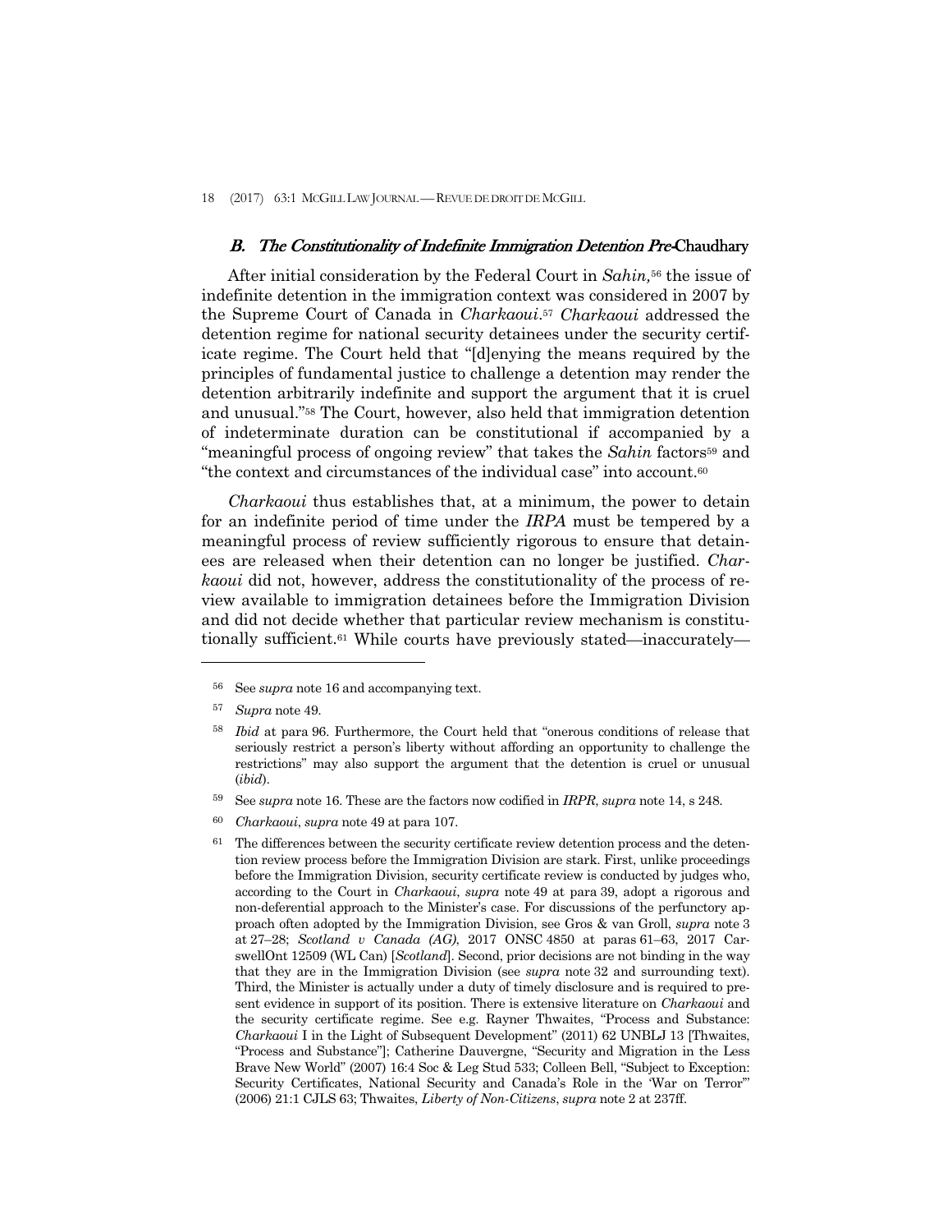### *B. The Constitutionality of Indefinite Immigration Detention Pre-*Chaudhary

After initial consideration by the Federal Court in *Sahin*,[56] the issue of indefinite detention in the immigration context was considered in 2007 by the Supreme Court of Canada in *Charkaoui*.[57] *Charkaoui* addressed the detention regime for national security detainees under the security certificate regime. The Court held that "[d]enying the means required by the principles of fundamental justice to challenge a detention may render the detention arbitrarily indefinite and support the argument that it is cruel and unusual."[58] The Court, however, also held that immigration detention of indeterminate duration can be constitutional if accompanied by a "meaningful process of ongoing review" that takes the *Sahin* factors[59] and "the context and circumstances of the individual case" into account.[60]

*Charkaoui* thus establishes that, at a minimum, the power to detain for an indefinite period of time under the *IRPA* must be tempered by a meaningful process of review sufficiently rigorous to ensure that detainees are released when their detention can no longer be justified. *Charkaoui* did not, however, address the constitutionality of the process of review available to immigration detainees before the Immigration Division and did not decide whether that particular review mechanism is constitutionally sufficient.[61] While courts have previously stated—inaccurately—

---

[56] See *supra* note 16 and accompanying text.

[57] *Supra* note 49.

[58] *Ibid* at para 96. Furthermore, the Court held that "onerous conditions of release that seriously restrict a person's liberty without affording an opportunity to challenge the restrictions" may also support the argument that the detention is cruel or unusual (*ibid*).

[59] See *supra* note 16. These are the factors now codified in *IRPR*, *supra* note 14, s 248.

[60] *Charkaoui*, *supra* note 49 at para 107.

[61] The differences between the security certificate review detention process and the detention review process before the Immigration Division are stark. First, unlike proceedings before the Immigration Division, security certificate review is conducted by judges who, according to the Court in *Charkaoui*, *supra* note 49 at para 39, adopt a rigorous and non-deferential approach to the Minister's case. For discussions of the perfunctory approach often adopted by the Immigration Division, see Gros & van Groll, *supra* note 3 at 27–28; *Scotland v Canada (AG)*, 2017 ONSC 4850 at paras 61–63, 2017 CarswellOnt 12509 (WL Can) [*Scotland*]. Second, prior decisions are not binding in the way that they are in the Immigration Division (see *supra* note 32 and surrounding text). Third, the Minister is actually under a duty of timely disclosure and is required to present evidence in support of its position. There is extensive literature on *Charkaoui* and the security certificate regime. See e.g. Rayner Thwaites, "Process and Substance: *Charkaoui* I in the Light of Subsequent Development" (2011) 62 UNBLJ 13 [Thwaites, "Process and Substance"]; Catherine Dauvergne, "Security and Migration in the Less Brave New World" (2007) 16:4 Soc & Leg Stud 533; Colleen Bell, "Subject to Exception: Security Certificates, National Security and Canada's Role in the 'War on Terror'" (2006) 21:1 CJLS 63; Thwaites, *Liberty of Non-Citizens*, *supra* note 2 at 237ff.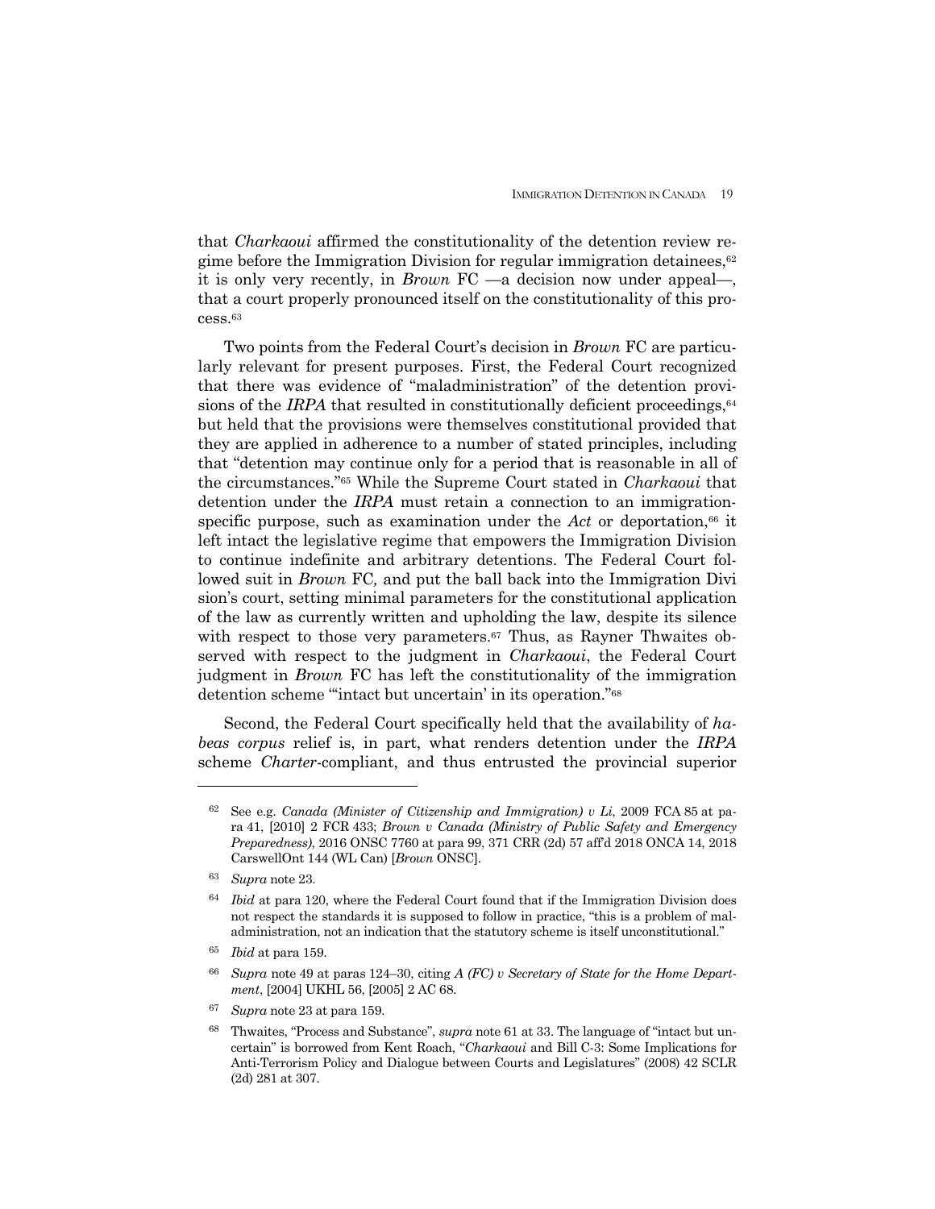that *Charkaoui* affirmed the constitutionality of the detention review regime before the Immigration Division for regular immigration detainees,[62] it is only very recently, in *Brown* FC —a decision now under appeal—, that a court properly pronounced itself on the constitutionality of this process.[63]

Two points from the Federal Court's decision in *Brown* FC are particularly relevant for present purposes. First, the Federal Court recognized that there was evidence of "maladministration" of the detention provisions of the *IRPA* that resulted in constitutionally deficient proceedings,[64] but held that the provisions were themselves constitutional provided that they are applied in adherence to a number of stated principles, including that "detention may continue only for a period that is reasonable in all of the circumstances."[65] While the Supreme Court stated in *Charkaoui* that detention under the *IRPA* must retain a connection to an immigration-specific purpose, such as examination under the *Act* or deportation,[66] it left intact the legislative regime that empowers the Immigration Division to continue indefinite and arbitrary detentions. The Federal Court followed suit in *Brown* FC*,* and put the ball back into the Immigration Division's court, setting minimal parameters for the constitutional application of the law as currently written and upholding the law, despite its silence with respect to those very parameters.[67] Thus, as Rayner Thwaites observed with respect to the judgment in *Charkaoui*, the Federal Court judgment in *Brown* FC has left the constitutionality of the immigration detention scheme "'intact but uncertain' in its operation."[68]

Second, the Federal Court specifically held that the availability of *habeas corpus* relief is, in part, what renders detention under the *IRPA* scheme *Charter*-compliant, and thus entrusted the provincial superior

---

[62] See e.g. *Canada (Minister of Citizenship and Immigration) v Li*, 2009 FCA 85 at para 41, [2010] 2 FCR 433; *Brown v Canada (Ministry of Public Safety and Emergency Preparedness)*, 2016 ONSC 7760 at para 99, 371 CRR (2d) 57 aff'd 2018 ONCA 14, 2018 CarswellOnt 144 (WL Can) [*Brown* ONSC].

[63] *Supra* note 23.

[64] *Ibid* at para 120, where the Federal Court found that if the Immigration Division does not respect the standards it is supposed to follow in practice, "this is a problem of maladministration, not an indication that the statutory scheme is itself unconstitutional."

[65] *Ibid* at para 159.

[66] *Supra* note 49 at paras 124–30, citing *A (FC) v Secretary of State for the Home Department*, [2004] UKHL 56, [2005] 2 AC 68.

[67] *Supra* note 23 at para 159.

[68] Thwaites, "Process and Substance", *supra* note 61 at 33. The language of "intact but uncertain" is borrowed from Kent Roach, "*Charkaoui* and Bill C-3: Some Implications for Anti-Terrorism Policy and Dialogue between Courts and Legislatures" (2008) 42 SCLR (2d) 281 at 307.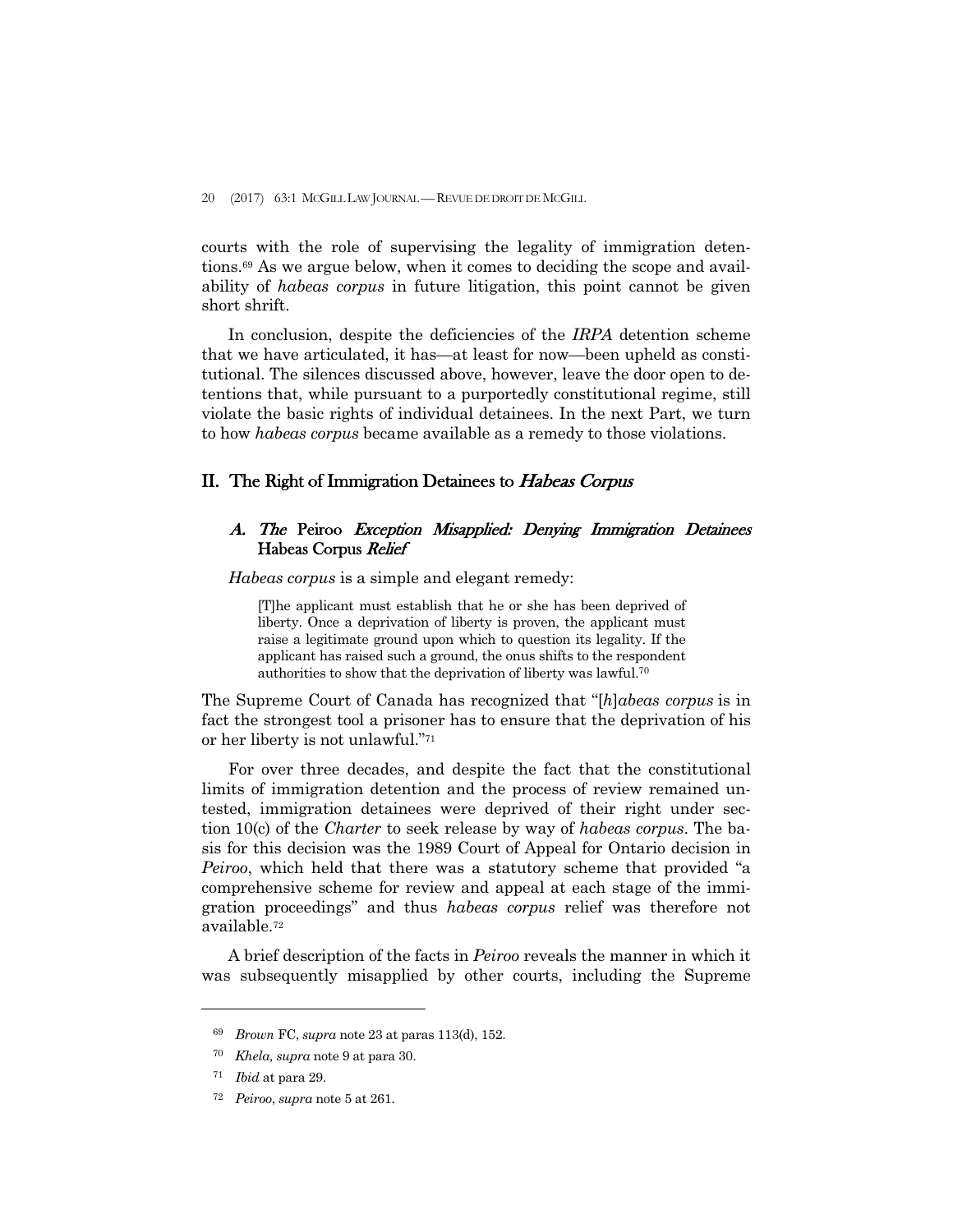courts with the role of supervising the legality of immigration detentions.[69] As we argue below, when it comes to deciding the scope and availability of *habeas corpus* in future litigation, this point cannot be given short shrift.

In conclusion, despite the deficiencies of the *IRPA* detention scheme that we have articulated, it has—at least for now—been upheld as constitutional. The silences discussed above, however, leave the door open to detentions that, while pursuant to a purportedly constitutional regime, still violate the basic rights of individual detainees. In the next Part, we turn to how *habeas corpus* became available as a remedy to those violations.

## II. The Right of Immigration Detainees to *Habeas Corpus*

### A. *The* Peiroo *Exception Misapplied: Denying Immigration Detainees* Habeas Corpus *Relief*

*Habeas corpus* is a simple and elegant remedy:

> [T]he applicant must establish that he or she has been deprived of liberty. Once a deprivation of liberty is proven, the applicant must raise a legitimate ground upon which to question its legality. If the applicant has raised such a ground, the onus shifts to the respondent authorities to show that the deprivation of liberty was lawful.[70]

The Supreme Court of Canada has recognized that "[*h*]*abeas corpus* is in fact the strongest tool a prisoner has to ensure that the deprivation of his or her liberty is not unlawful."[71]

For over three decades, and despite the fact that the constitutional limits of immigration detention and the process of review remained untested, immigration detainees were deprived of their right under section 10(c) of the *Charter* to seek release by way of *habeas corpus*. The basis for this decision was the 1989 Court of Appeal for Ontario decision in *Peiroo*, which held that there was a statutory scheme that provided "a comprehensive scheme for review and appeal at each stage of the immigration proceedings" and thus *habeas corpus* relief was therefore not available.[72]

A brief description of the facts in *Peiroo* reveals the manner in which it was subsequently misapplied by other courts, including the Supreme

---

[69] *Brown* FC, *supra* note 23 at paras 113(d), 152.

[70] *Khela, supra* note 9 at para 30.

[71] *Ibid* at para 29.

[72] *Peiroo*, *supra* note 5 at 261.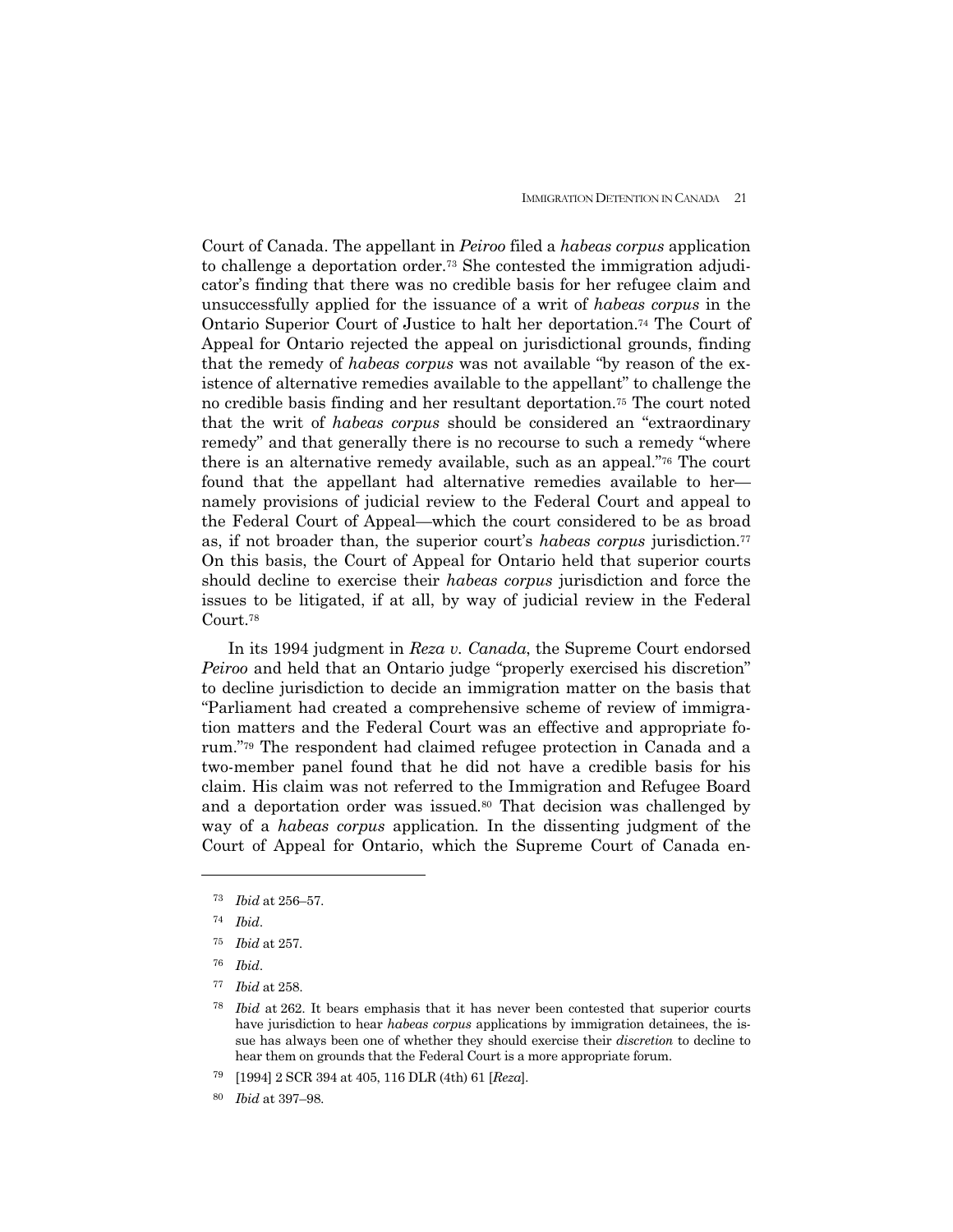Court of Canada. The appellant in *Peiroo* filed a *habeas corpus* application to challenge a deportation order.[73] She contested the immigration adjudicator's finding that there was no credible basis for her refugee claim and unsuccessfully applied for the issuance of a writ of *habeas corpus* in the Ontario Superior Court of Justice to halt her deportation.[74] The Court of Appeal for Ontario rejected the appeal on jurisdictional grounds, finding that the remedy of *habeas corpus* was not available "by reason of the existence of alternative remedies available to the appellant" to challenge the no credible basis finding and her resultant deportation.[75] The court noted that the writ of *habeas corpus* should be considered an "extraordinary remedy" and that generally there is no recourse to such a remedy "where there is an alternative remedy available, such as an appeal."[76] The court found that the appellant had alternative remedies available to her—namely provisions of judicial review to the Federal Court and appeal to the Federal Court of Appeal—which the court considered to be as broad as, if not broader than, the superior court's *habeas corpus* jurisdiction.[77] On this basis, the Court of Appeal for Ontario held that superior courts should decline to exercise their *habeas corpus* jurisdiction and force the issues to be litigated, if at all, by way of judicial review in the Federal Court.[78]

In its 1994 judgment in *Reza v. Canada*, the Supreme Court endorsed *Peiroo* and held that an Ontario judge "properly exercised his discretion" to decline jurisdiction to decide an immigration matter on the basis that "Parliament had created a comprehensive scheme of review of immigration matters and the Federal Court was an effective and appropriate forum."[79] The respondent had claimed refugee protection in Canada and a two-member panel found that he did not have a credible basis for his claim. His claim was not referred to the Immigration and Refugee Board and a deportation order was issued.[80] That decision was challenged by way of a *habeas corpus* application. In the dissenting judgment of the Court of Appeal for Ontario, which the Supreme Court of Canada en-

---

[73] *Ibid* at 256–57.

[74] *Ibid*.

[75] *Ibid* at 257.

[76] *Ibid*.

[77] *Ibid* at 258.

[78] *Ibid* at 262. It bears emphasis that it has never been contested that superior courts have jurisdiction to hear *habeas corpus* applications by immigration detainees, the issue has always been one of whether they should exercise their *discretion* to decline to hear them on grounds that the Federal Court is a more appropriate forum.

[79] [1994] 2 SCR 394 at 405, 116 DLR (4th) 61 [*Reza*].

[80] *Ibid* at 397–98.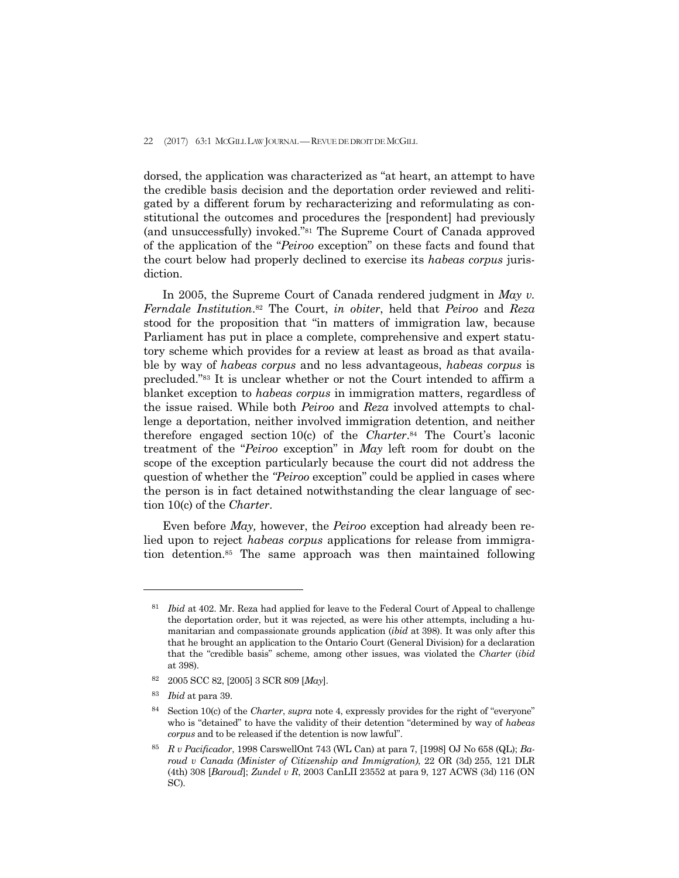dorsed, the application was characterized as "at heart, an attempt to have the credible basis decision and the deportation order reviewed and relitigated by a different forum by recharacterizing and reformulating as constitutional the outcomes and procedures the [respondent] had previously (and unsuccessfully) invoked."[81] The Supreme Court of Canada approved of the application of the "*Peiroo* exception" on these facts and found that the court below had properly declined to exercise its *habeas corpus* jurisdiction.

In 2005, the Supreme Court of Canada rendered judgment in *May v. Ferndale Institution*.[82] The Court, *in obiter*, held that *Peiroo* and *Reza* stood for the proposition that "in matters of immigration law, because Parliament has put in place a complete, comprehensive and expert statutory scheme which provides for a review at least as broad as that available by way of *habeas corpus* and no less advantageous, *habeas corpus* is precluded."[83] It is unclear whether or not the Court intended to affirm a blanket exception to *habeas corpus* in immigration matters, regardless of the issue raised. While both *Peiroo* and *Reza* involved attempts to challenge a deportation, neither involved immigration detention, and neither therefore engaged section 10(c) of the *Charter*.[84] The Court's laconic treatment of the "*Peiroo* exception" in *May* left room for doubt on the scope of the exception particularly because the court did not address the question of whether the "*Peiroo* exception" could be applied in cases where the person is in fact detained notwithstanding the clear language of section 10(c) of the *Charter*.

Even before *May,* however, the *Peiroo* exception had already been relied upon to reject *habeas corpus* applications for release from immigration detention.[85] The same approach was then maintained following

---

[81] *Ibid* at 402. Mr. Reza had applied for leave to the Federal Court of Appeal to challenge the deportation order, but it was rejected, as were his other attempts, including a humanitarian and compassionate grounds application (*ibid* at 398). It was only after this that he brought an application to the Ontario Court (General Division) for a declaration that the "credible basis" scheme, among other issues, was violated the *Charter* (*ibid* at 398).

[82] 2005 SCC 82, [2005] 3 SCR 809 [*May*].

[83] *Ibid* at para 39.

[84] Section 10(c) of the *Charter*, *supra* note 4, expressly provides for the right of "everyone" who is "detained" to have the validity of their detention "determined by way of *habeas corpus* and to be released if the detention is now lawful".

[85] *R v Pacificador*, 1998 CarswellOnt 743 (WL Can) at para 7, [1998] OJ No 658 (QL); *Baroud v Canada (Minister of Citizenship and Immigration)*, 22 OR (3d) 255, 121 DLR (4th) 308 [*Baroud*]; *Zundel v R*, 2003 CanLII 23552 at para 9, 127 ACWS (3d) 116 (ON SC).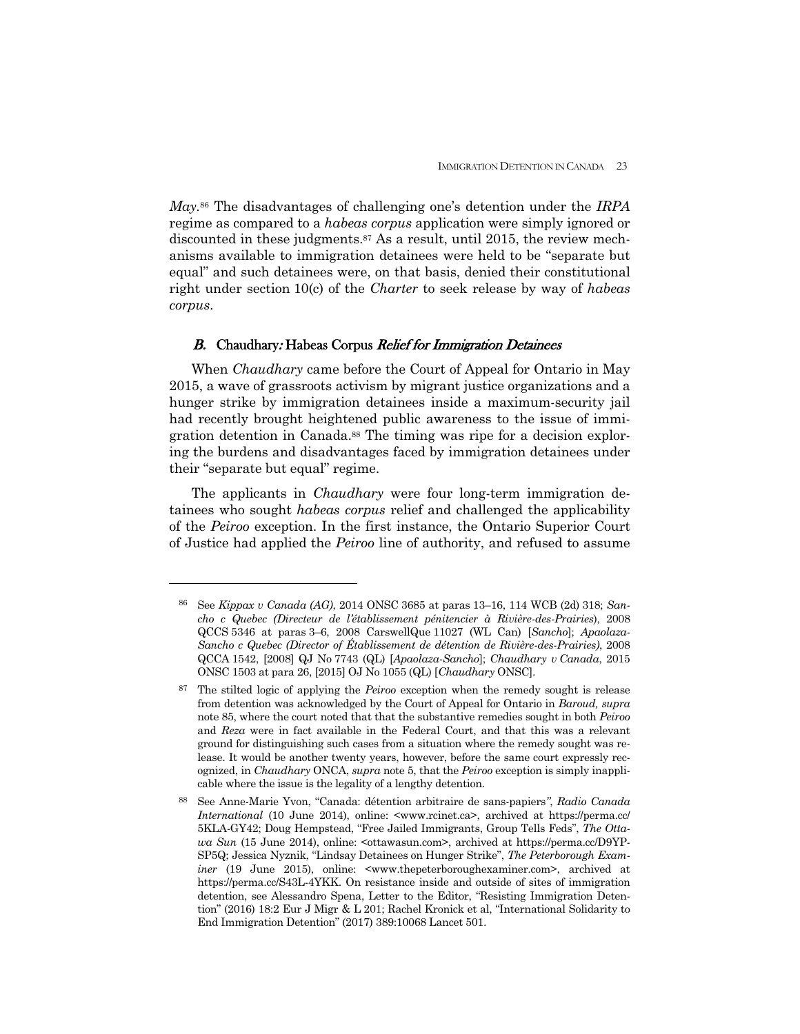*May*.[86] The disadvantages of challenging one's detention under the *IRPA* regime as compared to a *habeas corpus* application were simply ignored or discounted in these judgments.[87] As a result, until 2015, the review mechanisms available to immigration detainees were held to be "separate but equal" and such detainees were, on that basis, denied their constitutional right under section 10(c) of the *Charter* to seek release by way of *habeas corpus*.

### *B.* Chaudhary*: Habeas Corpus Relief for Immigration Detainees*

When *Chaudhary* came before the Court of Appeal for Ontario in May 2015, a wave of grassroots activism by migrant justice organizations and a hunger strike by immigration detainees inside a maximum-security jail had recently brought heightened public awareness to the issue of immigration detention in Canada.[88] The timing was ripe for a decision exploring the burdens and disadvantages faced by immigration detainees under their "separate but equal" regime.

The applicants in *Chaudhary* were four long-term immigration detainees who sought *habeas corpus* relief and challenged the applicability of the *Peiroo* exception. In the first instance, the Ontario Superior Court of Justice had applied the *Peiroo* line of authority, and refused to assume

---

[86] See *Kippax v Canada (AG)*, 2014 ONSC 3685 at paras 13–16, 114 WCB (2d) 318; *Sancho c Quebec (Directeur de l'établissement pénitencier à Rivière-des-Prairies)*, 2008 QCCS 5346 at paras 3–6, 2008 CarswellQue 11027 (WL Can) [*Sancho*]; *Apaolaza-Sancho c Quebec (Director of Établissement de détention de Rivière-des-Prairies)*, 2008 QCCA 1542, [2008] QJ No 7743 (QL) [*Apaolaza-Sancho*]; *Chaudhary v Canada*, 2015 ONSC 1503 at para 26, [2015] OJ No 1055 (QL) [*Chaudhary* ONSC].

[87] The stilted logic of applying the *Peiroo* exception when the remedy sought is release from detention was acknowledged by the Court of Appeal for Ontario in *Baroud, supra* note 85, where the court noted that that the substantive remedies sought in both *Peiroo* and *Reza* were in fact available in the Federal Court, and that this was a relevant ground for distinguishing such cases from a situation where the remedy sought was release. It would be another twenty years, however, before the same court expressly recognized, in *Chaudhary* ONCA, *supra* note 5, that the *Peiroo* exception is simply inapplicable where the issue is the legality of a lengthy detention.

[88] See Anne-Marie Yvon, "Canada: détention arbitraire de sans-papiers", *Radio Canada International* (10 June 2014), online: <www.rcinet.ca>, archived at https://perma.cc/5KLA-GY42; Doug Hempstead, "Free Jailed Immigrants, Group Tells Feds", *The Ottawa Sun* (15 June 2014), online: <ottawasun.com>, archived at https://perma.cc/D9YP-SP5Q; Jessica Nyznik, "Lindsay Detainees on Hunger Strike", *The Peterborough Examiner* (19 June 2015), online: <www.thepeterboroughexaminer.com>, archived at https://perma.cc/S43L-4YKK. On resistance inside and outside of sites of immigration detention, see Alessandro Spena, Letter to the Editor, "Resisting Immigration Detention" (2016) 18:2 Eur J Migr & L 201; Rachel Kronick et al, "International Solidarity to End Immigration Detention" (2017) 389:10068 Lancet 501.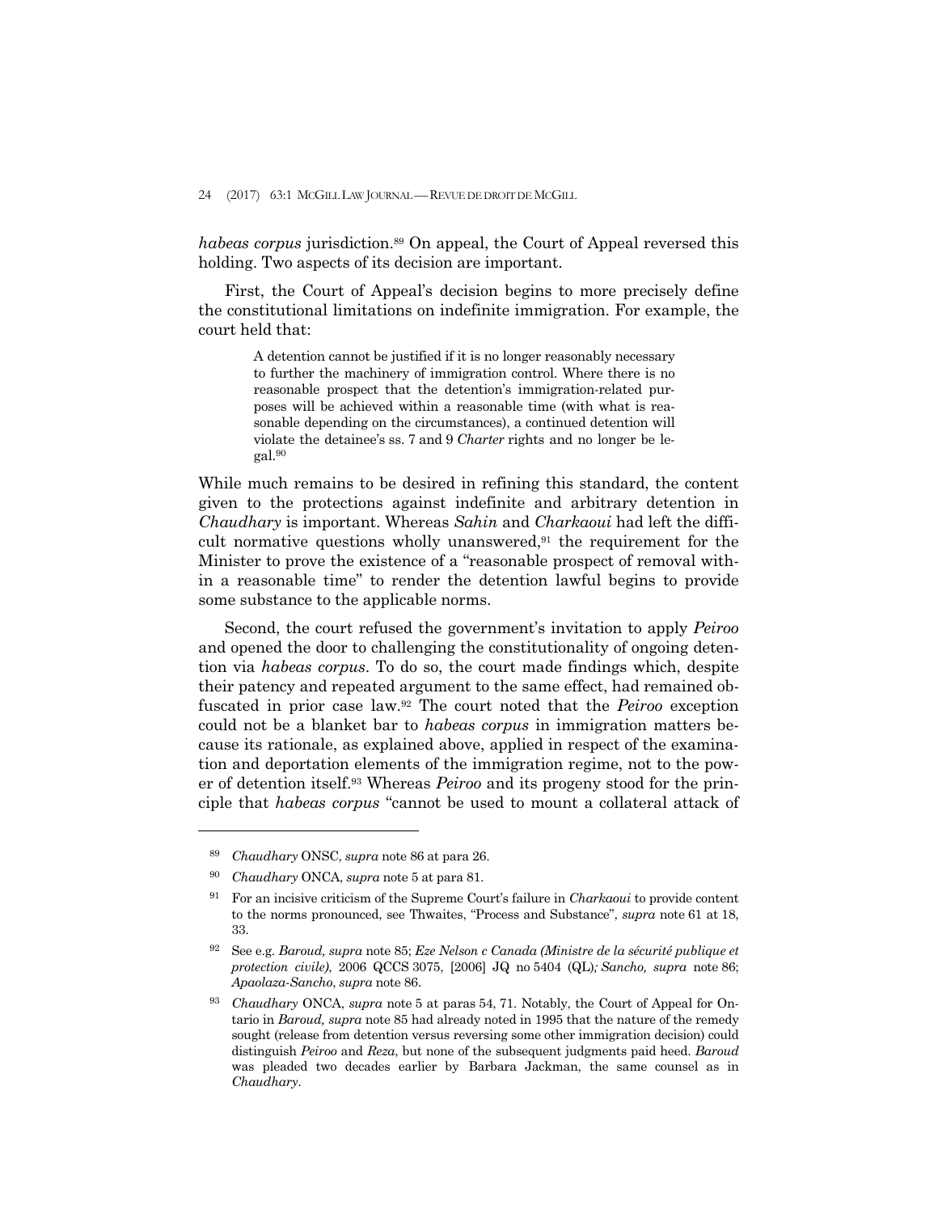*habeas corpus* jurisdiction.[89] On appeal, the Court of Appeal reversed this holding. Two aspects of its decision are important.

First, the Court of Appeal's decision begins to more precisely define the constitutional limitations on indefinite immigration. For example, the court held that:

> A detention cannot be justified if it is no longer reasonably necessary to further the machinery of immigration control. Where there is no reasonable prospect that the detention's immigration-related purposes will be achieved within a reasonable time (with what is reasonable depending on the circumstances), a continued detention will violate the detainee's ss. 7 and 9 *Charter* rights and no longer be legal.[90]

While much remains to be desired in refining this standard, the content given to the protections against indefinite and arbitrary detention in *Chaudhary* is important. Whereas *Sahin* and *Charkaoui* had left the difficult normative questions wholly unanswered,[91] the requirement for the Minister to prove the existence of a "reasonable prospect of removal within a reasonable time" to render the detention lawful begins to provide some substance to the applicable norms.

Second, the court refused the government's invitation to apply *Peiroo* and opened the door to challenging the constitutionality of ongoing detention via *habeas corpus*. To do so, the court made findings which, despite their patency and repeated argument to the same effect, had remained obfuscated in prior case law.[92] The court noted that the *Peiroo* exception could not be a blanket bar to *habeas corpus* in immigration matters because its rationale, as explained above, applied in respect of the examination and deportation elements of the immigration regime, not to the power of detention itself.[93] Whereas *Peiroo* and its progeny stood for the principle that *habeas corpus* "cannot be used to mount a collateral attack of

---

[89] *Chaudhary* ONSC, *supra* note 86 at para 26.

[90] *Chaudhary* ONCA, *supra* note 5 at para 81.

[91] For an incisive criticism of the Supreme Court's failure in *Charkaoui* to provide content to the norms pronounced, see Thwaites, "Process and Substance", *supra* note 61 at 18, 33.

[92] See e.g. *Baroud, supra* note 85; *Eze Nelson c Canada (Ministre de la sécurité publique et protection civile)*, 2006 QCCS 3075, [2006] JQ no 5404 (QL)*; Sancho, supra* note 86; *Apaolaza-Sancho*, *supra* note 86.

[93] *Chaudhary* ONCA, *supra* note 5 at paras 54, 71. Notably, the Court of Appeal for Ontario in *Baroud, supra* note 85 had already noted in 1995 that the nature of the remedy sought (release from detention versus reversing some other immigration decision) could distinguish *Peiroo* and *Reza*, but none of the subsequent judgments paid heed. *Baroud* was pleaded two decades earlier by Barbara Jackman, the same counsel as in *Chaudhary*.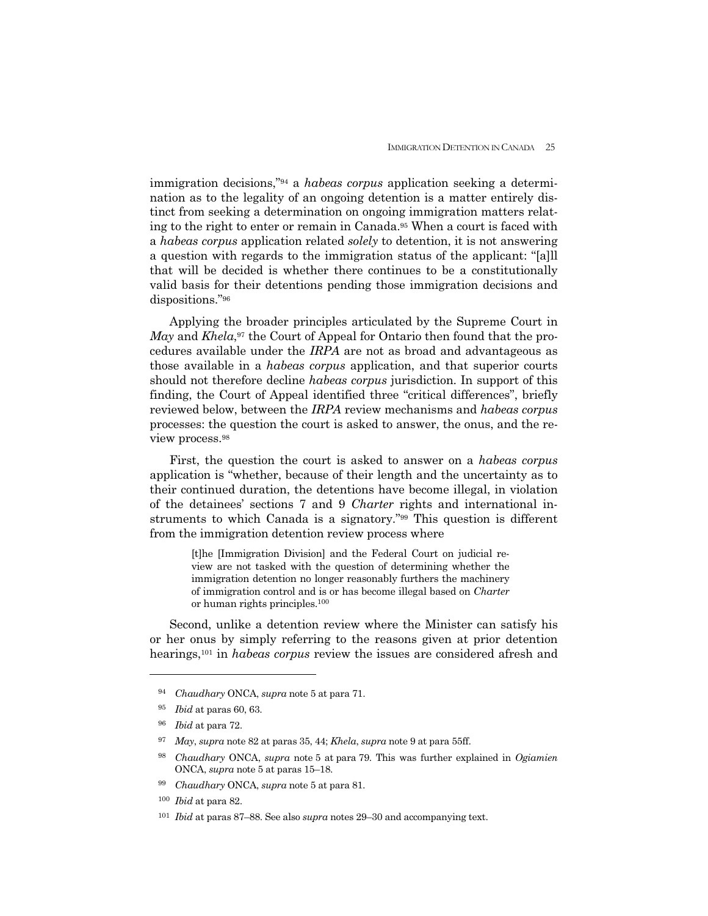immigration decisions,"[94] a *habeas corpus* application seeking a determination as to the legality of an ongoing detention is a matter entirely distinct from seeking a determination on ongoing immigration matters relating to the right to enter or remain in Canada.[95] When a court is faced with a *habeas corpus* application related *solely* to detention, it is not answering a question with regards to the immigration status of the applicant: "[a]ll that will be decided is whether there continues to be a constitutionally valid basis for their detentions pending those immigration decisions and dispositions."[96]

Applying the broader principles articulated by the Supreme Court in *May* and *Khela*,[97] the Court of Appeal for Ontario then found that the procedures available under the *IRPA* are not as broad and advantageous as those available in a *habeas corpus* application, and that superior courts should not therefore decline *habeas corpus* jurisdiction. In support of this finding, the Court of Appeal identified three "critical differences", briefly reviewed below, between the *IRPA* review mechanisms and *habeas corpus* processes: the question the court is asked to answer, the onus, and the review process.[98]

First, the question the court is asked to answer on a *habeas corpus* application is "whether, because of their length and the uncertainty as to their continued duration, the detentions have become illegal, in violation of the detainees' sections 7 and 9 *Charter* rights and international instruments to which Canada is a signatory."[99] This question is different from the immigration detention review process where

> [t]he [Immigration Division] and the Federal Court on judicial review are not tasked with the question of determining whether the immigration detention no longer reasonably furthers the machinery of immigration control and is or has become illegal based on *Charter* or human rights principles.[100]

Second, unlike a detention review where the Minister can satisfy his or her onus by simply referring to the reasons given at prior detention hearings,[101] in *habeas corpus* review the issues are considered afresh and

---

[94] *Chaudhary* ONCA, *supra* note 5 at para 71.

[95] *Ibid* at paras 60, 63.

[96] *Ibid* at para 72.

[97] *May*, *supra* note 82 at paras 35, 44; *Khela*, *supra* note 9 at para 55ff.

[98] *Chaudhary* ONCA, *supra* note 5 at para 79. This was further explained in *Ogiamien* ONCA, *supra* note 5 at paras 15–18.

[99] *Chaudhary* ONCA, *supra* note 5 at para 81.

[100] *Ibid* at para 82.

[101] *Ibid* at paras 87–88. See also *supra* notes 29–30 and accompanying text.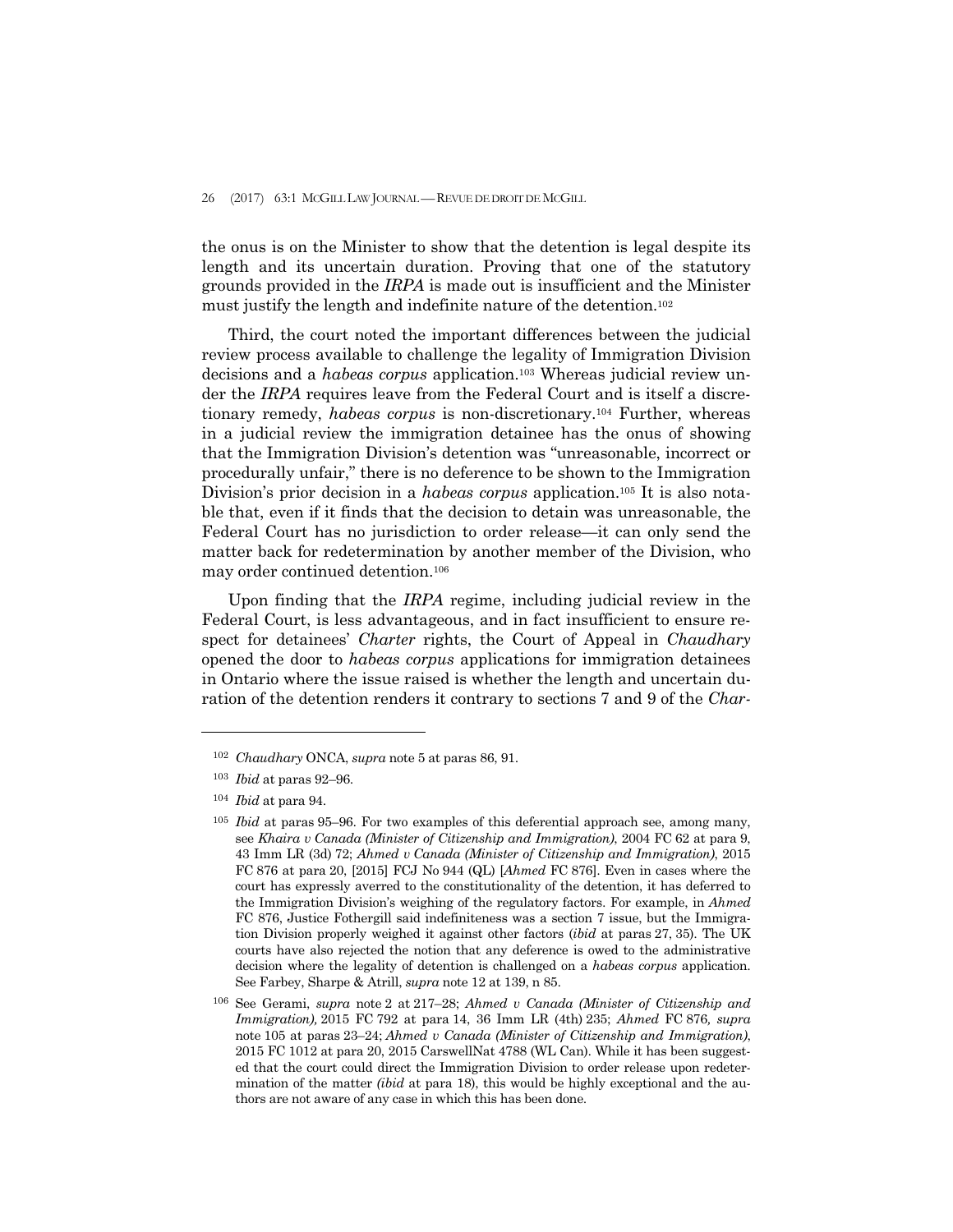the onus is on the Minister to show that the detention is legal despite its length and its uncertain duration. Proving that one of the statutory grounds provided in the *IRPA* is made out is insufficient and the Minister must justify the length and indefinite nature of the detention.[102]

Third, the court noted the important differences between the judicial review process available to challenge the legality of Immigration Division decisions and a *habeas corpus* application.[103] Whereas judicial review under the *IRPA* requires leave from the Federal Court and is itself a discretionary remedy, *habeas corpus* is non-discretionary.[104] Further, whereas in a judicial review the immigration detainee has the onus of showing that the Immigration Division's detention was "unreasonable, incorrect or procedurally unfair," there is no deference to be shown to the Immigration Division's prior decision in a *habeas corpus* application.[105] It is also notable that, even if it finds that the decision to detain was unreasonable, the Federal Court has no jurisdiction to order release—it can only send the matter back for redetermination by another member of the Division, who may order continued detention.[106]

Upon finding that the *IRPA* regime, including judicial review in the Federal Court, is less advantageous, and in fact insufficient to ensure respect for detainees' *Charter* rights, the Court of Appeal in *Chaudhary* opened the door to *habeas corpus* applications for immigration detainees in Ontario where the issue raised is whether the length and uncertain duration of the detention renders it contrary to sections 7 and 9 of the *Char-*

---

[102] *Chaudhary* ONCA, *supra* note 5 at paras 86, 91.

[103] *Ibid* at paras 92–96.

[104] *Ibid* at para 94.

[105] *Ibid* at paras 95–96. For two examples of this deferential approach see, among many, see *Khaira v Canada (Minister of Citizenship and Immigration)*, 2004 FC 62 at para 9, 43 Imm LR (3d) 72; *Ahmed v Canada (Minister of Citizenship and Immigration)*, 2015 FC 876 at para 20, [2015] FCJ No 944 (QL) [*Ahmed* FC 876]. Even in cases where the court has expressly averred to the constitutionality of the detention, it has deferred to the Immigration Division's weighing of the regulatory factors. For example, in *Ahmed* FC 876, Justice Fothergill said indefiniteness was a section 7 issue, but the Immigration Division properly weighed it against other factors (*ibid* at paras 27, 35). The UK courts have also rejected the notion that any deference is owed to the administrative decision where the legality of detention is challenged on a *habeas corpus* application. See Farbey, Sharpe & Atrill, *supra* note 12 at 139, n 85.

[106] See Gerami, *supra* note 2 at 217–28; *Ahmed v Canada (Minister of Citizenship and Immigration)*, 2015 FC 792 at para 14, 36 Imm LR (4th) 235; *Ahmed* FC 876*, supra* note 105 at paras 23–24; *Ahmed v Canada (Minister of Citizenship and Immigration)*, 2015 FC 1012 at para 20, 2015 CarswellNat 4788 (WL Can). While it has been suggested that the court could direct the Immigration Division to order release upon redetermination of the matter *(ibid* at para 18), this would be highly exceptional and the authors are not aware of any case in which this has been done.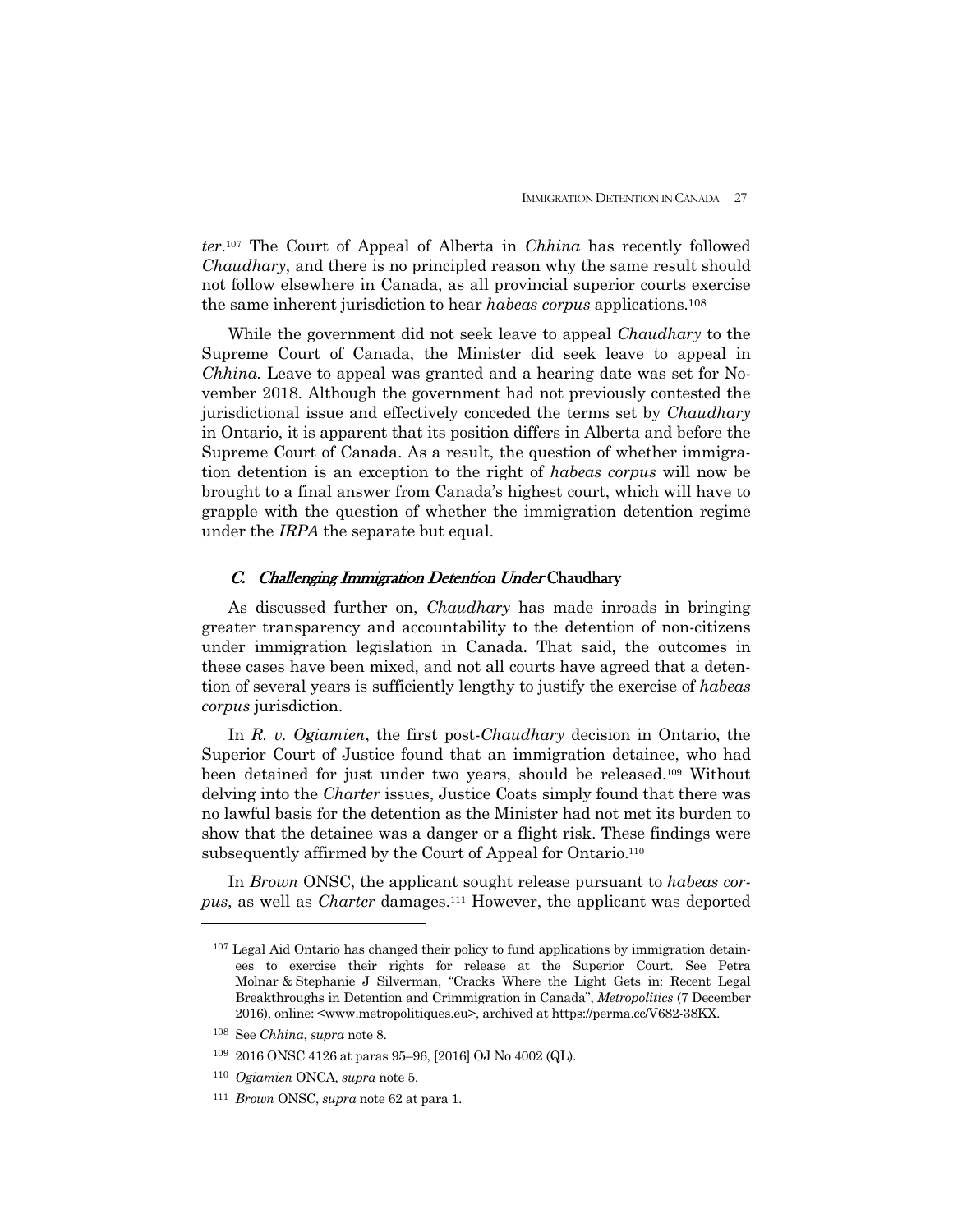*ter*.[107] The Court of Appeal of Alberta in *Chhina* has recently followed *Chaudhary*, and there is no principled reason why the same result should not follow elsewhere in Canada, as all provincial superior courts exercise the same inherent jurisdiction to hear *habeas corpus* applications.[108]

While the government did not seek leave to appeal *Chaudhary* to the Supreme Court of Canada, the Minister did seek leave to appeal in *Chhina*. Leave to appeal was granted and a hearing date was set for November 2018. Although the government had not previously contested the jurisdictional issue and effectively conceded the terms set by *Chaudhary* in Ontario, it is apparent that its position differs in Alberta and before the Supreme Court of Canada. As a result, the question of whether immigration detention is an exception to the right of *habeas corpus* will now be brought to a final answer from Canada's highest court, which will have to grapple with the question of whether the immigration detention regime under the *IRPA* the separate but equal.

### *C. Challenging Immigration Detention Under* Chaudhary

As discussed further on, *Chaudhary* has made inroads in bringing greater transparency and accountability to the detention of non-citizens under immigration legislation in Canada. That said, the outcomes in these cases have been mixed, and not all courts have agreed that a detention of several years is sufficiently lengthy to justify the exercise of *habeas corpus* jurisdiction.

In *R. v. Ogiamien*, the first post-*Chaudhary* decision in Ontario, the Superior Court of Justice found that an immigration detainee, who had been detained for just under two years, should be released.[109] Without delving into the *Charter* issues, Justice Coats simply found that there was no lawful basis for the detention as the Minister had not met its burden to show that the detainee was a danger or a flight risk. These findings were subsequently affirmed by the Court of Appeal for Ontario.[110]

In *Brown* ONSC, the applicant sought release pursuant to *habeas corpus*, as well as *Charter* damages.[111] However, the applicant was deported

---

[107] Legal Aid Ontario has changed their policy to fund applications by immigration detainees to exercise their rights for release at the Superior Court. See Petra Molnar & Stephanie J Silverman, "Cracks Where the Light Gets in: Recent Legal Breakthroughs in Detention and Crimmigration in Canada", *Metropolitics* (7 December 2016), online: <www.metropolitiques.eu>, archived at https://perma.cc/V682-38KX.

[108] See *Chhina*, *supra* note 8.

[109] 2016 ONSC 4126 at paras 95–96, [2016] OJ No 4002 (QL).

[110] *Ogiamien* ONCA, *supra* note 5.

[111] *Brown* ONSC, *supra* note 62 at para 1.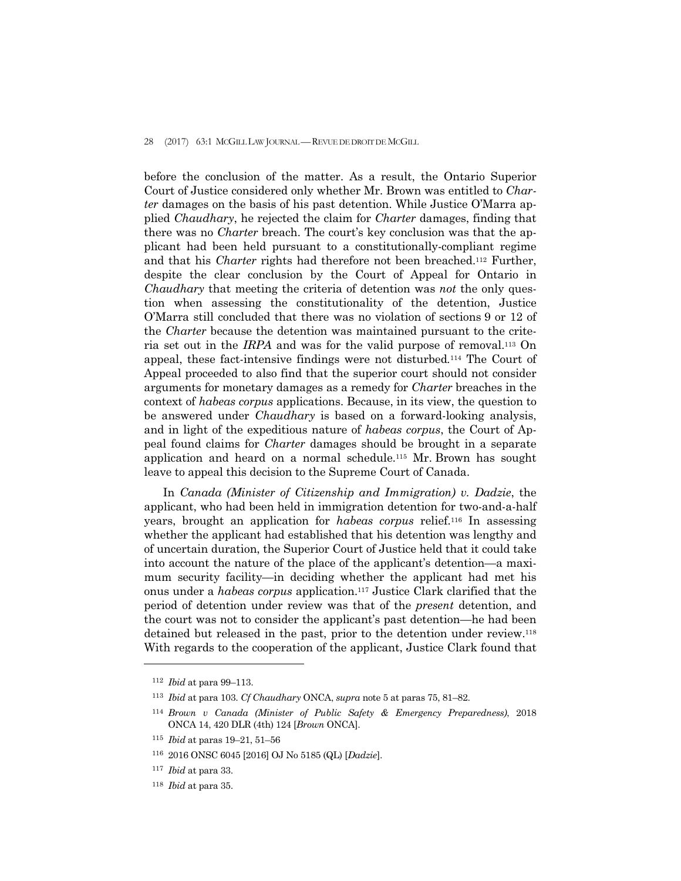before the conclusion of the matter. As a result, the Ontario Superior Court of Justice considered only whether Mr. Brown was entitled to *Charter* damages on the basis of his past detention. While Justice O'Marra applied *Chaudhary*, he rejected the claim for *Charter* damages, finding that there was no *Charter* breach. The court's key conclusion was that the applicant had been held pursuant to a constitutionally-compliant regime and that his *Charter* rights had therefore not been breached.[112] Further, despite the clear conclusion by the Court of Appeal for Ontario in *Chaudhary* that meeting the criteria of detention was *not* the only question when assessing the constitutionality of the detention, Justice O'Marra still concluded that there was no violation of sections 9 or 12 of the *Charter* because the detention was maintained pursuant to the criteria set out in the *IRPA* and was for the valid purpose of removal.[113] On appeal, these fact-intensive findings were not disturbed.[114] The Court of Appeal proceeded to also find that the superior court should not consider arguments for monetary damages as a remedy for *Charter* breaches in the context of *habeas corpus* applications. Because, in its view, the question to be answered under *Chaudhary* is based on a forward-looking analysis, and in light of the expeditious nature of *habeas corpus*, the Court of Appeal found claims for *Charter* damages should be brought in a separate application and heard on a normal schedule.[115] Mr. Brown has sought leave to appeal this decision to the Supreme Court of Canada.

In *Canada (Minister of Citizenship and Immigration) v. Dadzie*, the applicant, who had been held in immigration detention for two-and-a-half years, brought an application for *habeas corpus* relief.[116] In assessing whether the applicant had established that his detention was lengthy and of uncertain duration, the Superior Court of Justice held that it could take into account the nature of the place of the applicant's detention—a maximum security facility—in deciding whether the applicant had met his onus under a *habeas corpus* application.[117] Justice Clark clarified that the period of detention under review was that of the *present* detention, and the court was not to consider the applicant's past detention—he had been detained but released in the past, prior to the detention under review.[118] With regards to the cooperation of the applicant, Justice Clark found that

---

[112] *Ibid* at para 99–113.

[113] *Ibid* at para 103. *Cf Chaudhary* ONCA, *supra* note 5 at paras 75, 81–82.

[114] *Brown v Canada (Minister of Public Safety & Emergency Preparedness)*, 2018 ONCA 14, 420 DLR (4th) 124 [*Brown* ONCA].

[115] *Ibid* at paras 19–21, 51–56

[116] 2016 ONSC 6045 [2016] OJ No 5185 (QL) [*Dadzie*].

[117] *Ibid* at para 33.

[118] *Ibid* at para 35.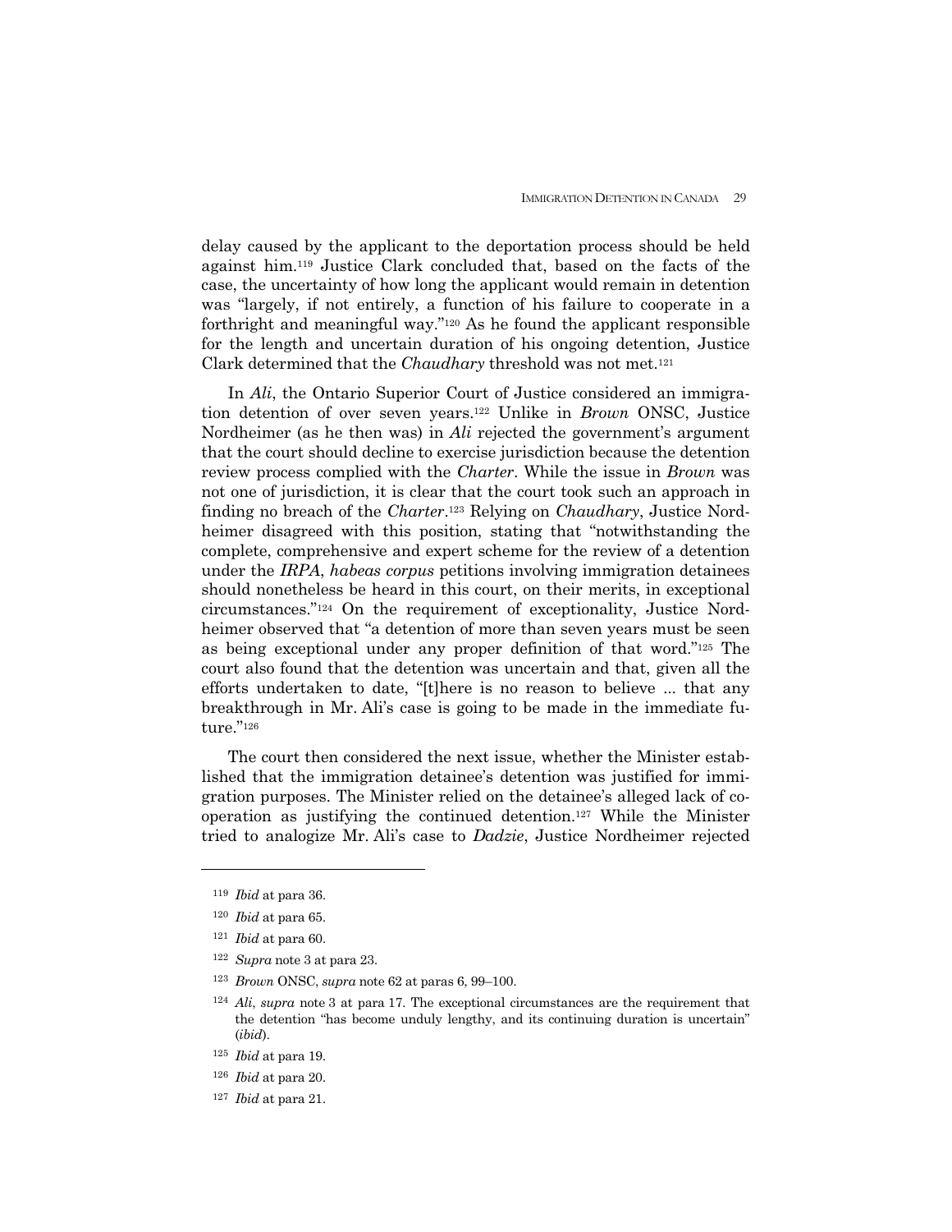delay caused by the applicant to the deportation process should be held against him.[119] Justice Clark concluded that, based on the facts of the case, the uncertainty of how long the applicant would remain in detention was "largely, if not entirely, a function of his failure to cooperate in a forthright and meaningful way."[120] As he found the applicant responsible for the length and uncertain duration of his ongoing detention, Justice Clark determined that the *Chaudhary* threshold was not met.[121]

In *Ali*, the Ontario Superior Court of Justice considered an immigration detention of over seven years.[122] Unlike in *Brown* ONSC, Justice Nordheimer (as he then was) in *Ali* rejected the government's argument that the court should decline to exercise jurisdiction because the detention review process complied with the *Charter*. While the issue in *Brown* was not one of jurisdiction, it is clear that the court took such an approach in finding no breach of the *Charter*.[123] Relying on *Chaudhary*, Justice Nordheimer disagreed with this position, stating that "notwithstanding the complete, comprehensive and expert scheme for the review of a detention under the *IRPA*, *habeas corpus* petitions involving immigration detainees should nonetheless be heard in this court, on their merits, in exceptional circumstances."[124] On the requirement of exceptionality, Justice Nordheimer observed that "a detention of more than seven years must be seen as being exceptional under any proper definition of that word."[125] The court also found that the detention was uncertain and that, given all the efforts undertaken to date, "[t]here is no reason to believe ... that any breakthrough in Mr. Ali's case is going to be made in the immediate future."[126]

The court then considered the next issue, whether the Minister established that the immigration detainee's detention was justified for immigration purposes. The Minister relied on the detainee's alleged lack of cooperation as justifying the continued detention.[127] While the Minister tried to analogize Mr. Ali's case to *Dadzie*, Justice Nordheimer rejected

---

[119] *Ibid* at para 36.

[120] *Ibid* at para 65.

[121] *Ibid* at para 60.

[122] *Supra* note 3 at para 23.

[123] *Brown* ONSC, *supra* note 62 at paras 6, 99–100.

[124] *Ali*, *supra* note 3 at para 17. The exceptional circumstances are the requirement that the detention "has become unduly lengthy, and its continuing duration is uncertain" (*ibid*).

[125] *Ibid* at para 19.

[126] *Ibid* at para 20.

[127] *Ibid* at para 21.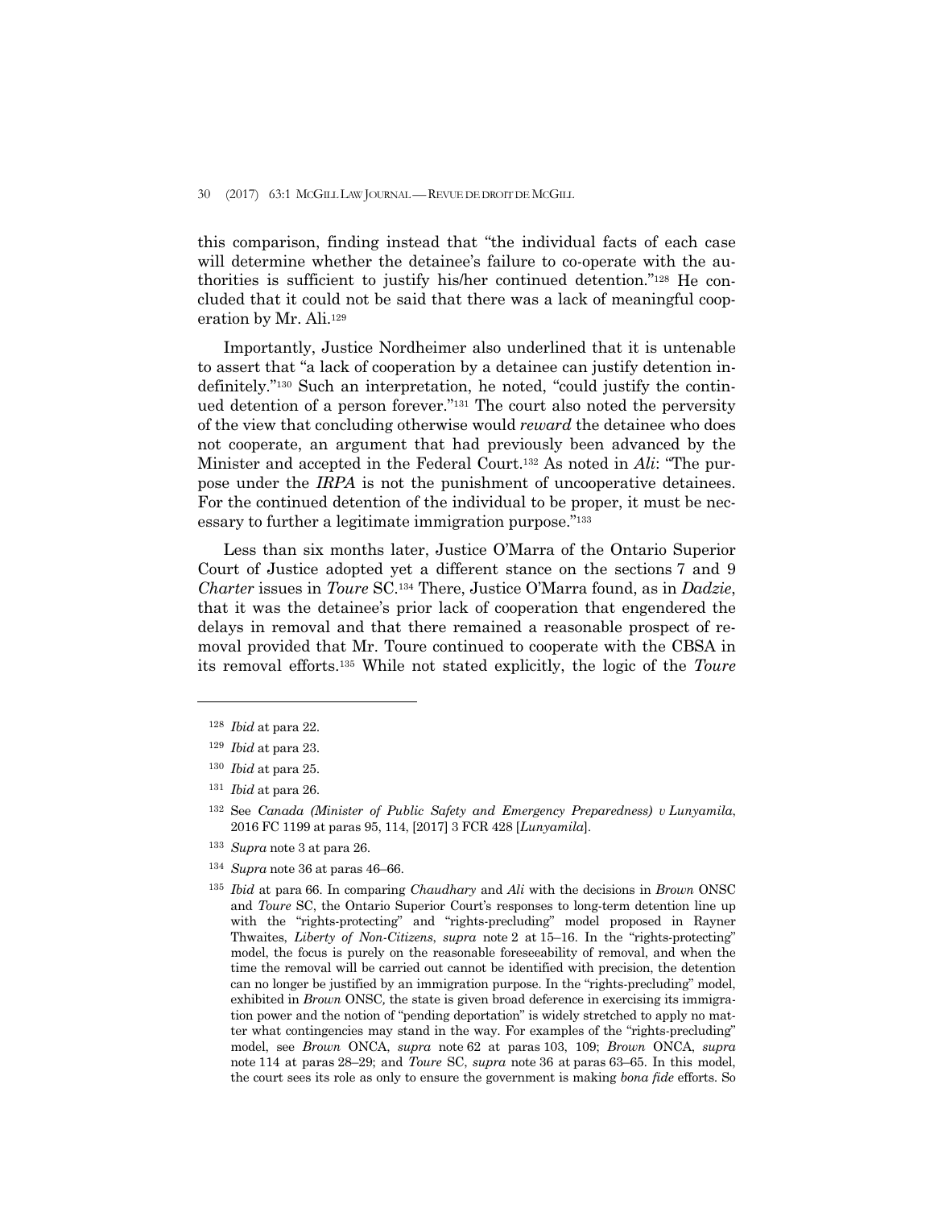this comparison, finding instead that "the individual facts of each case will determine whether the detainee's failure to co-operate with the authorities is sufficient to justify his/her continued detention."[128] He concluded that it could not be said that there was a lack of meaningful cooperation by Mr. Ali.[129]

Importantly, Justice Nordheimer also underlined that it is untenable to assert that "a lack of cooperation by a detainee can justify detention indefinitely."[130] Such an interpretation, he noted, "could justify the continued detention of a person forever."[131] The court also noted the perversity of the view that concluding otherwise would *reward* the detainee who does not cooperate, an argument that had previously been advanced by the Minister and accepted in the Federal Court.[132] As noted in *Ali*: "The purpose under the *IRPA* is not the punishment of uncooperative detainees. For the continued detention of the individual to be proper, it must be necessary to further a legitimate immigration purpose."[133]

Less than six months later, Justice O'Marra of the Ontario Superior Court of Justice adopted yet a different stance on the sections 7 and 9 *Charter* issues in *Toure* SC.[134] There, Justice O'Marra found, as in *Dadzie*, that it was the detainee's prior lack of cooperation that engendered the delays in removal and that there remained a reasonable prospect of removal provided that Mr. Toure continued to cooperate with the CBSA in its removal efforts.[135] While not stated explicitly, the logic of the *Toure*

---

[128] *Ibid* at para 22.

[129] *Ibid* at para 23.

[130] *Ibid* at para 25.

[131] *Ibid* at para 26.

[132] See *Canada (Minister of Public Safety and Emergency Preparedness) v Lunyamila*, 2016 FC 1199 at paras 95, 114, [2017] 3 FCR 428 [*Lunyamila*].

[133] *Supra* note 3 at para 26.

[134] *Supra* note 36 at paras 46–66.

[135] *Ibid* at para 66. In comparing *Chaudhary* and *Ali* with the decisions in *Brown* ONSC and *Toure* SC, the Ontario Superior Court's responses to long-term detention line up with the "rights-protecting" and "rights-precluding" model proposed in Rayner Thwaites, *Liberty of Non-Citizens*, *supra* note 2 at 15–16. In the "rights-protecting" model, the focus is purely on the reasonable foreseeability of removal, and when the time the removal will be carried out cannot be identified with precision, the detention can no longer be justified by an immigration purpose. In the "rights-precluding" model, exhibited in *Brown* ONSC, the state is given broad deference in exercising its immigration power and the notion of "pending deportation" is widely stretched to apply no matter what contingencies may stand in the way. For examples of the "rights-precluding" model, see *Brown* ONCA, *supra* note 62 at paras 103, 109; *Brown* ONCA, *supra* note 114 at paras 28–29; and *Toure* SC, *supra* note 36 at paras 63–65. In this model, the court sees its role as only to ensure the government is making *bona fide* efforts. So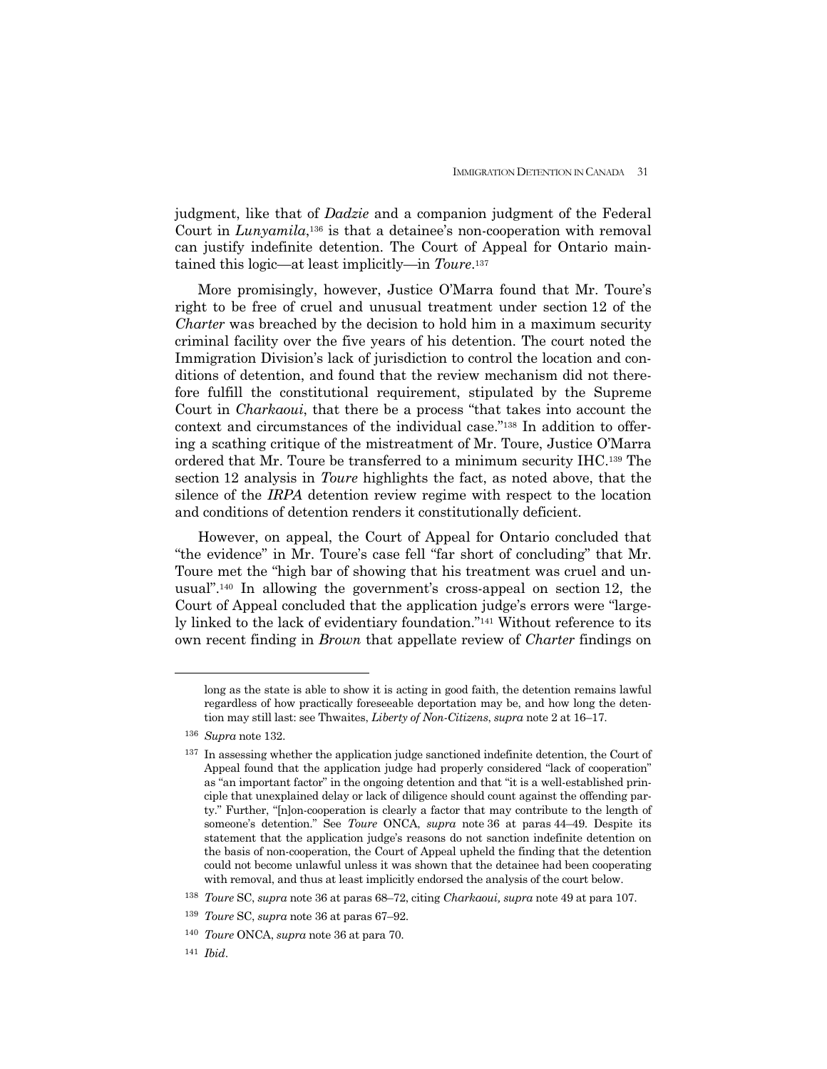judgment, like that of *Dadzie* and a companion judgment of the Federal Court in *Lunyamila*,[136] is that a detainee's non-cooperation with removal can justify indefinite detention. The Court of Appeal for Ontario maintained this logic—at least implicitly—in *Toure*.[137]

More promisingly, however, Justice O'Marra found that Mr. Toure's right to be free of cruel and unusual treatment under section 12 of the *Charter* was breached by the decision to hold him in a maximum security criminal facility over the five years of his detention. The court noted the Immigration Division's lack of jurisdiction to control the location and conditions of detention, and found that the review mechanism did not therefore fulfill the constitutional requirement, stipulated by the Supreme Court in *Charkaoui*, that there be a process "that takes into account the context and circumstances of the individual case."[138] In addition to offering a scathing critique of the mistreatment of Mr. Toure, Justice O'Marra ordered that Mr. Toure be transferred to a minimum security IHC.[139] The section 12 analysis in *Toure* highlights the fact, as noted above, that the silence of the *IRPA* detention review regime with respect to the location and conditions of detention renders it constitutionally deficient.

However, on appeal, the Court of Appeal for Ontario concluded that "the evidence" in Mr. Toure's case fell "far short of concluding" that Mr. Toure met the "high bar of showing that his treatment was cruel and unusual".[140] In allowing the government's cross-appeal on section 12, the Court of Appeal concluded that the application judge's errors were "largely linked to the lack of evidentiary foundation."[141] Without reference to its own recent finding in *Brown* that appellate review of *Charter* findings on

---

long as the state is able to show it is acting in good faith, the detention remains lawful regardless of how practically foreseeable deportation may be, and how long the detention may still last: see Thwaites, *Liberty of Non-Citizens*, *supra* note 2 at 16–17.

[136] *Supra* note 132.

[137] In assessing whether the application judge sanctioned indefinite detention, the Court of Appeal found that the application judge had properly considered "lack of cooperation" as "an important factor" in the ongoing detention and that "it is a well-established principle that unexplained delay or lack of diligence should count against the offending party." Further, "[n]on-cooperation is clearly a factor that may contribute to the length of someone's detention." See *Toure* ONCA, *supra* note 36 at paras 44–49. Despite its statement that the application judge's reasons do not sanction indefinite detention on the basis of non-cooperation, the Court of Appeal upheld the finding that the detention could not become unlawful unless it was shown that the detainee had been cooperating with removal, and thus at least implicitly endorsed the analysis of the court below.

[138] *Toure* SC, *supra* note 36 at paras 68–72, citing *Charkaoui, supra* note 49 at para 107.

[139] *Toure* SC, *supra* note 36 at paras 67–92.

[140] *Toure* ONCA, *supra* note 36 at para 70.

[141] *Ibid*.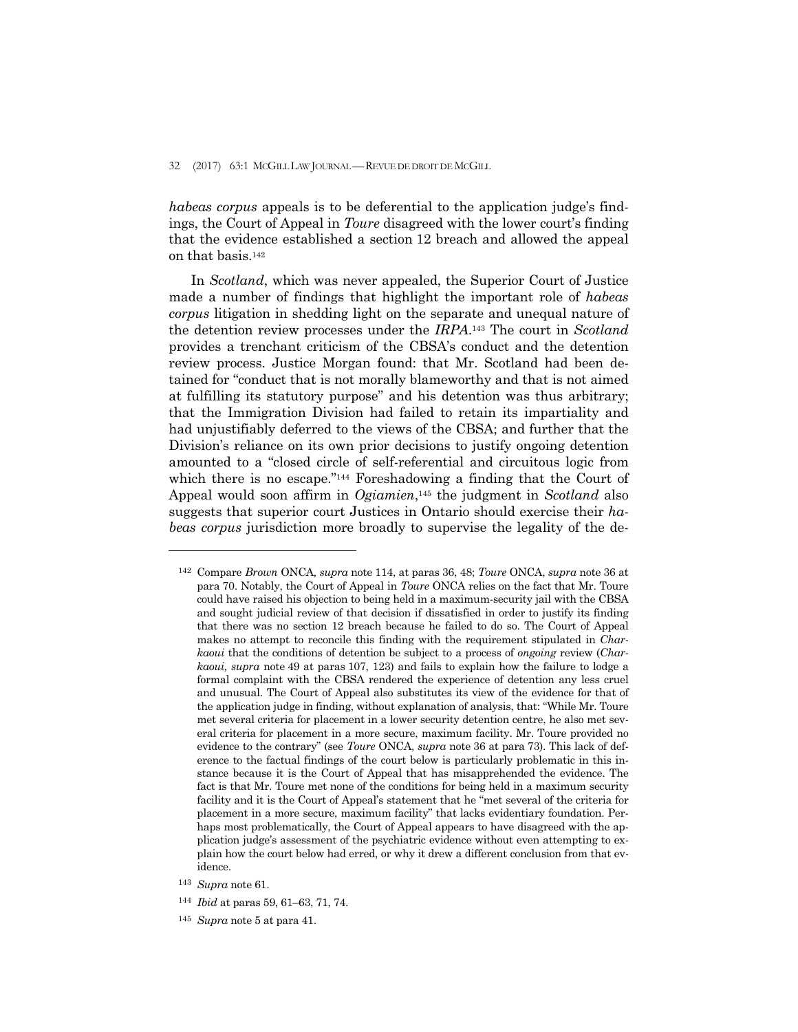*habeas corpus* appeals is to be deferential to the application judge's findings, the Court of Appeal in *Toure* disagreed with the lower court's finding that the evidence established a section 12 breach and allowed the appeal on that basis.[142]

In *Scotland*, which was never appealed, the Superior Court of Justice made a number of findings that highlight the important role of *habeas corpus* litigation in shedding light on the separate and unequal nature of the detention review processes under the *IRPA*.[143] The court in *Scotland* provides a trenchant criticism of the CBSA's conduct and the detention review process. Justice Morgan found: that Mr. Scotland had been detained for "conduct that is not morally blameworthy and that is not aimed at fulfilling its statutory purpose" and his detention was thus arbitrary; that the Immigration Division had failed to retain its impartiality and had unjustifiably deferred to the views of the CBSA; and further that the Division's reliance on its own prior decisions to justify ongoing detention amounted to a "closed circle of self-referential and circuitous logic from which there is no escape."[144] Foreshadowing a finding that the Court of Appeal would soon affirm in *Ogiamien*,[145] the judgment in *Scotland* also suggests that superior court Justices in Ontario should exercise their *habeas corpus* jurisdiction more broadly to supervise the legality of the de-

---

[142] Compare *Brown* ONCA*, supra* note 114, at paras 36, 48; *Toure* ONCA, *supra* note 36 at para 70. Notably, the Court of Appeal in *Toure* ONCA relies on the fact that Mr. Toure could have raised his objection to being held in a maximum-security jail with the CBSA and sought judicial review of that decision if dissatisfied in order to justify its finding that there was no section 12 breach because he failed to do so. The Court of Appeal makes no attempt to reconcile this finding with the requirement stipulated in *Charkaoui* that the conditions of detention be subject to a process of *ongoing* review (*Charkaoui, supra* note 49 at paras 107, 123) and fails to explain how the failure to lodge a formal complaint with the CBSA rendered the experience of detention any less cruel and unusual. The Court of Appeal also substitutes its view of the evidence for that of the application judge in finding, without explanation of analysis, that: "While Mr. Toure met several criteria for placement in a lower security detention centre, he also met several criteria for placement in a more secure, maximum facility. Mr. Toure provided no evidence to the contrary" (see *Toure* ONCA, *supra* note 36 at para 73). This lack of deference to the factual findings of the court below is particularly problematic in this instance because it is the Court of Appeal that has misapprehended the evidence. The fact is that Mr. Toure met none of the conditions for being held in a maximum security facility and it is the Court of Appeal's statement that he "met several of the criteria for placement in a more secure, maximum facility" that lacks evidentiary foundation. Perhaps most problematically, the Court of Appeal appears to have disagreed with the application judge's assessment of the psychiatric evidence without even attempting to explain how the court below had erred, or why it drew a different conclusion from that evidence.

[143] *Supra* note 61.

[144] *Ibid* at paras 59, 61–63, 71, 74.

[145] *Supra* note 5 at para 41.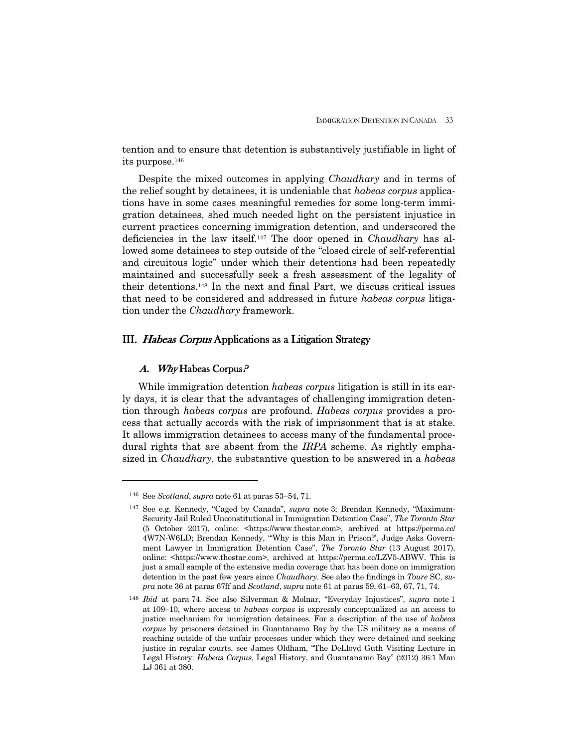tention and to ensure that detention is substantively justifiable in light of its purpose.[146]

Despite the mixed outcomes in applying *Chaudhary* and in terms of the relief sought by detainees, it is undeniable that *habeas corpus* applications have in some cases meaningful remedies for some long-term immigration detainees, shed much needed light on the persistent injustice in current practices concerning immigration detention, and underscored the deficiencies in the law itself.[147] The door opened in *Chaudhary* has allowed some detainees to step outside of the "closed circle of self-referential and circuitous logic" under which their detentions had been repeatedly maintained and successfully seek a fresh assessment of the legality of their detentions.[148] In the next and final Part, we discuss critical issues that need to be considered and addressed in future *habeas corpus* litigation under the *Chaudhary* framework.

## III. *Habeas Corpus* Applications as a Litigation Strategy

### A. *Why* Habeas Corpus*?*

While immigration detention *habeas corpus* litigation is still in its early days, it is clear that the advantages of challenging immigration detention through *habeas corpus* are profound. *Habeas corpus* provides a process that actually accords with the risk of imprisonment that is at stake. It allows immigration detainees to access many of the fundamental procedural rights that are absent from the *IRPA* scheme. As rightly emphasized in *Chaudhary*, the substantive question to be answered in a *habeas*

---

[146] See *Scotland*, *supra* note 61 at paras 53–54, 71.

[147] See e.g. Kennedy, "Caged by Canada", *supra* note 3; Brendan Kennedy, "Maximum-Security Jail Ruled Unconstitutional in Immigration Detention Case", *The Toronto Star* (5 October 2017), online: <https://www.thestar.com>, archived at https://perma.cc/4W7N-W6LD; Brendan Kennedy, "'Why is this Man in Prison?', Judge Asks Government Lawyer in Immigration Detention Case", *The Toronto Star* (13 August 2017), online: <https://www.thestar.com>, archived at https://perma.cc/LZV5-ABWV. This is just a small sample of the extensive media coverage that has been done on immigration detention in the past few years since *Chaudhary*. See also the findings in *Toure* SC, *supra* note 36 at paras 67ff and *Scotland*, *supra* note 61 at paras 59, 61–63, 67, 71, 74.

[148] *Ibid* at para 74. See also Silverman & Molnar, "Everyday Injustices", *supra* note 1 at 109–10, where access to *habeas corpus* is expressly conceptualized as an access to justice mechanism for immigration detainees. For a description of the use of *habeas corpus* by prisoners detained in Guantanamo Bay by the US military as a means of reaching outside of the unfair processes under which they were detained and seeking justice in regular courts, see James Oldham, "The DeLloyd Guth Visiting Lecture in Legal History: *Habeas Corpus*, Legal History, and Guantanamo Bay" (2012) 36:1 Man LJ 361 at 380.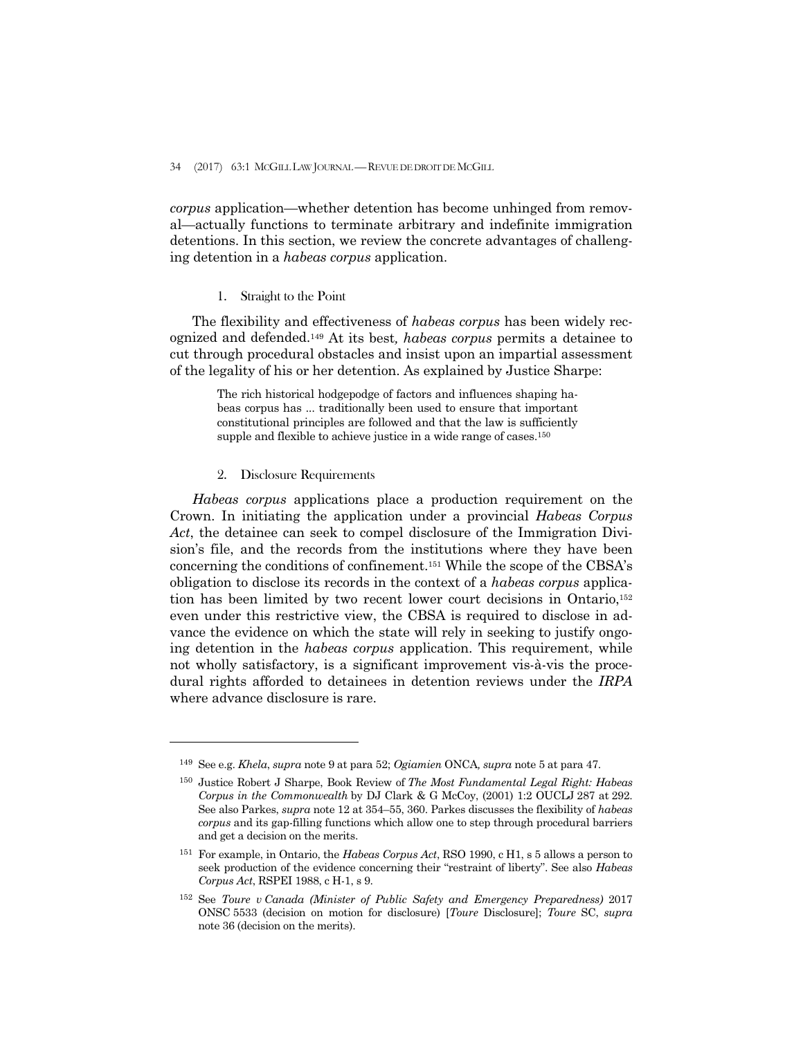*corpus* application—whether detention has become unhinged from removal—actually functions to terminate arbitrary and indefinite immigration detentions. In this section, we review the concrete advantages of challenging detention in a *habeas corpus* application.

### 1. Straight to the Point

The flexibility and effectiveness of *habeas corpus* has been widely recognized and defended.[149] At its best*, habeas corpus* permits a detainee to cut through procedural obstacles and insist upon an impartial assessment of the legality of his or her detention. As explained by Justice Sharpe:

> The rich historical hodgepodge of factors and influences shaping habeas corpus has ... traditionally been used to ensure that important constitutional principles are followed and that the law is sufficiently supple and flexible to achieve justice in a wide range of cases.[150]

### 2. Disclosure Requirements

*Habeas corpus* applications place a production requirement on the Crown. In initiating the application under a provincial *Habeas Corpus Act*, the detainee can seek to compel disclosure of the Immigration Division's file, and the records from the institutions where they have been concerning the conditions of confinement.[151] While the scope of the CBSA's obligation to disclose its records in the context of a *habeas corpus* application has been limited by two recent lower court decisions in Ontario,[152] even under this restrictive view, the CBSA is required to disclose in advance the evidence on which the state will rely in seeking to justify ongoing detention in the *habeas corpus* application. This requirement, while not wholly satisfactory, is a significant improvement vis-à-vis the procedural rights afforded to detainees in detention reviews under the *IRPA* where advance disclosure is rare.

---

[149] See e.g. *Khela*, *supra* note 9 at para 52; *Ogiamien* ONCA*, supra* note 5 at para 47.

[150] Justice Robert J Sharpe, Book Review of *The Most Fundamental Legal Right: Habeas Corpus in the Commonwealth* by DJ Clark & G McCoy, (2001) 1:2 OUCLJ 287 at 292. See also Parkes, *supra* note 12 at 354–55, 360. Parkes discusses the flexibility of *habeas corpus* and its gap-filling functions which allow one to step through procedural barriers and get a decision on the merits.

[151] For example, in Ontario, the *Habeas Corpus Act*, RSO 1990, c H1, s 5 allows a person to seek production of the evidence concerning their "restraint of liberty". See also *Habeas Corpus Act*, RSPEI 1988, c H-1, s 9.

[152] See *Toure v Canada (Minister of Public Safety and Emergency Preparedness)* 2017 ONSC 5533 (decision on motion for disclosure) [*Toure* Disclosure]; *Toure* SC, *supra* note 36 (decision on the merits).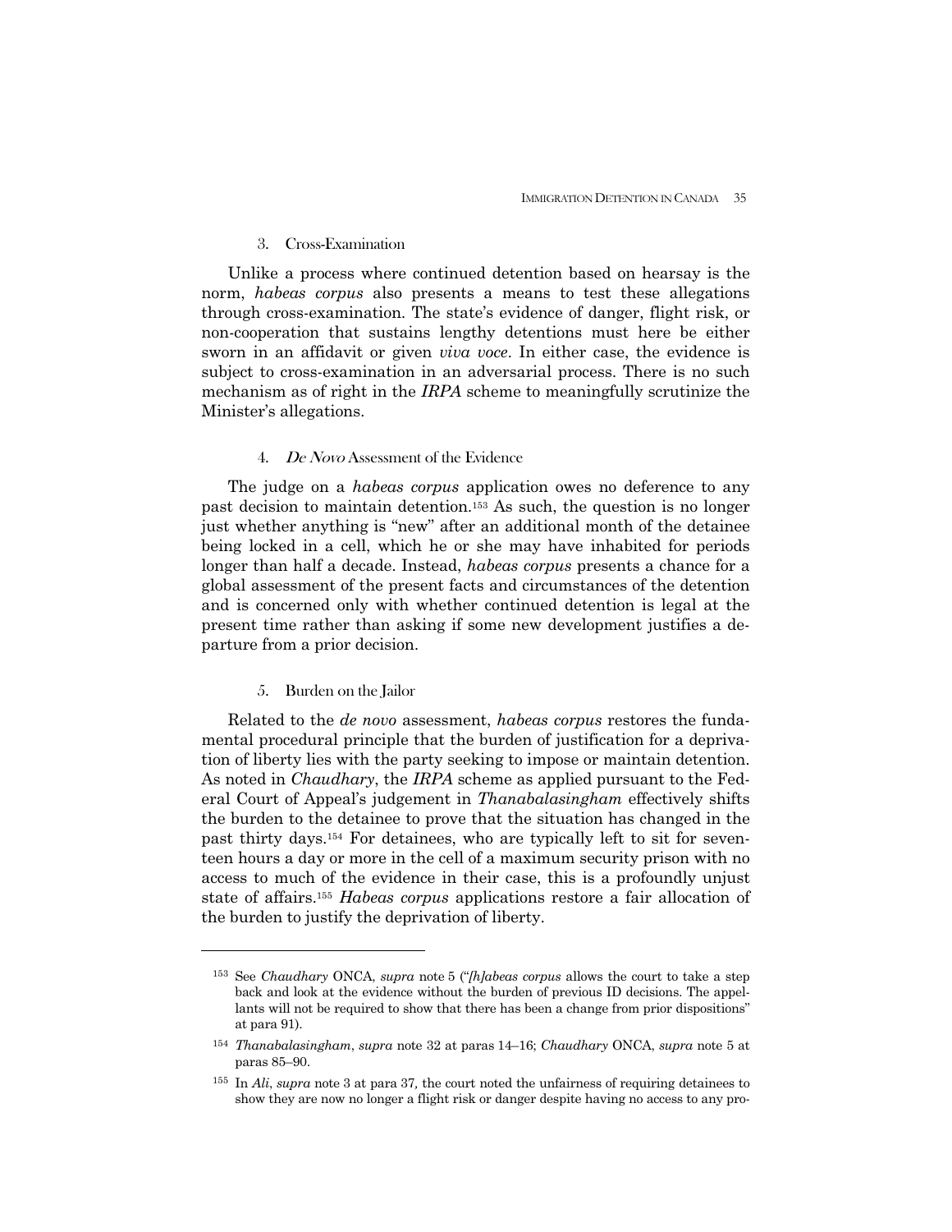### 3. Cross-Examination

Unlike a process where continued detention based on hearsay is the norm, *habeas corpus* also presents a means to test these allegations through cross-examination. The state's evidence of danger, flight risk, or non-cooperation that sustains lengthy detentions must here be either sworn in an affidavit or given *viva voce*. In either case, the evidence is subject to cross-examination in an adversarial process. There is no such mechanism as of right in the *IRPA* scheme to meaningfully scrutinize the Minister's allegations.

### 4. *De Novo* Assessment of the Evidence

The judge on a *habeas corpus* application owes no deference to any past decision to maintain detention.[153] As such, the question is no longer just whether anything is "new" after an additional month of the detainee being locked in a cell, which he or she may have inhabited for periods longer than half a decade. Instead, *habeas corpus* presents a chance for a global assessment of the present facts and circumstances of the detention and is concerned only with whether continued detention is legal at the present time rather than asking if some new development justifies a departure from a prior decision.

### 5. Burden on the Jailor

Related to the *de novo* assessment, *habeas corpus* restores the fundamental procedural principle that the burden of justification for a deprivation of liberty lies with the party seeking to impose or maintain detention. As noted in *Chaudhary*, the *IRPA* scheme as applied pursuant to the Federal Court of Appeal's judgement in *Thanabalasingham* effectively shifts the burden to the detainee to prove that the situation has changed in the past thirty days.[154] For detainees, who are typically left to sit for seventeen hours a day or more in the cell of a maximum security prison with no access to much of the evidence in their case, this is a profoundly unjust state of affairs.[155] *Habeas corpus* applications restore a fair allocation of the burden to justify the deprivation of liberty.

---

[153] See *Chaudhary* ONCA, *supra* note 5 ("*[h]abeas corpus* allows the court to take a step back and look at the evidence without the burden of previous ID decisions. The appellants will not be required to show that there has been a change from prior dispositions" at para 91).

[154] *Thanabalasingham*, *supra* note 32 at paras 14–16; *Chaudhary* ONCA, *supra* note 5 at paras 85–90.

[155] In *Ali*, *supra* note 3 at para 37, the court noted the unfairness of requiring detainees to show they are now no longer a flight risk or danger despite having no access to any pro-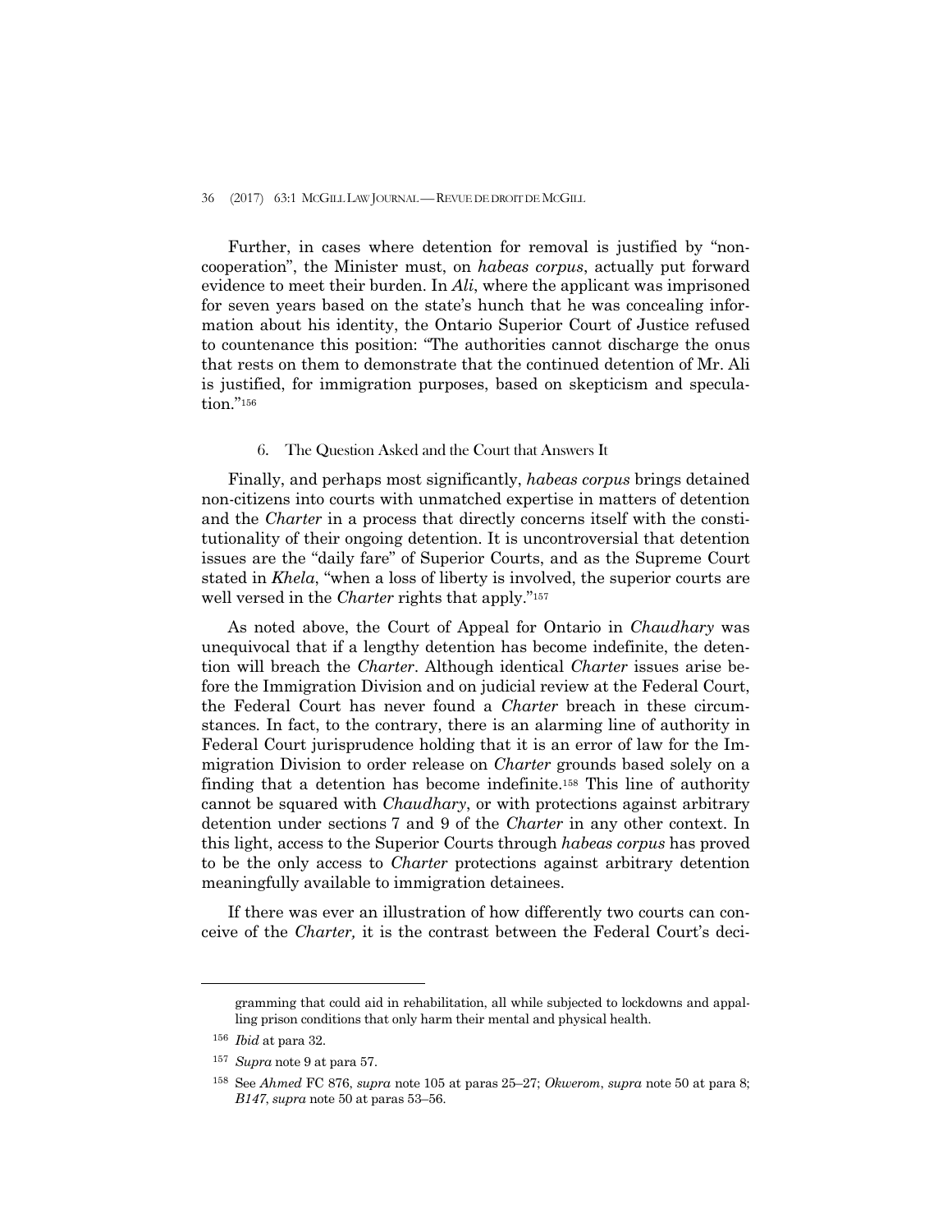Further, in cases where detention for removal is justified by "non-cooperation", the Minister must, on *habeas corpus*, actually put forward evidence to meet their burden. In *Ali*, where the applicant was imprisoned for seven years based on the state's hunch that he was concealing information about his identity, the Ontario Superior Court of Justice refused to countenance this position: "The authorities cannot discharge the onus that rests on them to demonstrate that the continued detention of Mr. Ali is justified, for immigration purposes, based on skepticism and speculation."[156]

### 6. The Question Asked and the Court that Answers It

Finally, and perhaps most significantly, *habeas corpus* brings detained non-citizens into courts with unmatched expertise in matters of detention and the *Charter* in a process that directly concerns itself with the constitutionality of their ongoing detention. It is uncontroversial that detention issues are the "daily fare" of Superior Courts, and as the Supreme Court stated in *Khela*, "when a loss of liberty is involved, the superior courts are well versed in the *Charter* rights that apply."[157]

As noted above, the Court of Appeal for Ontario in *Chaudhary* was unequivocal that if a lengthy detention has become indefinite, the detention will breach the *Charter*. Although identical *Charter* issues arise before the Immigration Division and on judicial review at the Federal Court, the Federal Court has never found a *Charter* breach in these circumstances. In fact, to the contrary, there is an alarming line of authority in Federal Court jurisprudence holding that it is an error of law for the Immigration Division to order release on *Charter* grounds based solely on a finding that a detention has become indefinite.[158] This line of authority cannot be squared with *Chaudhary*, or with protections against arbitrary detention under sections 7 and 9 of the *Charter* in any other context. In this light, access to the Superior Courts through *habeas corpus* has proved to be the only access to *Charter* protections against arbitrary detention meaningfully available to immigration detainees.

If there was ever an illustration of how differently two courts can conceive of the *Charter,* it is the contrast between the Federal Court's deci-

---

gramming that could aid in rehabilitation, all while subjected to lockdowns and appalling prison conditions that only harm their mental and physical health.

[156] *Ibid* at para 32.

[157] *Supra* note 9 at para 57.

[158] See *Ahmed* FC 876, *supra* note 105 at paras 25–27; *Okwerom*, *supra* note 50 at para 8; *B147*, *supra* note 50 at paras 53–56.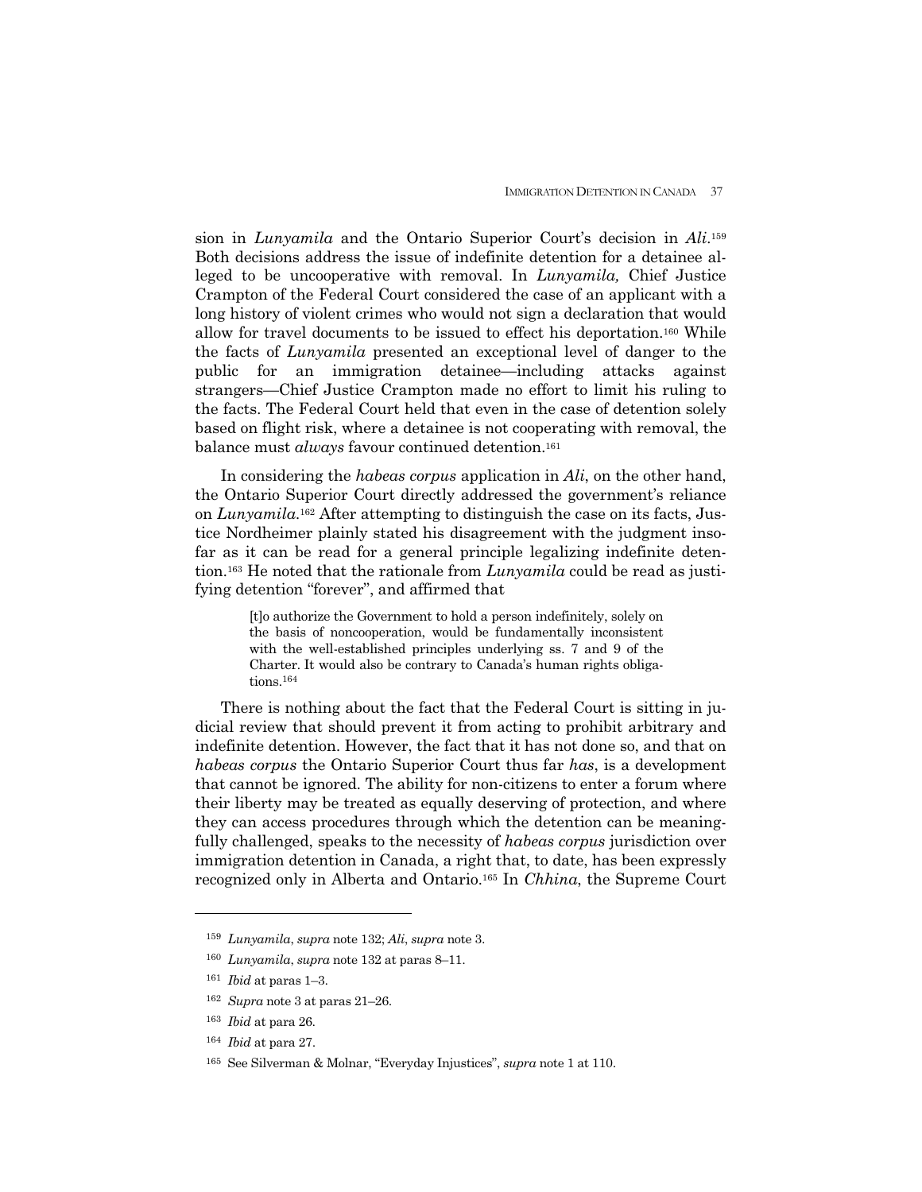sion in *Lunyamila* and the Ontario Superior Court's decision in *Ali*.[159] Both decisions address the issue of indefinite detention for a detainee alleged to be uncooperative with removal. In *Lunyamila,* Chief Justice Crampton of the Federal Court considered the case of an applicant with a long history of violent crimes who would not sign a declaration that would allow for travel documents to be issued to effect his deportation.[160] While the facts of *Lunyamila* presented an exceptional level of danger to the public for an immigration detainee—including attacks against strangers—Chief Justice Crampton made no effort to limit his ruling to the facts. The Federal Court held that even in the case of detention solely based on flight risk, where a detainee is not cooperating with removal, the balance must *always* favour continued detention.[161]

In considering the *habeas corpus* application in *Ali*, on the other hand, the Ontario Superior Court directly addressed the government's reliance on *Lunyamila*.[162] After attempting to distinguish the case on its facts, Justice Nordheimer plainly stated his disagreement with the judgment insofar as it can be read for a general principle legalizing indefinite detention.[163] He noted that the rationale from *Lunyamila* could be read as justifying detention "forever", and affirmed that

> [t]o authorize the Government to hold a person indefinitely, solely on the basis of noncooperation, would be fundamentally inconsistent with the well-established principles underlying ss. 7 and 9 of the Charter. It would also be contrary to Canada's human rights obligations.[164]

There is nothing about the fact that the Federal Court is sitting in judicial review that should prevent it from acting to prohibit arbitrary and indefinite detention. However, the fact that it has not done so, and that on *habeas corpus* the Ontario Superior Court thus far *has*, is a development that cannot be ignored. The ability for non-citizens to enter a forum where their liberty may be treated as equally deserving of protection, and where they can access procedures through which the detention can be meaningfully challenged, speaks to the necessity of *habeas corpus* jurisdiction over immigration detention in Canada, a right that, to date, has been expressly recognized only in Alberta and Ontario.[165] In *Chhina*, the Supreme Court

---

[159] *Lunyamila*, *supra* note 132; *Ali*, *supra* note 3.

[160] *Lunyamila*, *supra* note 132 at paras 8–11.

[161] *Ibid* at paras 1–3.

[162] *Supra* note 3 at paras 21–26.

[163] *Ibid* at para 26.

[164] *Ibid* at para 27.

[165] See Silverman & Molnar, "Everyday Injustices", *supra* note 1 at 110.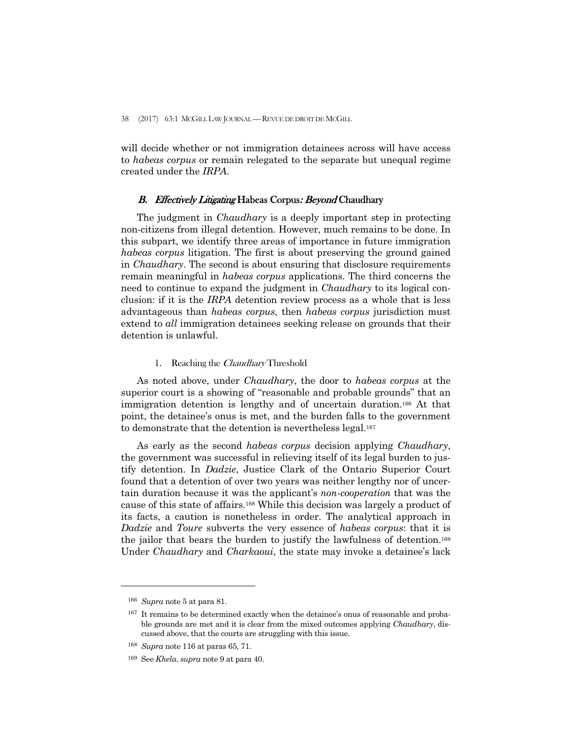will decide whether or not immigration detainees across will have access to *habeas corpus* or remain relegated to the separate but unequal regime created under the *IRPA*.

### *B. Effectively Litigating* Habeas Corpus*: Beyond* Chaudhary

The judgment in *Chaudhary* is a deeply important step in protecting non-citizens from illegal detention. However, much remains to be done. In this subpart, we identify three areas of importance in future immigration *habeas corpus* litigation. The first is about preserving the ground gained in *Chaudhary*. The second is about ensuring that disclosure requirements remain meaningful in *habeas corpus* applications. The third concerns the need to continue to expand the judgment in *Chaudhary* to its logical conclusion: if it is the *IRPA* detention review process as a whole that is less advantageous than *habeas corpus*, then *habeas corpus* jurisdiction must extend to *all* immigration detainees seeking release on grounds that their detention is unlawful.

#### 1. Reaching the *Chaudhary* Threshold

As noted above, under *Chaudhary*, the door to *habeas corpus* at the superior court is a showing of "reasonable and probable grounds" that an immigration detention is lengthy and of uncertain duration.[166] At that point, the detainee's onus is met, and the burden falls to the government to demonstrate that the detention is nevertheless legal.[167]

As early as the second *habeas corpus* decision applying *Chaudhary*, the government was successful in relieving itself of its legal burden to justify detention. In *Dadzie*, Justice Clark of the Ontario Superior Court found that a detention of over two years was neither lengthy nor of uncertain duration because it was the applicant's *non-cooperation* that was the cause of this state of affairs.[168] While this decision was largely a product of its facts, a caution is nonetheless in order. The analytical approach in *Dadzie* and *Toure* subverts the very essence of *habeas corpus*: that it is the jailor that bears the burden to justify the lawfulness of detention.[169] Under *Chaudhary* and *Charkaoui*, the state may invoke a detainee's lack

---

[166] *Supra* note 5 at para 81.

[167] It remains to be determined exactly when the detainee's onus of reasonable and probable grounds are met and it is clear from the mixed outcomes applying *Chaudhary*, discussed above, that the courts are struggling with this issue.

[168] *Supra* note 116 at paras 65, 71.

[169] See *Khela*, *supra* note 9 at para 40.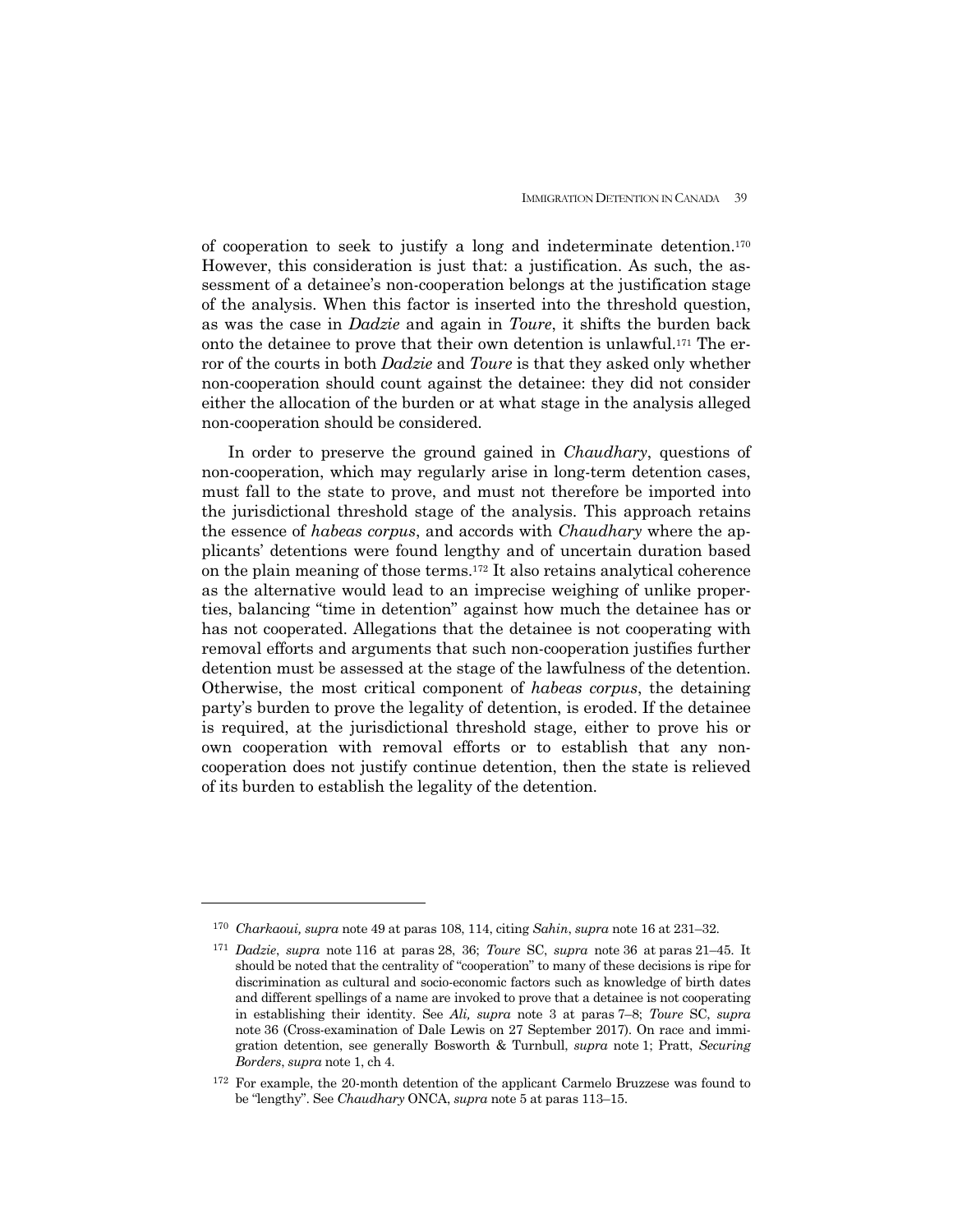of cooperation to seek to justify a long and indeterminate detention.[170] However, this consideration is just that: a justification. As such, the assessment of a detainee's non-cooperation belongs at the justification stage of the analysis. When this factor is inserted into the threshold question, as was the case in *Dadzie* and again in *Toure*, it shifts the burden back onto the detainee to prove that their own detention is unlawful.[171] The error of the courts in both *Dadzie* and *Toure* is that they asked only whether non-cooperation should count against the detainee: they did not consider either the allocation of the burden or at what stage in the analysis alleged non-cooperation should be considered.

In order to preserve the ground gained in *Chaudhary*, questions of non-cooperation, which may regularly arise in long-term detention cases, must fall to the state to prove, and must not therefore be imported into the jurisdictional threshold stage of the analysis. This approach retains the essence of *habeas corpus*, and accords with *Chaudhary* where the applicants' detentions were found lengthy and of uncertain duration based on the plain meaning of those terms.[172] It also retains analytical coherence as the alternative would lead to an imprecise weighing of unlike properties, balancing "time in detention" against how much the detainee has or has not cooperated. Allegations that the detainee is not cooperating with removal efforts and arguments that such non-cooperation justifies further detention must be assessed at the stage of the lawfulness of the detention. Otherwise, the most critical component of *habeas corpus*, the detaining party's burden to prove the legality of detention, is eroded. If the detainee is required, at the jurisdictional threshold stage, either to prove his or own cooperation with removal efforts or to establish that any non-cooperation does not justify continue detention, then the state is relieved of its burden to establish the legality of the detention.

---

[170] *Charkaoui, supra* note 49 at paras 108, 114, citing *Sahin*, *supra* note 16 at 231–32.

[171] *Dadzie*, *supra* note 116 at paras 28, 36; *Toure* SC, *supra* note 36 at paras 21–45. It should be noted that the centrality of "cooperation" to many of these decisions is ripe for discrimination as cultural and socio-economic factors such as knowledge of birth dates and different spellings of a name are invoked to prove that a detainee is not cooperating in establishing their identity. See *Ali, supra* note 3 at paras 7–8; *Toure* SC, *supra* note 36 (Cross-examination of Dale Lewis on 27 September 2017). On race and immigration detention, see generally Bosworth & Turnbull, *supra* note 1; Pratt, *Securing Borders*, *supra* note 1, ch 4.

[172] For example, the 20-month detention of the applicant Carmelo Bruzzese was found to be "lengthy". See *Chaudhary* ONCA, *supra* note 5 at paras 113–15.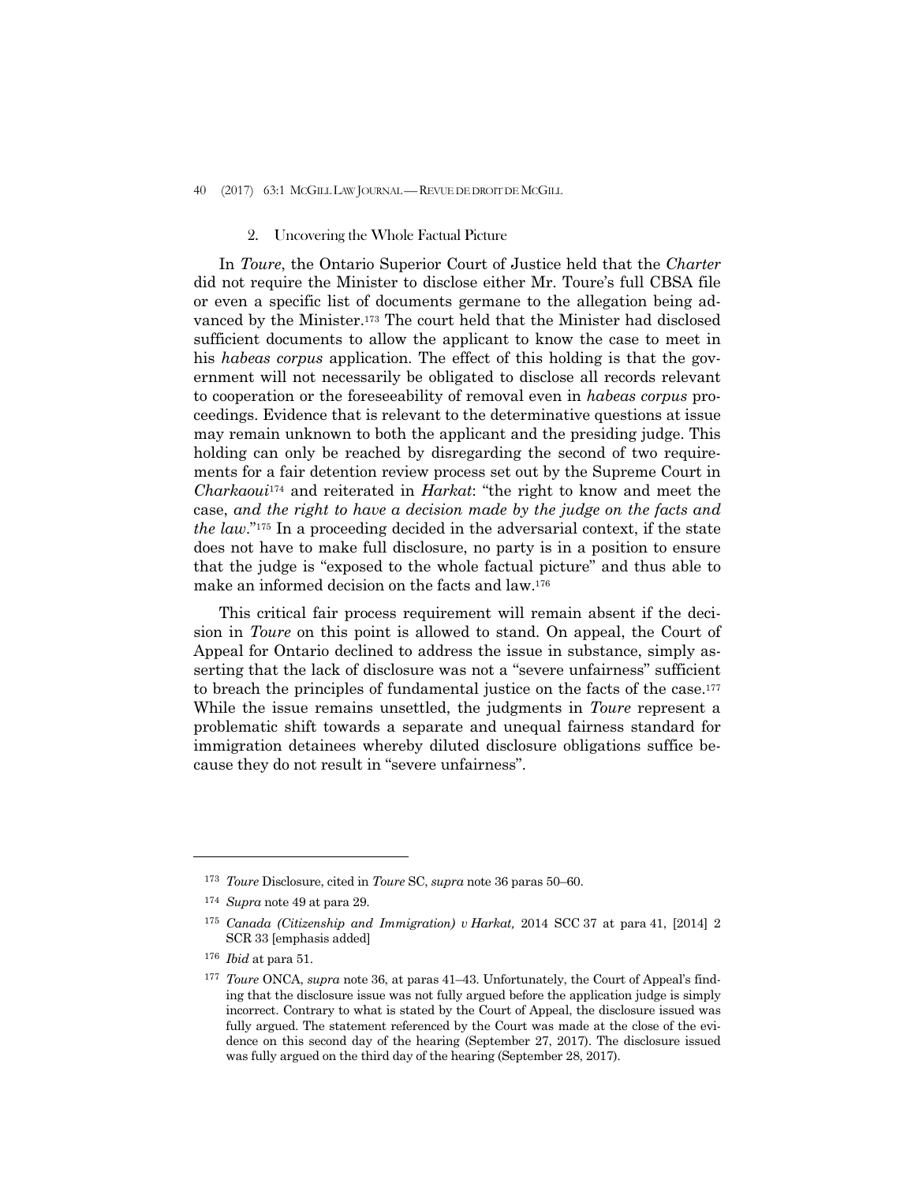### 2. Uncovering the Whole Factual Picture

In *Toure*, the Ontario Superior Court of Justice held that the *Charter* did not require the Minister to disclose either Mr. Toure's full CBSA file or even a specific list of documents germane to the allegation being advanced by the Minister.[173] The court held that the Minister had disclosed sufficient documents to allow the applicant to know the case to meet in his *habeas corpus* application. The effect of this holding is that the government will not necessarily be obligated to disclose all records relevant to cooperation or the foreseeability of removal even in *habeas corpus* proceedings. Evidence that is relevant to the determinative questions at issue may remain unknown to both the applicant and the presiding judge. This holding can only be reached by disregarding the second of two requirements for a fair detention review process set out by the Supreme Court in *Charkaoui*[174] and reiterated in *Harkat*: "the right to know and meet the case, *and the right to have a decision made by the judge on the facts and the law*."[175] In a proceeding decided in the adversarial context, if the state does not have to make full disclosure, no party is in a position to ensure that the judge is "exposed to the whole factual picture" and thus able to make an informed decision on the facts and law.[176]

This critical fair process requirement will remain absent if the decision in *Toure* on this point is allowed to stand. On appeal, the Court of Appeal for Ontario declined to address the issue in substance, simply asserting that the lack of disclosure was not a "severe unfairness" sufficient to breach the principles of fundamental justice on the facts of the case.[177] While the issue remains unsettled, the judgments in *Toure* represent a problematic shift towards a separate and unequal fairness standard for immigration detainees whereby diluted disclosure obligations suffice because they do not result in "severe unfairness".

---

[173] *Toure* Disclosure, cited in *Toure* SC, *supra* note 36 paras 50–60.

[174] *Supra* note 49 at para 29.

[175] *Canada (Citizenship and Immigration) v Harkat,* 2014 SCC 37 at para 41, [2014] 2 SCR 33 [emphasis added]

[176] *Ibid* at para 51.

[177] *Toure* ONCA, *supra* note 36, at paras 41–43. Unfortunately, the Court of Appeal's finding that the disclosure issue was not fully argued before the application judge is simply incorrect. Contrary to what is stated by the Court of Appeal, the disclosure issued was fully argued. The statement referenced by the Court was made at the close of the evidence on this second day of the hearing (September 27, 2017). The disclosure issued was fully argued on the third day of the hearing (September 28, 2017).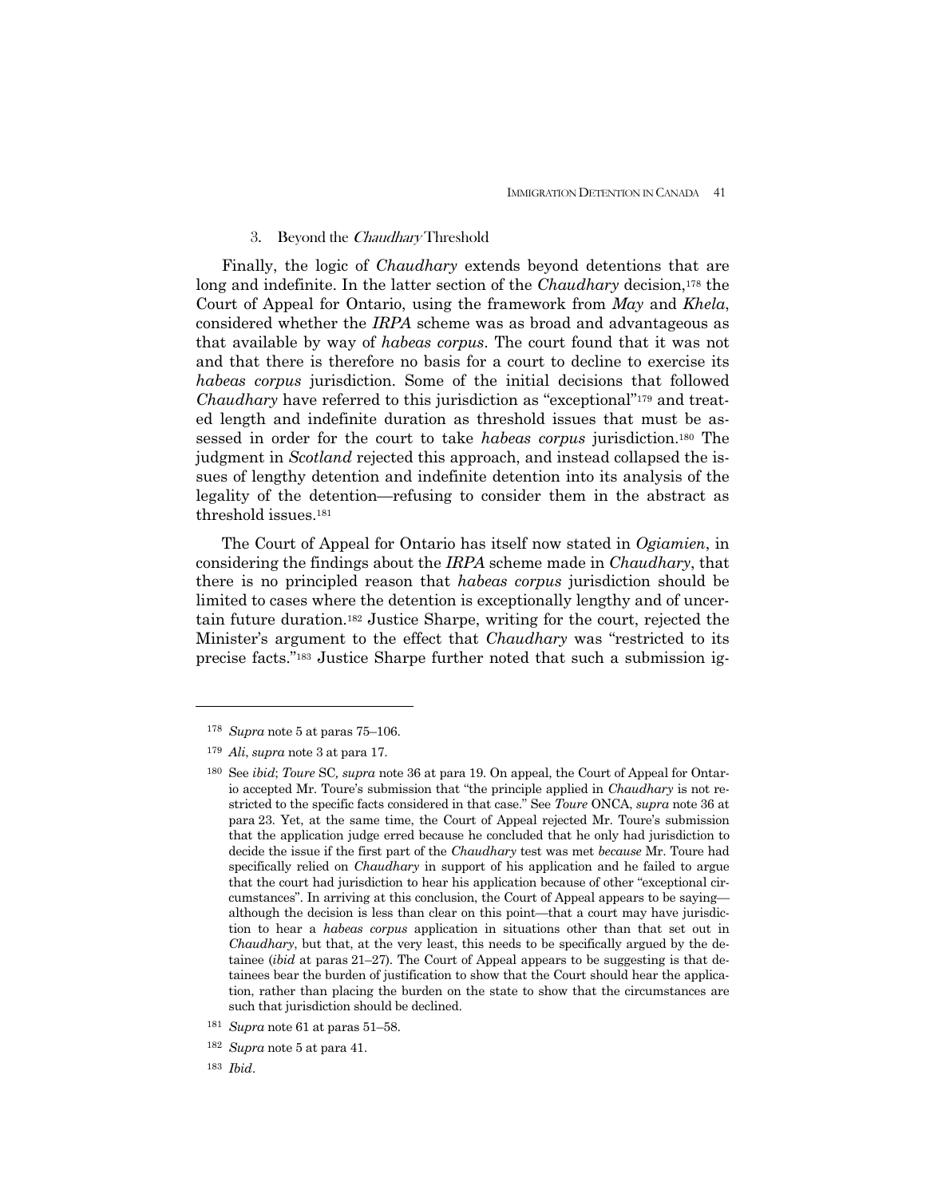### 3. Beyond the *Chaudhary* Threshold

Finally, the logic of *Chaudhary* extends beyond detentions that are long and indefinite. In the latter section of the *Chaudhary* decision,[178] the Court of Appeal for Ontario, using the framework from *May* and *Khela*, considered whether the *IRPA* scheme was as broad and advantageous as that available by way of *habeas corpus*. The court found that it was not and that there is therefore no basis for a court to decline to exercise its *habeas corpus* jurisdiction. Some of the initial decisions that followed *Chaudhary* have referred to this jurisdiction as "exceptional"[179] and treated length and indefinite duration as threshold issues that must be assessed in order for the court to take *habeas corpus* jurisdiction.[180] The judgment in *Scotland* rejected this approach, and instead collapsed the issues of lengthy detention and indefinite detention into its analysis of the legality of the detention—refusing to consider them in the abstract as threshold issues.[181]

The Court of Appeal for Ontario has itself now stated in *Ogiamien*, in considering the findings about the *IRPA* scheme made in *Chaudhary*, that there is no principled reason that *habeas corpus* jurisdiction should be limited to cases where the detention is exceptionally lengthy and of uncertain future duration.[182] Justice Sharpe, writing for the court, rejected the Minister's argument to the effect that *Chaudhary* was "restricted to its precise facts."[183] Justice Sharpe further noted that such a submission ig-

---

[178] *Supra* note 5 at paras 75–106.

[179] *Ali*, *supra* note 3 at para 17.

[180] See *ibid*; *Toure* SC*, supra* note 36 at para 19. On appeal, the Court of Appeal for Ontario accepted Mr. Toure's submission that "the principle applied in *Chaudhary* is not restricted to the specific facts considered in that case." See *Toure* ONCA, *supra* note 36 at para 23. Yet, at the same time, the Court of Appeal rejected Mr. Toure's submission that the application judge erred because he concluded that he only had jurisdiction to decide the issue if the first part of the *Chaudhary* test was met *because* Mr. Toure had specifically relied on *Chaudhary* in support of his application and he failed to argue that the court had jurisdiction to hear his application because of other "exceptional circumstances". In arriving at this conclusion, the Court of Appeal appears to be saying—although the decision is less than clear on this point—that a court may have jurisdiction to hear a *habeas corpus* application in situations other than that set out in *Chaudhary*, but that, at the very least, this needs to be specifically argued by the detainee (*ibid* at paras 21–27). The Court of Appeal appears to be suggesting is that detainees bear the burden of justification to show that the Court should hear the application, rather than placing the burden on the state to show that the circumstances are such that jurisdiction should be declined.

[181] *Supra* note 61 at paras 51–58.

[182] *Supra* note 5 at para 41.

[183] *Ibid*.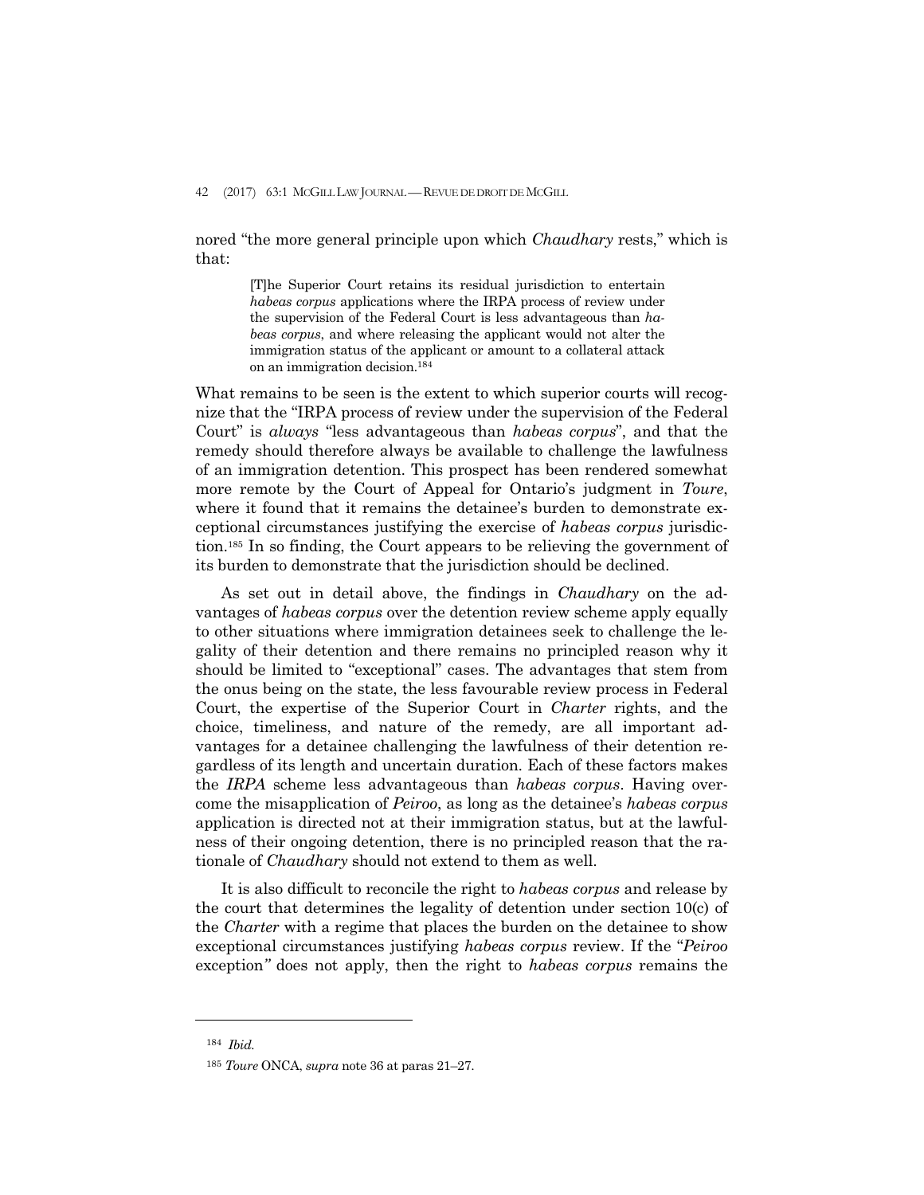nored "the more general principle upon which *Chaudhary* rests," which is that:

> [T]he Superior Court retains its residual jurisdiction to entertain *habeas corpus* applications where the IRPA process of review under the supervision of the Federal Court is less advantageous than *habeas corpus*, and where releasing the applicant would not alter the immigration status of the applicant or amount to a collateral attack on an immigration decision.[184]

What remains to be seen is the extent to which superior courts will recognize that the "IRPA process of review under the supervision of the Federal Court" is *always* "less advantageous than *habeas corpus*", and that the remedy should therefore always be available to challenge the lawfulness of an immigration detention. This prospect has been rendered somewhat more remote by the Court of Appeal for Ontario's judgment in *Toure*, where it found that it remains the detainee's burden to demonstrate exceptional circumstances justifying the exercise of *habeas corpus* jurisdiction.[185] In so finding, the Court appears to be relieving the government of its burden to demonstrate that the jurisdiction should be declined.

As set out in detail above, the findings in *Chaudhary* on the advantages of *habeas corpus* over the detention review scheme apply equally to other situations where immigration detainees seek to challenge the legality of their detention and there remains no principled reason why it should be limited to "exceptional" cases. The advantages that stem from the onus being on the state, the less favourable review process in Federal Court, the expertise of the Superior Court in *Charter* rights, and the choice, timeliness, and nature of the remedy, are all important advantages for a detainee challenging the lawfulness of their detention regardless of its length and uncertain duration. Each of these factors makes the *IRPA* scheme less advantageous than *habeas corpus*. Having overcome the misapplication of *Peiroo*, as long as the detainee's *habeas corpus* application is directed not at their immigration status, but at the lawfulness of their ongoing detention, there is no principled reason that the rationale of *Chaudhary* should not extend to them as well.

It is also difficult to reconcile the right to *habeas corpus* and release by the court that determines the legality of detention under section 10(c) of the *Charter* with a regime that places the burden on the detainee to show exceptional circumstances justifying *habeas corpus* review. If the "*Peiroo* exception" does not apply, then the right to *habeas corpus* remains the

---

[184] *Ibid.*

[185] *Toure* ONCA, *supra* note 36 at paras 21–27.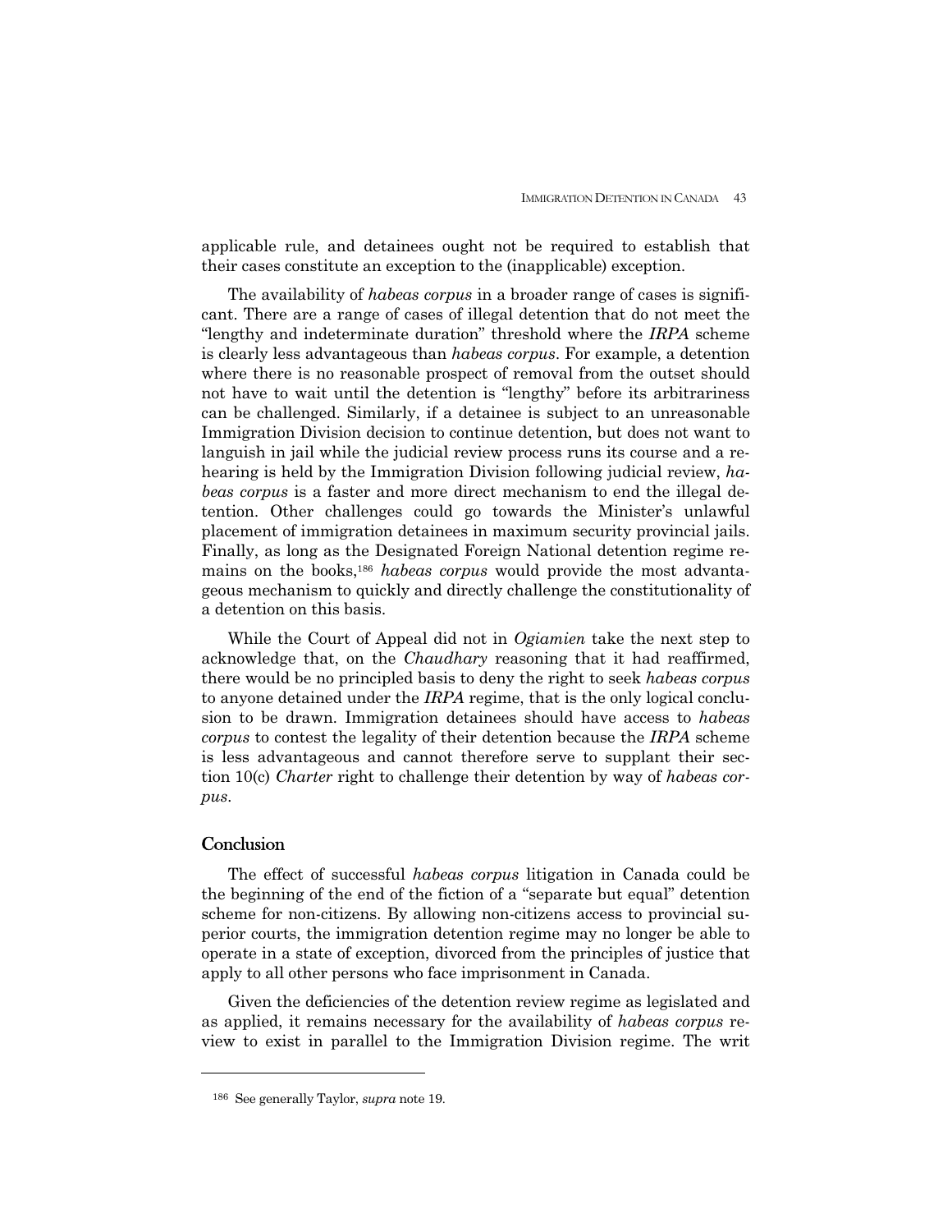applicable rule, and detainees ought not be required to establish that their cases constitute an exception to the (inapplicable) exception.

The availability of *habeas corpus* in a broader range of cases is significant. There are a range of cases of illegal detention that do not meet the "lengthy and indeterminate duration" threshold where the *IRPA* scheme is clearly less advantageous than *habeas corpus*. For example, a detention where there is no reasonable prospect of removal from the outset should not have to wait until the detention is "lengthy" before its arbitrariness can be challenged. Similarly, if a detainee is subject to an unreasonable Immigration Division decision to continue detention, but does not want to languish in jail while the judicial review process runs its course and a rehearing is held by the Immigration Division following judicial review, *habeas corpus* is a faster and more direct mechanism to end the illegal detention. Other challenges could go towards the Minister's unlawful placement of immigration detainees in maximum security provincial jails. Finally, as long as the Designated Foreign National detention regime remains on the books,[186] *habeas corpus* would provide the most advantageous mechanism to quickly and directly challenge the constitutionality of a detention on this basis.

While the Court of Appeal did not in *Ogiamien* take the next step to acknowledge that, on the *Chaudhary* reasoning that it had reaffirmed, there would be no principled basis to deny the right to seek *habeas corpus* to anyone detained under the *IRPA* regime, that is the only logical conclusion to be drawn. Immigration detainees should have access to *habeas corpus* to contest the legality of their detention because the *IRPA* scheme is less advantageous and cannot therefore serve to supplant their section 10(c) *Charter* right to challenge their detention by way of *habeas corpus*.

## Conclusion

The effect of successful *habeas corpus* litigation in Canada could be the beginning of the end of the fiction of a "separate but equal" detention scheme for non-citizens. By allowing non-citizens access to provincial superior courts, the immigration detention regime may no longer be able to operate in a state of exception, divorced from the principles of justice that apply to all other persons who face imprisonment in Canada.

Given the deficiencies of the detention review regime as legislated and as applied, it remains necessary for the availability of *habeas corpus* review to exist in parallel to the Immigration Division regime. The writ

---

[186] See generally Taylor, *supra* note 19.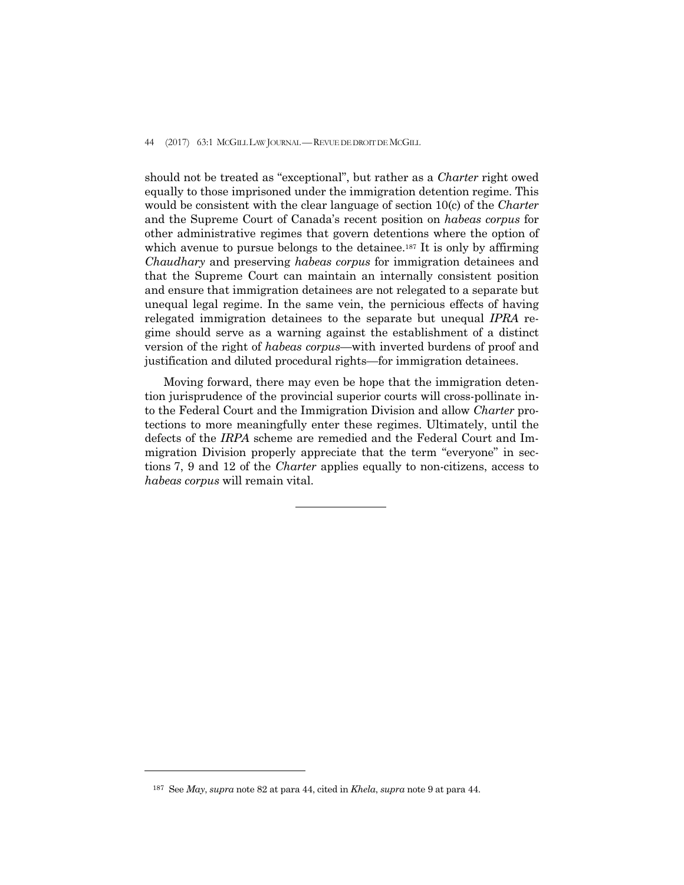should not be treated as "exceptional", but rather as a *Charter* right owed equally to those imprisoned under the immigration detention regime. This would be consistent with the clear language of section 10(c) of the *Charter* and the Supreme Court of Canada's recent position on *habeas corpus* for other administrative regimes that govern detentions where the option of which avenue to pursue belongs to the detainee.[187] It is only by affirming *Chaudhary* and preserving *habeas corpus* for immigration detainees and that the Supreme Court can maintain an internally consistent position and ensure that immigration detainees are not relegated to a separate but unequal legal regime. In the same vein, the pernicious effects of having relegated immigration detainees to the separate but unequal *IPRA* regime should serve as a warning against the establishment of a distinct version of the right of *habeas corpus*—with inverted burdens of proof and justification and diluted procedural rights—for immigration detainees.

Moving forward, there may even be hope that the immigration detention jurisprudence of the provincial superior courts will cross-pollinate into the Federal Court and the Immigration Division and allow *Charter* protections to more meaningfully enter these regimes. Ultimately, until the defects of the *IRPA* scheme are remedied and the Federal Court and Immigration Division properly appreciate that the term "everyone" in sections 7, 9 and 12 of the *Charter* applies equally to non-citizens, access to *habeas corpus* will remain vital.

---

[187] See *May*, *supra* note 82 at para 44, cited in *Khela*, *supra* note 9 at para 44.